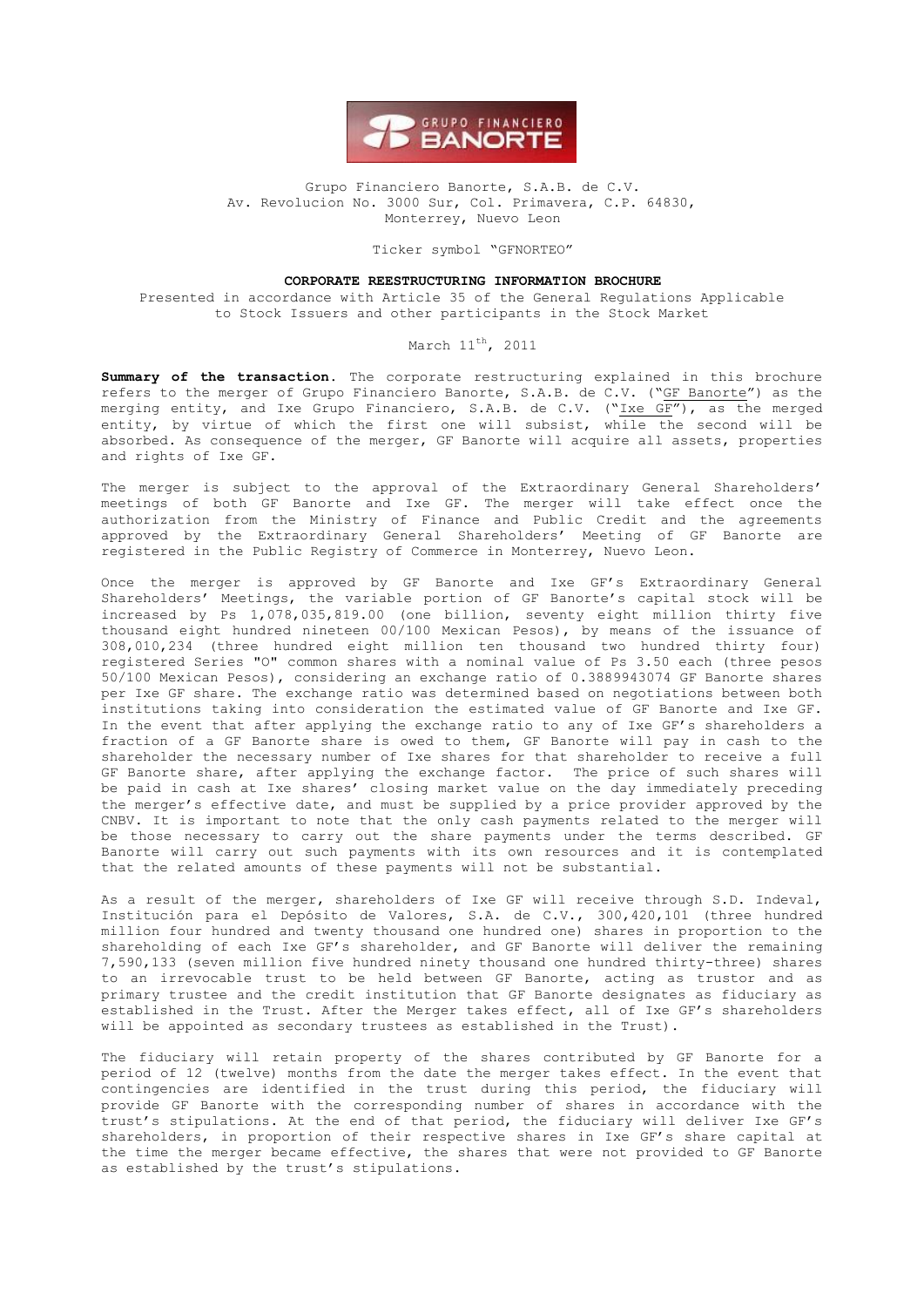Grupo Financiero Banorte, S.A.B. de C.V.
Av. Revolucion No. 3000 Sur, Col. Primavera, C.P. 64830,
Monterrey, Nuevo Leon

Ticker symbol "GFNORTEO"

**CORPORATE REESTRUCTURING INFORMATION BROCHURE**

Presented in accordance with Article 35 of the General Regulations Applicable to Stock Issuers and other participants in the Stock Market

March 11th, 2011

**Summary of the transaction.** The corporate restructuring explained in this brochure refers to the merger of Grupo Financiero Banorte, S.A.B. de C.V. ("GF Banorte") as the merging entity, and Ixe Grupo Financiero, S.A.B. de C.V. ("Ixe GF"), as the merged entity, by virtue of which the first one will subsist, while the second will be absorbed. As consequence of the merger, GF Banorte will acquire all assets, properties and rights of Ixe GF.

The merger is subject to the approval of the Extraordinary General Shareholders' meetings of both GF Banorte and Ixe GF. The merger will take effect once the authorization from the Ministry of Finance and Public Credit and the agreements approved by the Extraordinary General Shareholders' Meeting of GF Banorte are registered in the Public Registry of Commerce in Monterrey, Nuevo Leon.

Once the merger is approved by GF Banorte and Ixe GF's Extraordinary General Shareholders' Meetings, the variable portion of GF Banorte's capital stock will be increased by Ps 1,078,035,819.00 (one billion, seventy eight million thirty five thousand eight hundred nineteen 00/100 Mexican Pesos), by means of the issuance of 308,010,234 (three hundred eight million ten thousand two hundred thirty four) registered Series "O" common shares with a nominal value of Ps 3.50 each (three pesos 50/100 Mexican Pesos), considering an exchange ratio of 0.3889943074 GF Banorte shares per Ixe GF share. The exchange ratio was determined based on negotiations between both institutions taking into consideration the estimated value of GF Banorte and Ixe GF. In the event that after applying the exchange ratio to any of Ixe GF's shareholders a fraction of a GF Banorte share is owed to them, GF Banorte will pay in cash to the shareholder the necessary number of Ixe shares for that shareholder to receive a full GF Banorte share, after applying the exchange factor. The price of such shares will be paid in cash at Ixe shares' closing market value on the day immediately preceding the merger's effective date, and must be supplied by a price provider approved by the CNBV. It is important to note that the only cash payments related to the merger will be those necessary to carry out the share payments under the terms described. GF Banorte will carry out such payments with its own resources and it is contemplated that the related amounts of these payments will not be substantial.

As a result of the merger, shareholders of Ixe GF will receive through S.D. Indeval, Institución para el Depósito de Valores, S.A. de C.V., 300,420,101 (three hundred million four hundred and twenty thousand one hundred one) shares in proportion to the shareholding of each Ixe GF's shareholder, and GF Banorte will deliver the remaining 7,590,133 (seven million five hundred ninety thousand one hundred thirty-three) shares to an irrevocable trust to be held between GF Banorte, acting as trustor and as primary trustee and the credit institution that GF Banorte designates as fiduciary as established in the Trust. After the Merger takes effect, all of Ixe GF's shareholders will be appointed as secondary trustees as established in the Trust).

The fiduciary will retain property of the shares contributed by GF Banorte for a period of 12 (twelve) months from the date the merger takes effect. In the event that contingencies are identified in the trust during this period, the fiduciary will provide GF Banorte with the corresponding number of shares in accordance with the trust's stipulations. At the end of that period, the fiduciary will deliver Ixe GF's shareholders, in proportion of their respective shares in Ixe GF's share capital at the time the merger became effective, the shares that were not provided to GF Banorte as established by the trust's stipulations.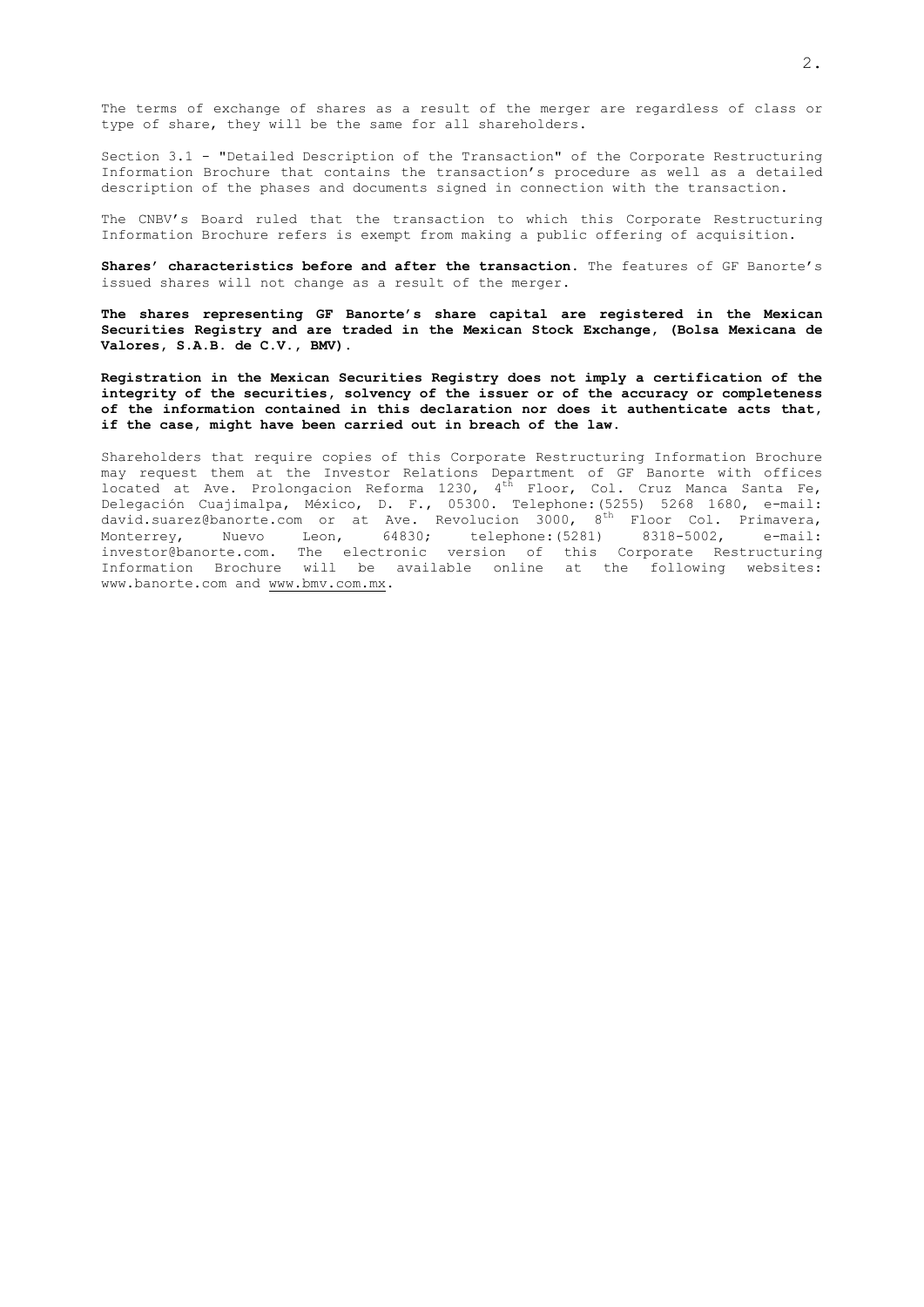The terms of exchange of shares as a result of the merger are regardless of class or type of share, they will be the same for all shareholders.

Section 3.1 - "Detailed Description of the Transaction" of the Corporate Restructuring Information Brochure that contains the transaction's procedure as well as a detailed description of the phases and documents signed in connection with the transaction.

The CNBV's Board ruled that the transaction to which this Corporate Restructuring Information Brochure refers is exempt from making a public offering of acquisition.

**Shares' characteristics before and after the transaction.** The features of GF Banorte's issued shares will not change as a result of the merger.

**The shares representing GF Banorte's share capital are registered in the Mexican Securities Registry and are traded in the Mexican Stock Exchange, (Bolsa Mexicana de Valores, S.A.B. de C.V., BMV).**

**Registration in the Mexican Securities Registry does not imply a certification of the integrity of the securities, solvency of the issuer or of the accuracy or completeness of the information contained in this declaration nor does it authenticate acts that, if the case, might have been carried out in breach of the law.**

Shareholders that require copies of this Corporate Restructuring Information Brochure may request them at the Investor Relations Department of GF Banorte with offices located at Ave. Prolongacion Reforma 1230, 4th Floor, Col. Cruz Manca Santa Fe, Delegación Cuajimalpa, México, D. F., 05300. Telephone:(5255) 5268 1680, e-mail: david.suarez@banorte.com or at Ave. Revolucion 3000, 8th Floor Col. Primavera, Monterrey, Nuevo Leon, 64830; telephone:(5281) 8318-5002, e-mail: investor@banorte.com. The electronic version of this Corporate Restructuring Information Brochure will be available online at the following websites: www.banorte.com and www.bmv.com.mx.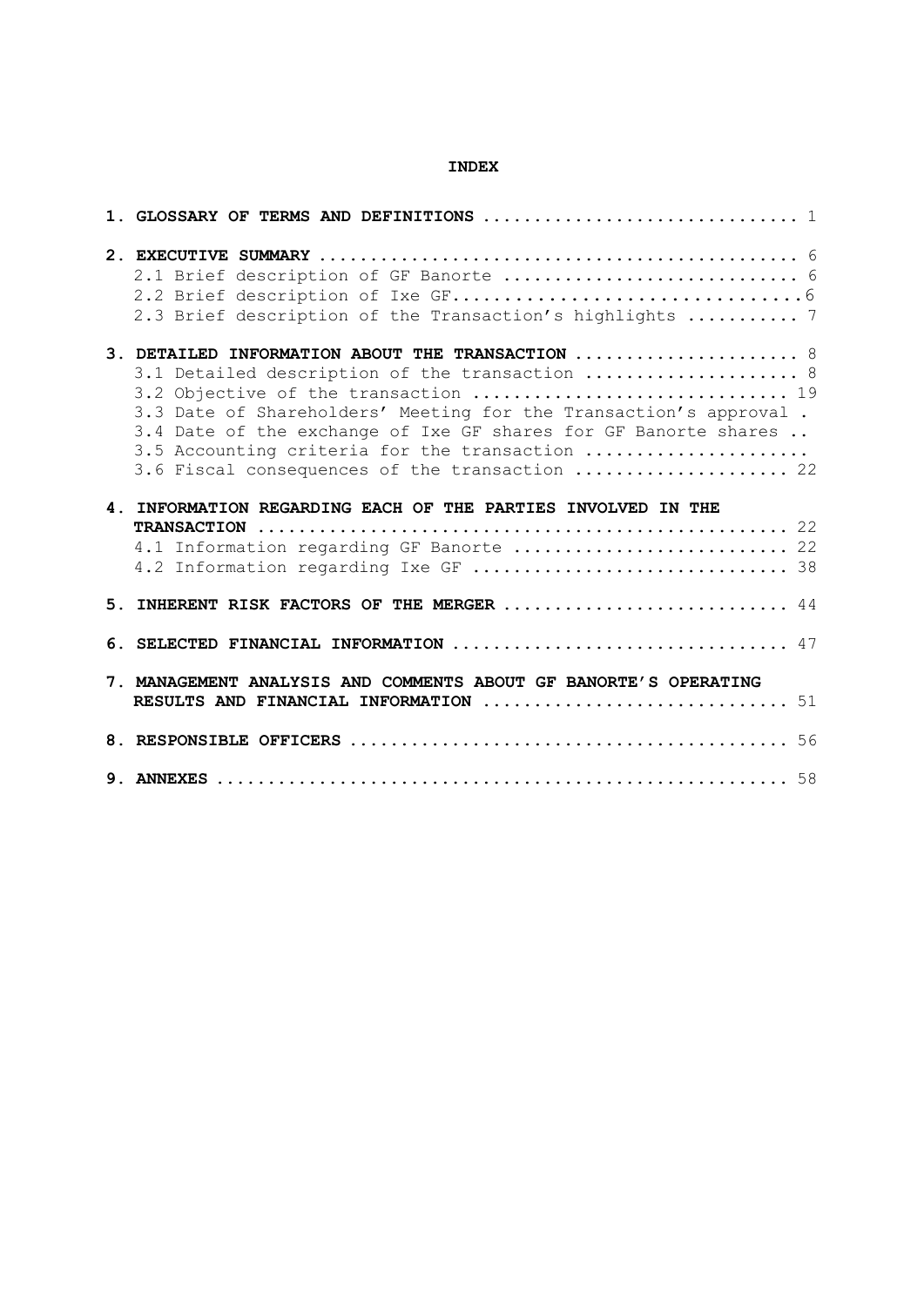**INDEX**

**1. GLOSSARY OF TERMS AND DEFINITIONS** .............................. 1

**2. EXECUTIVE SUMMARY** .............................................. 6
   2.1 Brief description of GF Banorte ............................ 6
   2.2 Brief description of Ixe GF................................6
   2.3 Brief description of the Transaction's highlights .......... 7

**3. DETAILED INFORMATION ABOUT THE TRANSACTION** ..................... 8
   3.1 Detailed description of the transaction .................... 8
   3.2 Objective of the transaction .............................. 19
   3.3 Date of Shareholders' Meeting for the Transaction's approval .
   3.4 Date of the exchange of Ixe GF shares for GF Banorte shares ..
   3.5 Accounting criteria for the transaction .....................
   3.6 Fiscal consequences of the transaction ..................... 22

**4. INFORMATION REGARDING EACH OF THE PARTIES INVOLVED IN THE TRANSACTION** .................................................... 22
   4.1 Information regarding GF Banorte ........................... 22
   4.2 Information regarding Ixe GF ............................... 38

**5. INHERENT RISK FACTORS OF THE MERGER** ............................ 44

**6. SELECTED FINANCIAL INFORMATION** ................................. 47

**7. MANAGEMENT ANALYSIS AND COMMENTS ABOUT GF BANORTE'S OPERATING RESULTS AND FINANCIAL INFORMATION** .............................. 51

**8. RESPONSIBLE OFFICERS** ........................................... 56

**9. ANNEXES** ........................................................ 58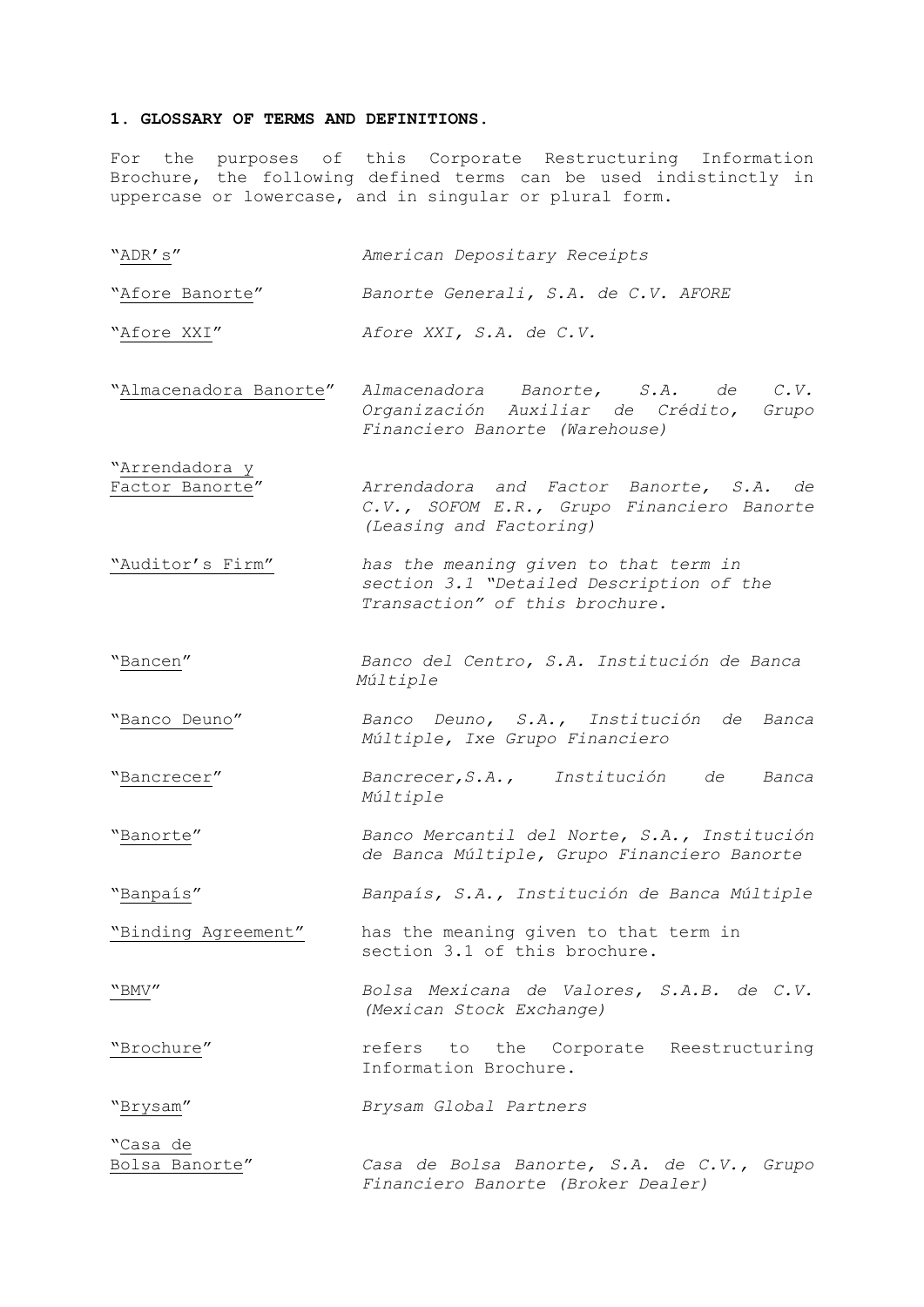## 1. GLOSSARY OF TERMS AND DEFINITIONS.

For the purposes of this Corporate Restructuring Information Brochure, the following defined terms can be used indistinctly in uppercase or lowercase, and in singular or plural form.

| Term | Definition |
|---|---|
| "ADR's" | *American Depositary Receipts* |
| "Afore Banorte" | *Banorte Generali, S.A. de C.V. AFORE* |
| "Afore XXI" | *Afore XXI, S.A. de C.V.* |
| "Almacenadora Banorte" | *Almacenadora Banorte, S.A. de C.V. Organización Auxiliar de Crédito, Grupo Financiero Banorte (Warehouse)* |
| "Arrendadora y Factor Banorte" | *Arrendadora and Factor Banorte, S.A. de C.V., SOFOM E.R., Grupo Financiero Banorte (Leasing and Factoring)* |
| "Auditor's Firm" | *has the meaning given to that term in section 3.1 "Detailed Description of the Transaction" of this brochure.* |
| "Bancen" | *Banco del Centro, S.A. Institución de Banca Múltiple* |
| "Banco Deuno" | *Banco Deuno, S.A., Institución de Banca Múltiple, Ixe Grupo Financiero* |
| "Bancrecer" | *Bancrecer,S.A., Institución de Banca Múltiple* |
| "Banorte" | *Banco Mercantil del Norte, S.A., Institución de Banca Múltiple, Grupo Financiero Banorte* |
| "Banpaís" | *Banpaís, S.A., Institución de Banca Múltiple* |
| "Binding Agreement" | has the meaning given to that term in section 3.1 of this brochure. |
| "BMV" | *Bolsa Mexicana de Valores, S.A.B. de C.V. (Mexican Stock Exchange)* |
| "Brochure" | refers to the Corporate Reestructuring Information Brochure. |
| "Brysam" | *Brysam Global Partners* |
| "Casa de Bolsa Banorte" | *Casa de Bolsa Banorte, S.A. de C.V., Grupo Financiero Banorte (Broker Dealer)* |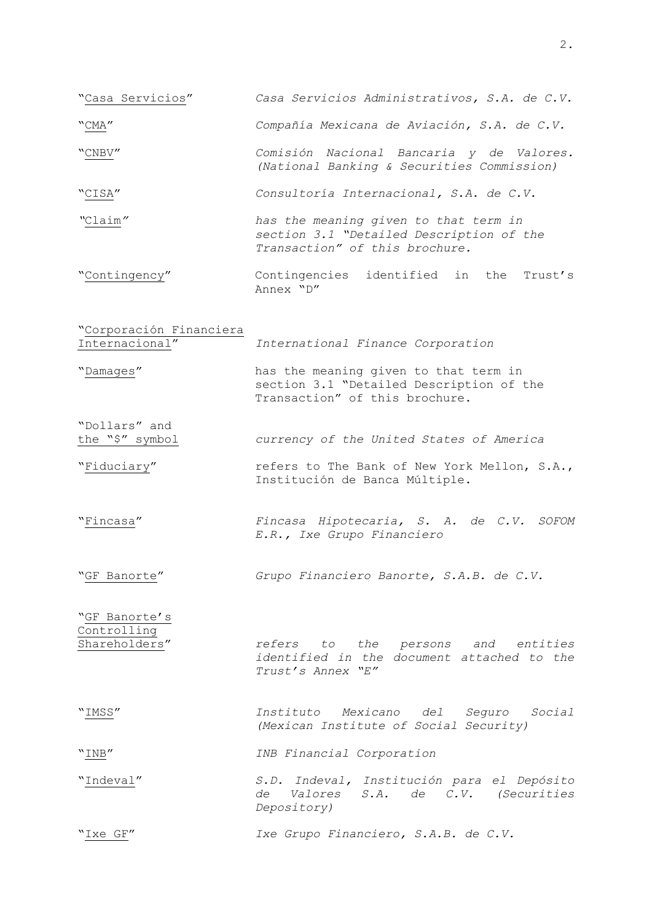| | |
|---|---|
| "Casa Servicios" | *Casa Servicios Administrativos, S.A. de C.V.* |
| "CMA" | *Compañía Mexicana de Aviación, S.A. de C.V.* |
| "CNBV" | *Comisión Nacional Bancaria y de Valores. (National Banking & Securities Commission)* |
| "CISA" | *Consultoría Internacional, S.A. de C.V.* |
| "Claim" | *has the meaning given to that term in section 3.1 "Detailed Description of the Transaction" of this brochure.* |
| "Contingency" | Contingencies identified in the Trust's Annex "D" |
| "Corporación Financiera Internacional" | *International Finance Corporation* |
| "Damages" | has the meaning given to that term in section 3.1 "Detailed Description of the Transaction" of this brochure. |
| "Dollars" and the "$" symbol | *currency of the United States of America* |
| "Fiduciary" | refers to The Bank of New York Mellon, S.A., Institución de Banca Múltiple. |
| "Fincasa" | *Fincasa Hipotecaria, S. A. de C.V. SOFOM E.R., Ixe Grupo Financiero* |
| "GF Banorte" | *Grupo Financiero Banorte, S.A.B. de C.V.* |
| "GF Banorte's Controlling Shareholders" | *refers to the persons and entities identified in the document attached to the Trust's Annex "E"* |
| "IMSS" | *Instituto Mexicano del Seguro Social (Mexican Institute of Social Security)* |
| "INB" | *INB Financial Corporation* |
| "Indeval" | *S.D. Indeval, Institución para el Depósito de Valores S.A. de C.V. (Securities Depository)* |
| "Ixe GF" | *Ixe Grupo Financiero, S.A.B. de C.V.* |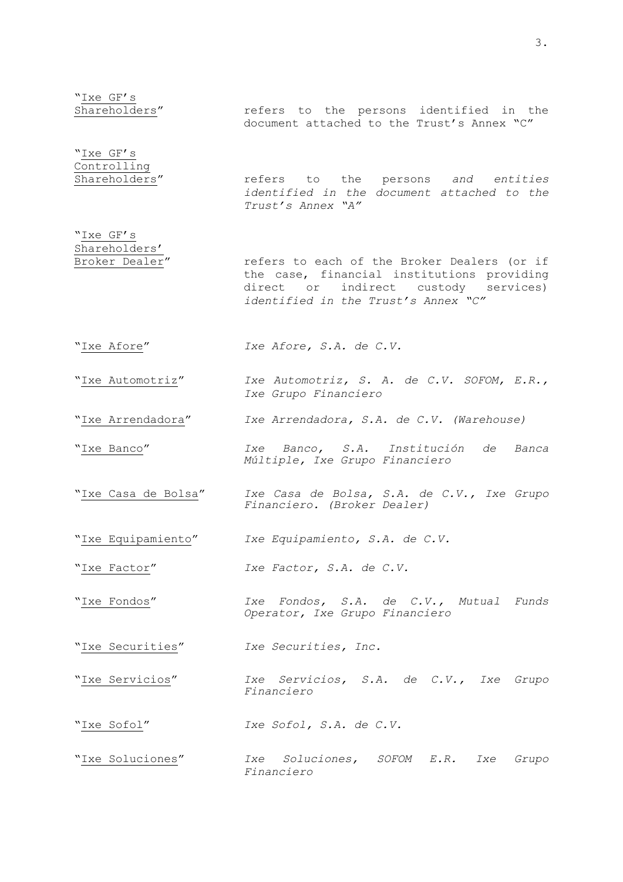| | |
|---|---|
| "<u>Ixe GF's Shareholders</u>" | refers to the persons identified in the document attached to the Trust's Annex "C" |
| "<u>Ixe GF's Controlling Shareholders</u>" | refers to the persons *and entities identified in the document attached to the Trust's Annex "A"* |
| "<u>Ixe GF's Shareholders' Broker Dealer</u>" | refers to each of the Broker Dealers (or if the case, financial institutions providing direct or indirect custody services) *identified in the Trust's Annex "C"* |
| "<u>Ixe Afore</u>" | *Ixe Afore, S.A. de C.V.* |
| "<u>Ixe Automotriz</u>" | *Ixe Automotriz, S. A. de C.V. SOFOM, E.R., Ixe Grupo Financiero* |
| "<u>Ixe Arrendadora</u>" | *Ixe Arrendadora, S.A. de C.V. (Warehouse)* |
| "<u>Ixe Banco</u>" | *Ixe Banco, S.A. Institución de Banca Múltiple, Ixe Grupo Financiero* |
| "<u>Ixe Casa de Bolsa</u>" | *Ixe Casa de Bolsa, S.A. de C.V., Ixe Grupo Financiero. (Broker Dealer)* |
| "<u>Ixe Equipamiento</u>" | *Ixe Equipamiento, S.A. de C.V.* |
| "<u>Ixe Factor</u>" | *Ixe Factor, S.A. de C.V.* |
| "<u>Ixe Fondos</u>" | *Ixe Fondos, S.A. de C.V., Mutual Funds Operator, Ixe Grupo Financiero* |
| "<u>Ixe Securities</u>" | *Ixe Securities, Inc.* |
| "<u>Ixe Servicios</u>" | *Ixe Servicios, S.A. de C.V., Ixe Grupo Financiero* |
| "<u>Ixe Sofol</u>" | *Ixe Sofol, S.A. de C.V.* |
| "<u>Ixe Soluciones</u>" | *Ixe Soluciones, SOFOM E.R. Ixe Grupo Financiero* |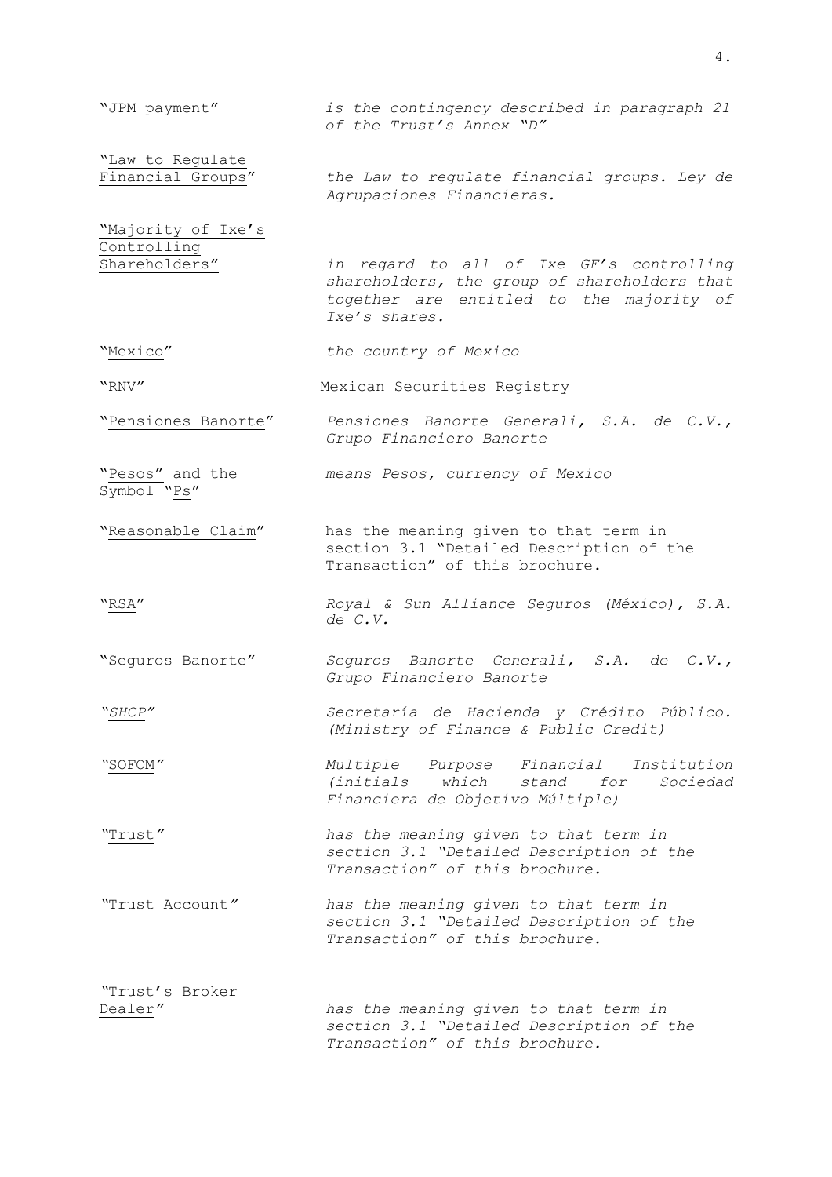| | |
|---|---|
| "JPM payment" | *is the contingency described in paragraph 21 of the Trust's Annex "D"* |
| "Law to Regulate Financial Groups" | *the Law to regulate financial groups. Ley de Agrupaciones Financieras.* |
| "Majority of Ixe's Controlling Shareholders" | *in regard to all of Ixe GF's controlling shareholders, the group of shareholders that together are entitled to the majority of Ixe's shares.* |
| "Mexico" | *the country of Mexico* |
| "RNV" | Mexican Securities Registry |
| "Pensiones Banorte" | *Pensiones Banorte Generali, S.A. de C.V., Grupo Financiero Banorte* |
| "Pesos" and the Symbol "Ps" | *means Pesos, currency of Mexico* |
| "Reasonable Claim" | has the meaning given to that term in section 3.1 "Detailed Description of the Transaction" of this brochure. |
| "RSA" | *Royal & Sun Alliance Seguros (México), S.A. de C.V.* |
| "Seguros Banorte" | *Seguros Banorte Generali, S.A. de C.V., Grupo Financiero Banorte* |
| *"SHCP"* | *Secretaría de Hacienda y Crédito Público. (Ministry of Finance & Public Credit)* |
| "SOFOM" | *Multiple Purpose Financial Institution (initials which stand for Sociedad Financiera de Objetivo Múltiple)* |
| "Trust" | *has the meaning given to that term in section 3.1 "Detailed Description of the Transaction" of this brochure.* |
| "Trust Account" | *has the meaning given to that term in section 3.1 "Detailed Description of the Transaction" of this brochure.* |
| "Trust's Broker Dealer" | *has the meaning given to that term in section 3.1 "Detailed Description of the Transaction" of this brochure.* |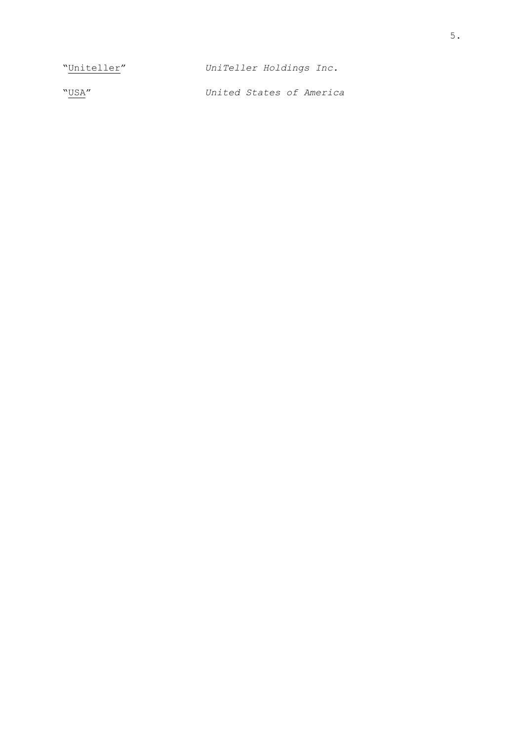| | |
|---|---|
| "Uniteller" | *UniTeller Holdings Inc.* |
| "USA" | *United States of America* |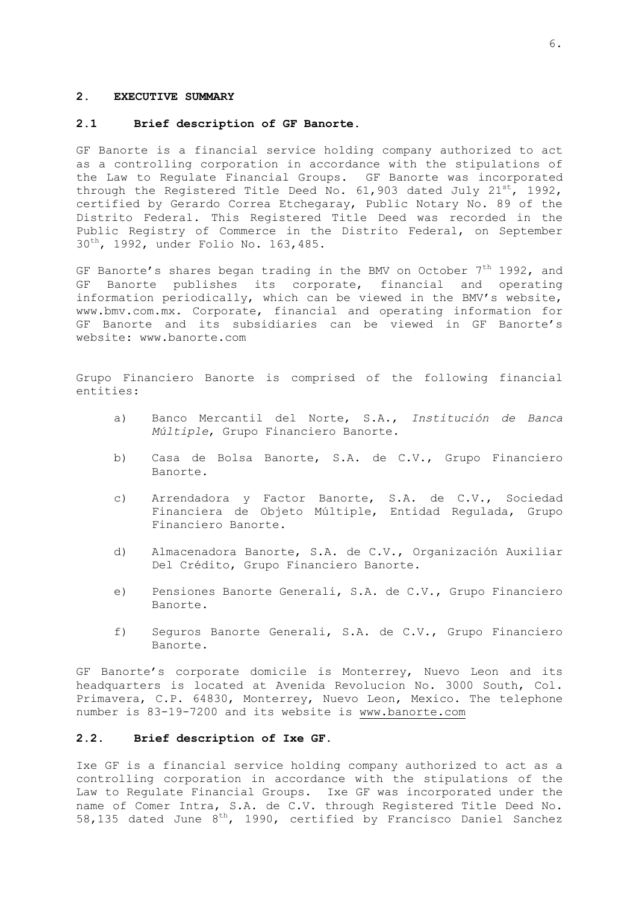## 2. EXECUTIVE SUMMARY

### 2.1 Brief description of GF Banorte.

GF Banorte is a financial service holding company authorized to act as a controlling corporation in accordance with the stipulations of the Law to Regulate Financial Groups. GF Banorte was incorporated through the Registered Title Deed No. 61,903 dated July 21st, 1992, certified by Gerardo Correa Etchegaray, Public Notary No. 89 of the Distrito Federal. This Registered Title Deed was recorded in the Public Registry of Commerce in the Distrito Federal, on September 30th, 1992, under Folio No. 163,485.

GF Banorte's shares began trading in the BMV on October 7th 1992, and GF Banorte publishes its corporate, financial and operating information periodically, which can be viewed in the BMV's website, www.bmv.com.mx. Corporate, financial and operating information for GF Banorte and its subsidiaries can be viewed in GF Banorte's website: www.banorte.com

Grupo Financiero Banorte is comprised of the following financial entities:

a) Banco Mercantil del Norte, S.A., *Institución de Banca Múltiple*, Grupo Financiero Banorte.

b) Casa de Bolsa Banorte, S.A. de C.V., Grupo Financiero Banorte.

c) Arrendadora y Factor Banorte, S.A. de C.V., Sociedad Financiera de Objeto Múltiple, Entidad Regulada, Grupo Financiero Banorte.

d) Almacenadora Banorte, S.A. de C.V., Organización Auxiliar Del Crédito, Grupo Financiero Banorte.

e) Pensiones Banorte Generali, S.A. de C.V., Grupo Financiero Banorte.

f) Seguros Banorte Generali, S.A. de C.V., Grupo Financiero Banorte.

GF Banorte's corporate domicile is Monterrey, Nuevo Leon and its headquarters is located at Avenida Revolucion No. 3000 South, Col. Primavera, C.P. 64830, Monterrey, Nuevo Leon, Mexico. The telephone number is 83-19-7200 and its website is www.banorte.com

### 2.2. Brief description of Ixe GF.

Ixe GF is a financial service holding company authorized to act as a controlling corporation in accordance with the stipulations of the Law to Regulate Financial Groups. Ixe GF was incorporated under the name of Comer Intra, S.A. de C.V. through Registered Title Deed No. 58,135 dated June 8th, 1990, certified by Francisco Daniel Sanchez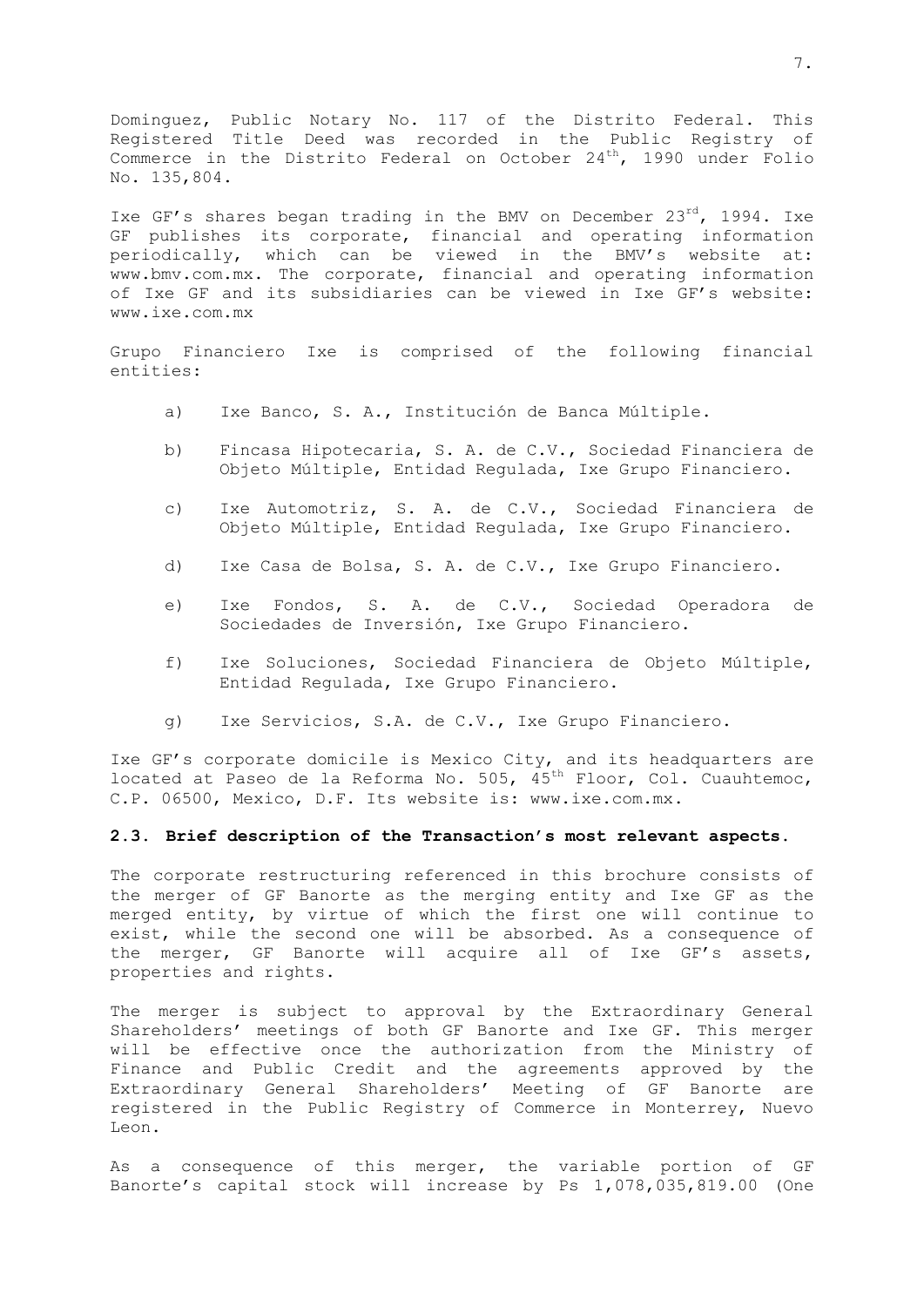Dominguez, Public Notary No. 117 of the Distrito Federal. This Registered Title Deed was recorded in the Public Registry of Commerce in the Distrito Federal on October 24th, 1990 under Folio No. 135,804.

Ixe GF's shares began trading in the BMV on December 23rd, 1994. Ixe GF publishes its corporate, financial and operating information periodically, which can be viewed in the BMV's website at: www.bmv.com.mx. The corporate, financial and operating information of Ixe GF and its subsidiaries can be viewed in Ixe GF's website: www.ixe.com.mx

Grupo Financiero Ixe is comprised of the following financial entities:

a) Ixe Banco, S. A., Institución de Banca Múltiple.

b) Fincasa Hipotecaria, S. A. de C.V., Sociedad Financiera de Objeto Múltiple, Entidad Regulada, Ixe Grupo Financiero.

c) Ixe Automotriz, S. A. de C.V., Sociedad Financiera de Objeto Múltiple, Entidad Regulada, Ixe Grupo Financiero.

d) Ixe Casa de Bolsa, S. A. de C.V., Ixe Grupo Financiero.

e) Ixe Fondos, S. A. de C.V., Sociedad Operadora de Sociedades de Inversión, Ixe Grupo Financiero.

f) Ixe Soluciones, Sociedad Financiera de Objeto Múltiple, Entidad Regulada, Ixe Grupo Financiero.

g) Ixe Servicios, S.A. de C.V., Ixe Grupo Financiero.

Ixe GF's corporate domicile is Mexico City, and its headquarters are located at Paseo de la Reforma No. 505, 45th Floor, Col. Cuauhtemoc, C.P. 06500, Mexico, D.F. Its website is: www.ixe.com.mx.

### 2.3. Brief description of the Transaction's most relevant aspects.

The corporate restructuring referenced in this brochure consists of the merger of GF Banorte as the merging entity and Ixe GF as the merged entity, by virtue of which the first one will continue to exist, while the second one will be absorbed. As a consequence of the merger, GF Banorte will acquire all of Ixe GF's assets, properties and rights.

The merger is subject to approval by the Extraordinary General Shareholders' meetings of both GF Banorte and Ixe GF. This merger will be effective once the authorization from the Ministry of Finance and Public Credit and the agreements approved by the Extraordinary General Shareholders' Meeting of GF Banorte are registered in the Public Registry of Commerce in Monterrey, Nuevo Leon.

As a consequence of this merger, the variable portion of GF Banorte's capital stock will increase by Ps 1,078,035,819.00 (One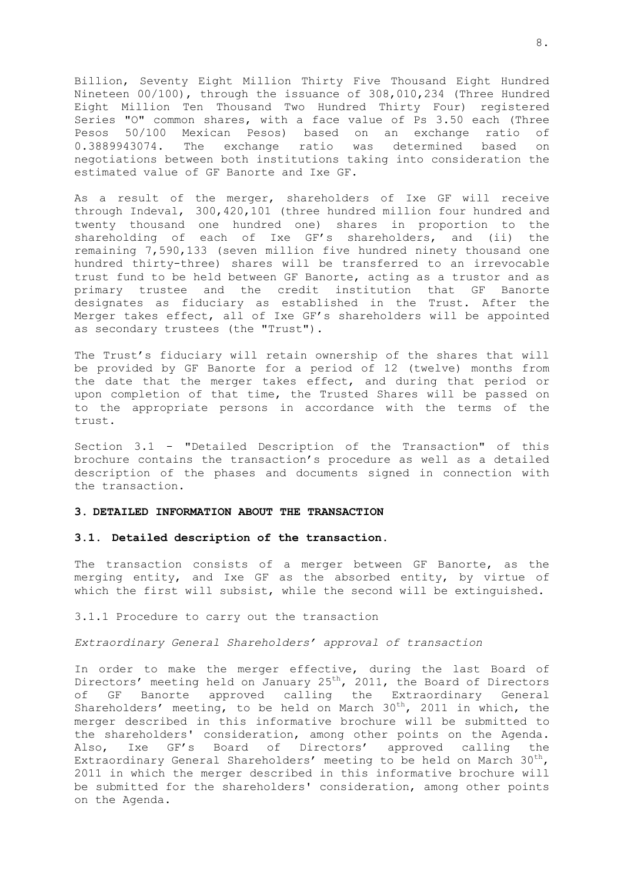Billion, Seventy Eight Million Thirty Five Thousand Eight Hundred Nineteen 00/100), through the issuance of 308,010,234 (Three Hundred Eight Million Ten Thousand Two Hundred Thirty Four) registered Series "O" common shares, with a face value of Ps 3.50 each (Three Pesos 50/100 Mexican Pesos) based on an exchange ratio of 0.3889943074. The exchange ratio was determined based on negotiations between both institutions taking into consideration the estimated value of GF Banorte and Ixe GF.

As a result of the merger, shareholders of Ixe GF will receive through Indeval, 300,420,101 (three hundred million four hundred and twenty thousand one hundred one) shares in proportion to the shareholding of each of Ixe GF's shareholders, and (ii) the remaining 7,590,133 (seven million five hundred ninety thousand one hundred thirty-three) shares will be transferred to an irrevocable trust fund to be held between GF Banorte, acting as a trustor and as primary trustee and the credit institution that GF Banorte designates as fiduciary as established in the Trust. After the Merger takes effect, all of Ixe GF's shareholders will be appointed as secondary trustees (the "Trust").

The Trust's fiduciary will retain ownership of the shares that will be provided by GF Banorte for a period of 12 (twelve) months from the date that the merger takes effect, and during that period or upon completion of that time, the Trusted Shares will be passed on to the appropriate persons in accordance with the terms of the trust.

Section 3.1 - "Detailed Description of the Transaction" of this brochure contains the transaction's procedure as well as a detailed description of the phases and documents signed in connection with the transaction.

## 3. DETAILED INFORMATION ABOUT THE TRANSACTION

### 3.1. Detailed description of the transaction.

The transaction consists of a merger between GF Banorte, as the merging entity, and Ixe GF as the absorbed entity, by virtue of which the first will subsist, while the second will be extinguished.

3.1.1 Procedure to carry out the transaction

*Extraordinary General Shareholders' approval of transaction*

In order to make the merger effective, during the last Board of Directors' meeting held on January 25th, 2011, the Board of Directors of GF Banorte approved calling the Extraordinary General Shareholders' meeting, to be held on March 30th, 2011 in which, the merger described in this informative brochure will be submitted to the shareholders' consideration, among other points on the Agenda. Also, Ixe GF's Board of Directors' approved calling the Extraordinary General Shareholders' meeting to be held on March 30th, 2011 in which the merger described in this informative brochure will be submitted for the shareholders' consideration, among other points on the Agenda.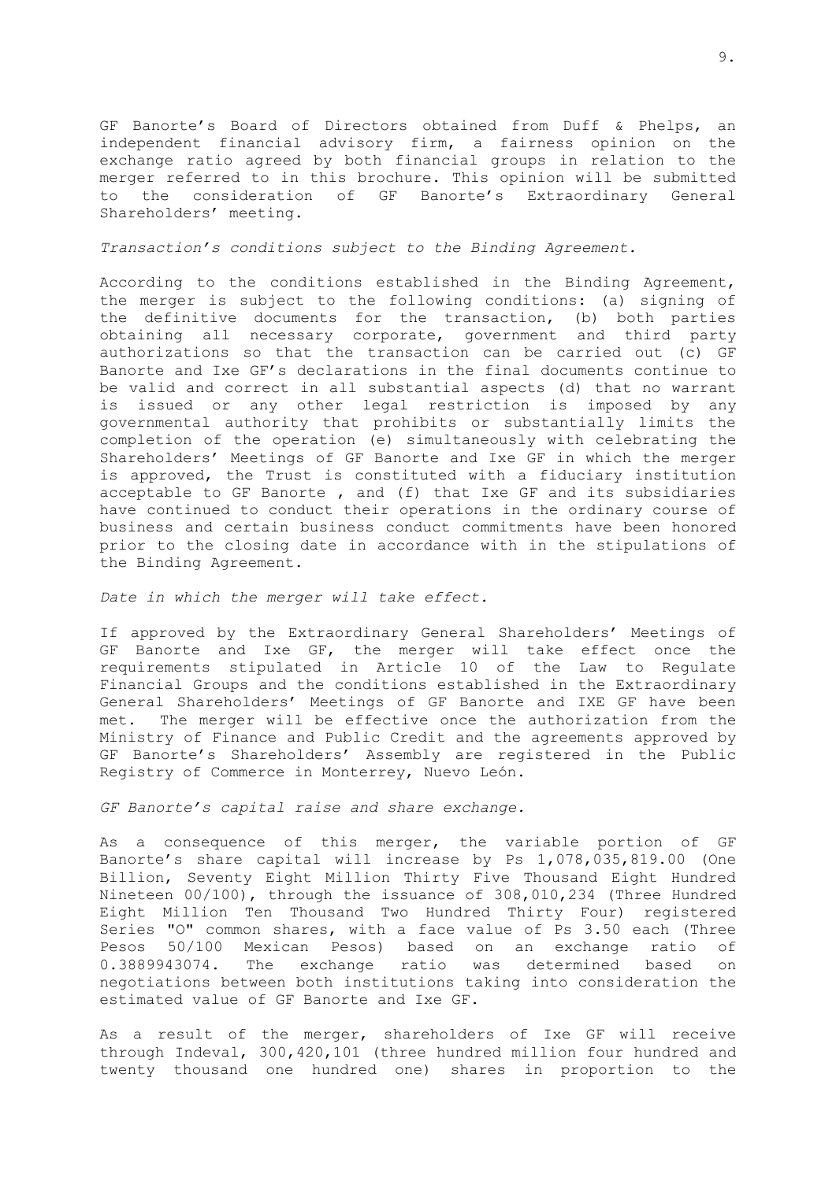GF Banorte's Board of Directors obtained from Duff & Phelps, an independent financial advisory firm, a fairness opinion on the exchange ratio agreed by both financial groups in relation to the merger referred to in this brochure. This opinion will be submitted to the consideration of GF Banorte's Extraordinary General Shareholders' meeting.

*Transaction's conditions subject to the Binding Agreement.*

According to the conditions established in the Binding Agreement, the merger is subject to the following conditions: (a) signing of the definitive documents for the transaction, (b) both parties obtaining all necessary corporate, government and third party authorizations so that the transaction can be carried out (c) GF Banorte and Ixe GF's declarations in the final documents continue to be valid and correct in all substantial aspects (d) that no warrant is issued or any other legal restriction is imposed by any governmental authority that prohibits or substantially limits the completion of the operation (e) simultaneously with celebrating the Shareholders' Meetings of GF Banorte and Ixe GF in which the merger is approved, the Trust is constituted with a fiduciary institution acceptable to GF Banorte , and (f) that Ixe GF and its subsidiaries have continued to conduct their operations in the ordinary course of business and certain business conduct commitments have been honored prior to the closing date in accordance with in the stipulations of the Binding Agreement.

*Date in which the merger will take effect.*

If approved by the Extraordinary General Shareholders' Meetings of GF Banorte and Ixe GF, the merger will take effect once the requirements stipulated in Article 10 of the Law to Regulate Financial Groups and the conditions established in the Extraordinary General Shareholders' Meetings of GF Banorte and IXE GF have been met. The merger will be effective once the authorization from the Ministry of Finance and Public Credit and the agreements approved by GF Banorte's Shareholders' Assembly are registered in the Public Registry of Commerce in Monterrey, Nuevo León.

*GF Banorte's capital raise and share exchange.*

As a consequence of this merger, the variable portion of GF Banorte's share capital will increase by Ps 1,078,035,819.00 (One Billion, Seventy Eight Million Thirty Five Thousand Eight Hundred Nineteen 00/100), through the issuance of 308,010,234 (Three Hundred Eight Million Ten Thousand Two Hundred Thirty Four) registered Series "O" common shares, with a face value of Ps 3.50 each (Three Pesos 50/100 Mexican Pesos) based on an exchange ratio of 0.3889943074. The exchange ratio was determined based on negotiations between both institutions taking into consideration the estimated value of GF Banorte and Ixe GF.

As a result of the merger, shareholders of Ixe GF will receive through Indeval, 300,420,101 (three hundred million four hundred and twenty thousand one hundred one) shares in proportion to the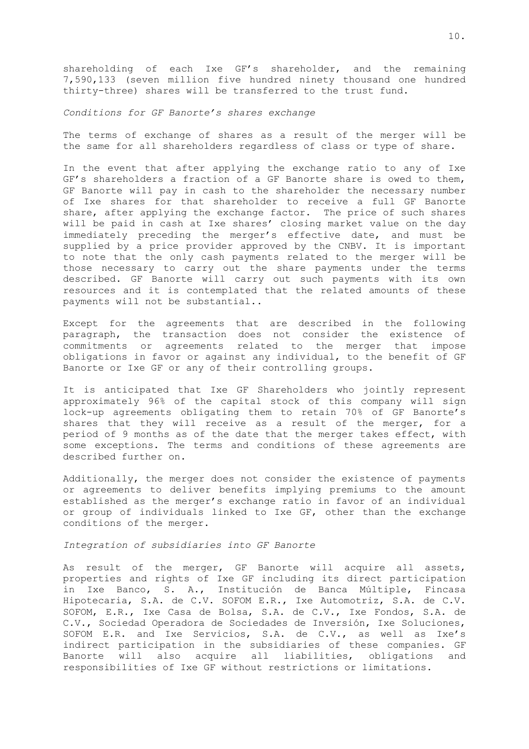shareholding of each Ixe GF's shareholder, and the remaining 7,590,133 (seven million five hundred ninety thousand one hundred thirty-three) shares will be transferred to the trust fund.

*Conditions for GF Banorte's shares exchange*

The terms of exchange of shares as a result of the merger will be the same for all shareholders regardless of class or type of share.

In the event that after applying the exchange ratio to any of Ixe GF's shareholders a fraction of a GF Banorte share is owed to them, GF Banorte will pay in cash to the shareholder the necessary number of Ixe shares for that shareholder to receive a full GF Banorte share, after applying the exchange factor. The price of such shares will be paid in cash at Ixe shares' closing market value on the day immediately preceding the merger's effective date, and must be supplied by a price provider approved by the CNBV. It is important to note that the only cash payments related to the merger will be those necessary to carry out the share payments under the terms described. GF Banorte will carry out such payments with its own resources and it is contemplated that the related amounts of these payments will not be substantial..

Except for the agreements that are described in the following paragraph, the transaction does not consider the existence of commitments or agreements related to the merger that impose obligations in favor or against any individual, to the benefit of GF Banorte or Ixe GF or any of their controlling groups.

It is anticipated that Ixe GF Shareholders who jointly represent approximately 96% of the capital stock of this company will sign lock-up agreements obligating them to retain 70% of GF Banorte's shares that they will receive as a result of the merger, for a period of 9 months as of the date that the merger takes effect, with some exceptions. The terms and conditions of these agreements are described further on.

Additionally, the merger does not consider the existence of payments or agreements to deliver benefits implying premiums to the amount established as the merger's exchange ratio in favor of an individual or group of individuals linked to Ixe GF, other than the exchange conditions of the merger.

*Integration of subsidiaries into GF Banorte*

As result of the merger, GF Banorte will acquire all assets, properties and rights of Ixe GF including its direct participation in Ixe Banco, S. A., Institución de Banca Múltiple, Fincasa Hipotecaria, S.A. de C.V. SOFOM E.R., Ixe Automotriz, S.A. de C.V. SOFOM, E.R., Ixe Casa de Bolsa, S.A. de C.V., Ixe Fondos, S.A. de C.V., Sociedad Operadora de Sociedades de Inversión, Ixe Soluciones, SOFOM E.R. and Ixe Servicios, S.A. de C.V., as well as Ixe's indirect participation in the subsidiaries of these companies. GF Banorte will also acquire all liabilities, obligations and responsibilities of Ixe GF without restrictions or limitations.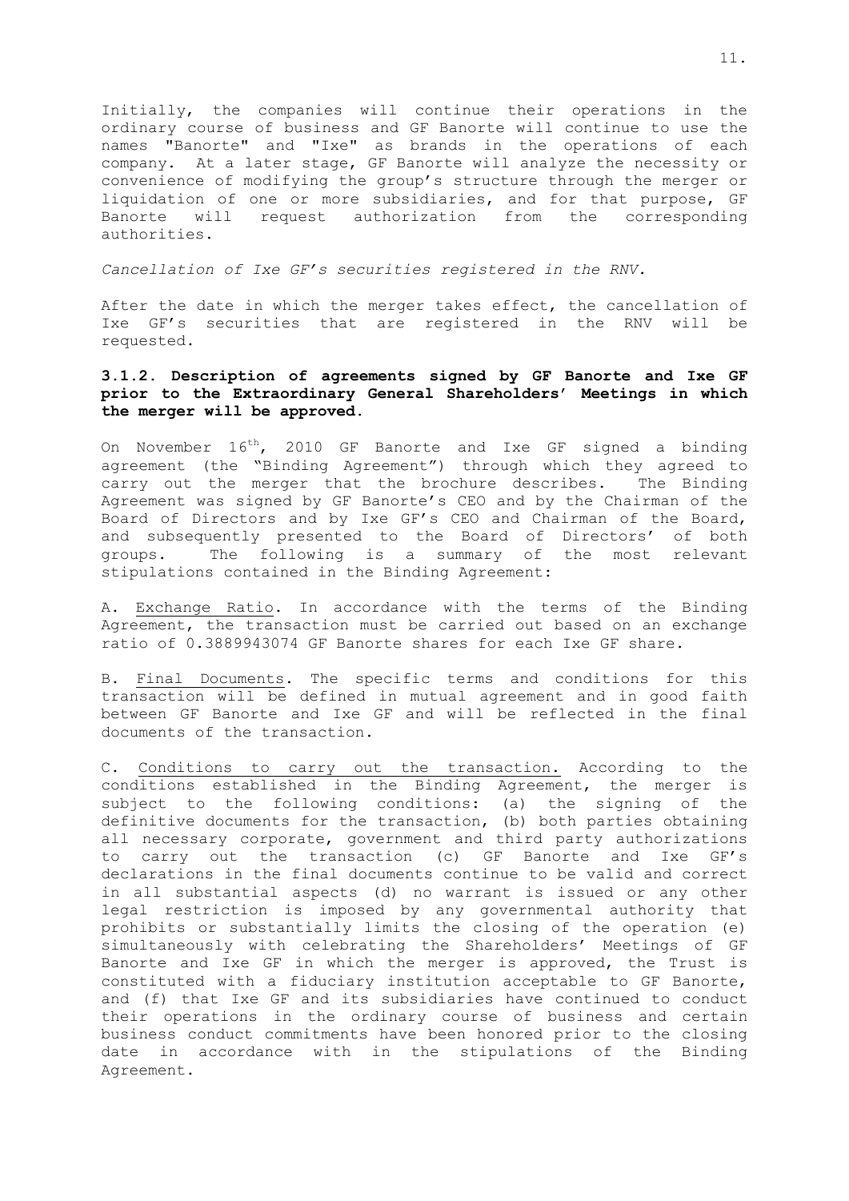Initially, the companies will continue their operations in the ordinary course of business and GF Banorte will continue to use the names "Banorte" and "Ixe" as brands in the operations of each company. At a later stage, GF Banorte will analyze the necessity or convenience of modifying the group's structure through the merger or liquidation of one or more subsidiaries, and for that purpose, GF Banorte will request authorization from the corresponding authorities.

*Cancellation of Ixe GF's securities registered in the RNV.*

After the date in which the merger takes effect, the cancellation of Ixe GF's securities that are registered in the RNV will be requested.

**3.1.2. Description of agreements signed by GF Banorte and Ixe GF prior to the Extraordinary General Shareholders' Meetings in which the merger will be approved.**

On November 16th, 2010 GF Banorte and Ixe GF signed a binding agreement (the "Binding Agreement") through which they agreed to carry out the merger that the brochure describes. The Binding Agreement was signed by GF Banorte's CEO and by the Chairman of the Board of Directors and by Ixe GF's CEO and Chairman of the Board, and subsequently presented to the Board of Directors' of both groups. The following is a summary of the most relevant stipulations contained in the Binding Agreement:

A. Exchange Ratio. In accordance with the terms of the Binding Agreement, the transaction must be carried out based on an exchange ratio of 0.3889943074 GF Banorte shares for each Ixe GF share.

B. Final Documents. The specific terms and conditions for this transaction will be defined in mutual agreement and in good faith between GF Banorte and Ixe GF and will be reflected in the final documents of the transaction.

C. Conditions to carry out the transaction. According to the conditions established in the Binding Agreement, the merger is subject to the following conditions: (a) the signing of the definitive documents for the transaction, (b) both parties obtaining all necessary corporate, government and third party authorizations to carry out the transaction (c) GF Banorte and Ixe GF's declarations in the final documents continue to be valid and correct in all substantial aspects (d) no warrant is issued or any other legal restriction is imposed by any governmental authority that prohibits or substantially limits the closing of the operation (e) simultaneously with celebrating the Shareholders' Meetings of GF Banorte and Ixe GF in which the merger is approved, the Trust is constituted with a fiduciary institution acceptable to GF Banorte, and (f) that Ixe GF and its subsidiaries have continued to conduct their operations in the ordinary course of business and certain business conduct commitments have been honored prior to the closing date in accordance with in the stipulations of the Binding Agreement.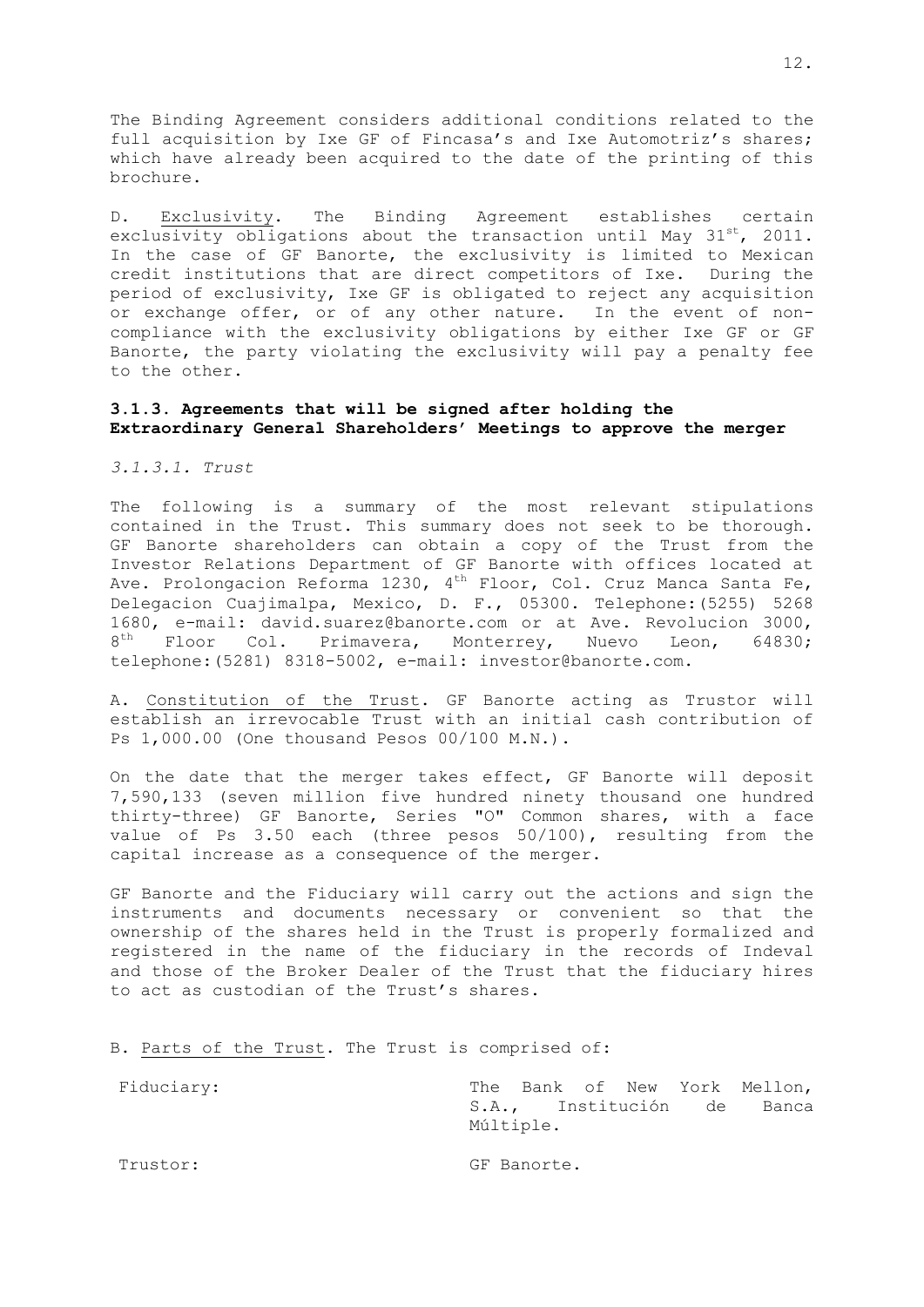The Binding Agreement considers additional conditions related to the full acquisition by Ixe GF of Fincasa's and Ixe Automotriz's shares; which have already been acquired to the date of the printing of this brochure.

D. <u>Exclusivity</u>. The Binding Agreement establishes certain exclusivity obligations about the transaction until May 31st, 2011. In the case of GF Banorte, the exclusivity is limited to Mexican credit institutions that are direct competitors of Ixe. During the period of exclusivity, Ixe GF is obligated to reject any acquisition or exchange offer, or of any other nature. In the event of non-compliance with the exclusivity obligations by either Ixe GF or GF Banorte, the party violating the exclusivity will pay a penalty fee to the other.

### 3.1.3. Agreements that will be signed after holding the Extraordinary General Shareholders' Meetings to approve the merger

*3.1.3.1. Trust*

The following is a summary of the most relevant stipulations contained in the Trust. This summary does not seek to be thorough. GF Banorte shareholders can obtain a copy of the Trust from the Investor Relations Department of GF Banorte with offices located at Ave. Prolongacion Reforma 1230, 4th Floor, Col. Cruz Manca Santa Fe, Delegacion Cuajimalpa, Mexico, D. F., 05300. Telephone:(5255) 5268 1680, e-mail: david.suarez@banorte.com or at Ave. Revolucion 3000, 8th Floor Col. Primavera, Monterrey, Nuevo Leon, 64830; telephone:(5281) 8318-5002, e-mail: investor@banorte.com.

A. <u>Constitution of the Trust</u>. GF Banorte acting as Trustor will establish an irrevocable Trust with an initial cash contribution of Ps 1,000.00 (One thousand Pesos 00/100 M.N.).

On the date that the merger takes effect, GF Banorte will deposit 7,590,133 (seven million five hundred ninety thousand one hundred thirty-three) GF Banorte, Series "O" Common shares, with a face value of Ps 3.50 each (three pesos 50/100), resulting from the capital increase as a consequence of the merger.

GF Banorte and the Fiduciary will carry out the actions and sign the instruments and documents necessary or convenient so that the ownership of the shares held in the Trust is properly formalized and registered in the name of the fiduciary in the records of Indeval and those of the Broker Dealer of the Trust that the fiduciary hires to act as custodian of the Trust's shares.

B. <u>Parts of the Trust</u>. The Trust is comprised of:

| | |
|---|---|
| Fiduciary: | The Bank of New York Mellon, S.A., Institución de Banca Múltiple. |
| Trustor: | GF Banorte. |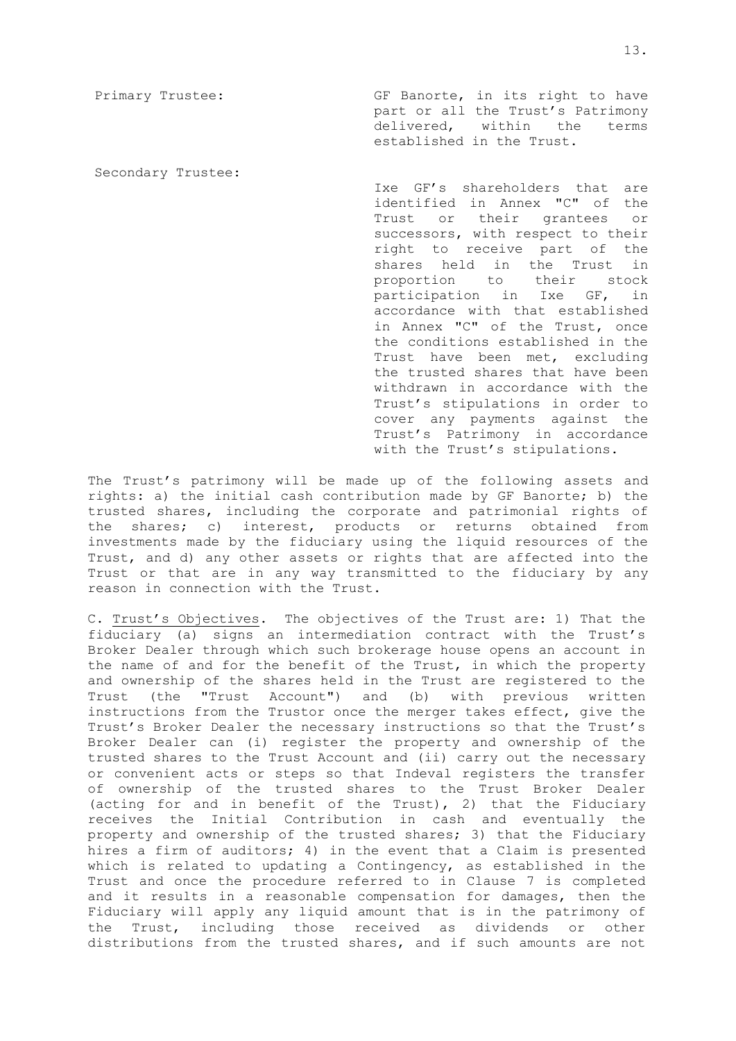| | |
|---|---|
| Primary Trustee: | GF Banorte, in its right to have part or all the Trust's Patrimony delivered, within the terms established in the Trust. |
| Secondary Trustee: | Ixe GF's shareholders that are identified in Annex "C" of the Trust or their grantees or successors, with respect to their right to receive part of the shares held in the Trust in proportion to their stock participation in Ixe GF, in accordance with that established in Annex "C" of the Trust, once the conditions established in the Trust have been met, excluding the trusted shares that have been withdrawn in accordance with the Trust's stipulations in order to cover any payments against the Trust's Patrimony in accordance with the Trust's stipulations. |

The Trust's patrimony will be made up of the following assets and rights: a) the initial cash contribution made by GF Banorte; b) the trusted shares, including the corporate and patrimonial rights of the shares; c) interest, products or returns obtained from investments made by the fiduciary using the liquid resources of the Trust, and d) any other assets or rights that are affected into the Trust or that are in any way transmitted to the fiduciary by any reason in connection with the Trust.

C. Trust's Objectives. The objectives of the Trust are: 1) That the fiduciary (a) signs an intermediation contract with the Trust's Broker Dealer through which such brokerage house opens an account in the name of and for the benefit of the Trust, in which the property and ownership of the shares held in the Trust are registered to the Trust (the "Trust Account") and (b) with previous written instructions from the Trustor once the merger takes effect, give the Trust's Broker Dealer the necessary instructions so that the Trust's Broker Dealer can (i) register the property and ownership of the trusted shares to the Trust Account and (ii) carry out the necessary or convenient acts or steps so that Indeval registers the transfer of ownership of the trusted shares to the Trust Broker Dealer (acting for and in benefit of the Trust), 2) that the Fiduciary receives the Initial Contribution in cash and eventually the property and ownership of the trusted shares; 3) that the Fiduciary hires a firm of auditors; 4) in the event that a Claim is presented which is related to updating a Contingency, as established in the Trust and once the procedure referred to in Clause 7 is completed and it results in a reasonable compensation for damages, then the Fiduciary will apply any liquid amount that is in the patrimony of the Trust, including those received as dividends or other distributions from the trusted shares, and if such amounts are not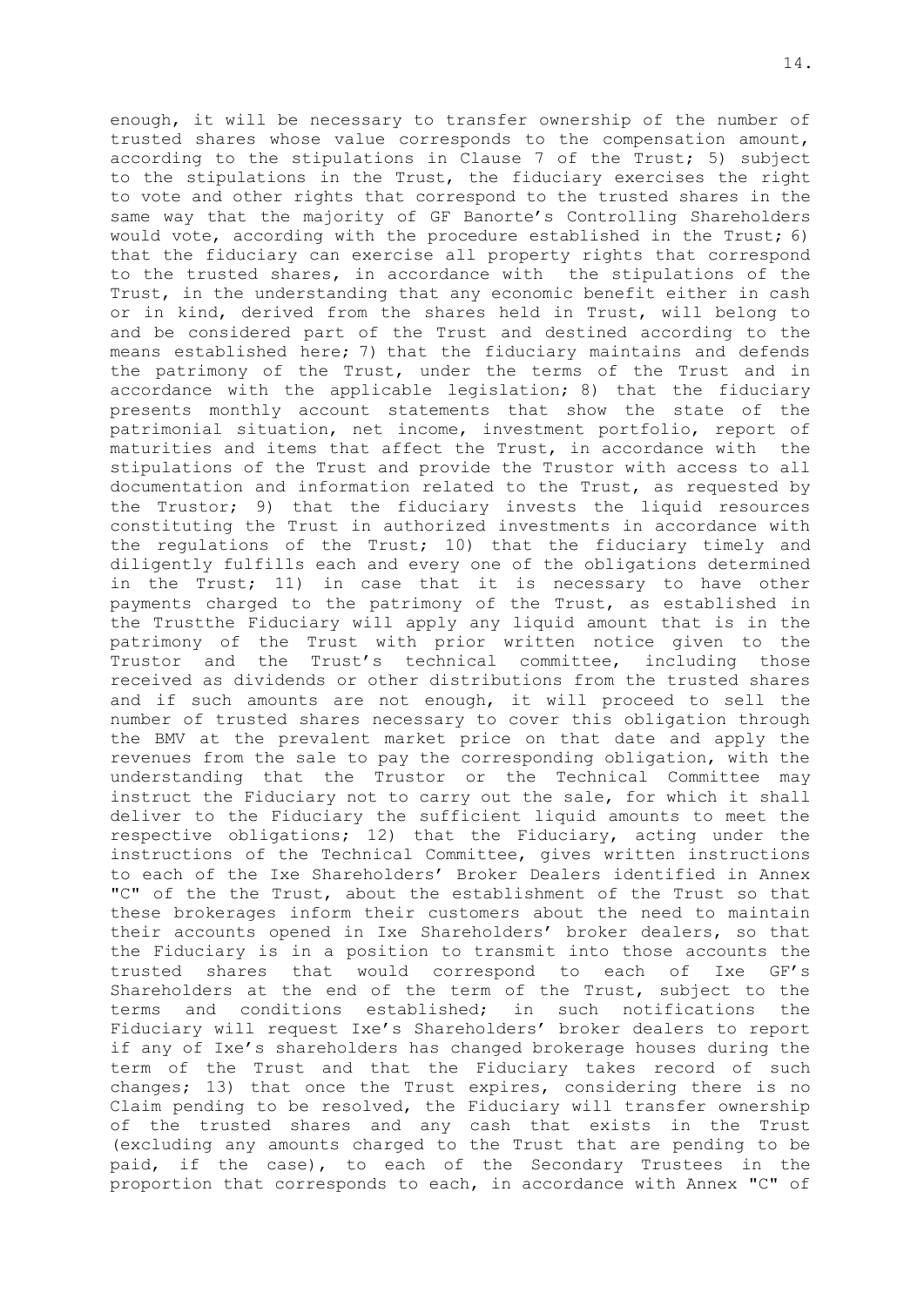enough, it will be necessary to transfer ownership of the number of trusted shares whose value corresponds to the compensation amount, according to the stipulations in Clause 7 of the Trust; 5) subject to the stipulations in the Trust, the fiduciary exercises the right to vote and other rights that correspond to the trusted shares in the same way that the majority of GF Banorte's Controlling Shareholders would vote, according with the procedure established in the Trust; 6) that the fiduciary can exercise all property rights that correspond to the trusted shares, in accordance with the stipulations of the Trust, in the understanding that any economic benefit either in cash or in kind, derived from the shares held in Trust, will belong to and be considered part of the Trust and destined according to the means established here; 7) that the fiduciary maintains and defends the patrimony of the Trust, under the terms of the Trust and in accordance with the applicable legislation; 8) that the fiduciary presents monthly account statements that show the state of the patrimonial situation, net income, investment portfolio, report of maturities and items that affect the Trust, in accordance with the stipulations of the Trust and provide the Trustor with access to all documentation and information related to the Trust, as requested by the Trustor; 9) that the fiduciary invests the liquid resources constituting the Trust in authorized investments in accordance with the regulations of the Trust; 10) that the fiduciary timely and diligently fulfills each and every one of the obligations determined in the Trust; 11) in case that it is necessary to have other payments charged to the patrimony of the Trust, as established in the Trustthe Fiduciary will apply any liquid amount that is in the patrimony of the Trust with prior written notice given to the Trustor and the Trust's technical committee, including those received as dividends or other distributions from the trusted shares and if such amounts are not enough, it will proceed to sell the number of trusted shares necessary to cover this obligation through the BMV at the prevalent market price on that date and apply the revenues from the sale to pay the corresponding obligation, with the understanding that the Trustor or the Technical Committee may instruct the Fiduciary not to carry out the sale, for which it shall deliver to the Fiduciary the sufficient liquid amounts to meet the respective obligations; 12) that the Fiduciary, acting under the instructions of the Technical Committee, gives written instructions to each of the Ixe Shareholders' Broker Dealers identified in Annex "C" of the the Trust, about the establishment of the Trust so that these brokerages inform their customers about the need to maintain their accounts opened in Ixe Shareholders' broker dealers, so that the Fiduciary is in a position to transmit into those accounts the trusted shares that would correspond to each of Ixe GF's Shareholders at the end of the term of the Trust, subject to the terms and conditions established; in such notifications the Fiduciary will request Ixe's Shareholders' broker dealers to report if any of Ixe's shareholders has changed brokerage houses during the term of the Trust and that the Fiduciary takes record of such changes; 13) that once the Trust expires, considering there is no Claim pending to be resolved, the Fiduciary will transfer ownership of the trusted shares and any cash that exists in the Trust (excluding any amounts charged to the Trust that are pending to be paid, if the case), to each of the Secondary Trustees in the proportion that corresponds to each, in accordance with Annex "C" of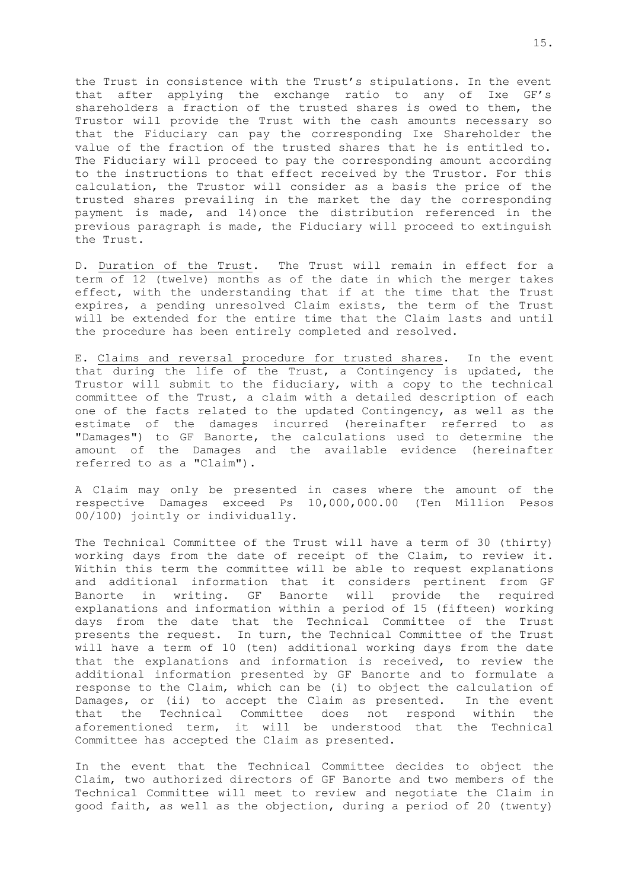the Trust in consistence with the Trust's stipulations. In the event that after applying the exchange ratio to any of Ixe GF's shareholders a fraction of the trusted shares is owed to them, the Trustor will provide the Trust with the cash amounts necessary so that the Fiduciary can pay the corresponding Ixe Shareholder the value of the fraction of the trusted shares that he is entitled to. The Fiduciary will proceed to pay the corresponding amount according to the instructions to that effect received by the Trustor. For this calculation, the Trustor will consider as a basis the price of the trusted shares prevailing in the market the day the corresponding payment is made, and 14)once the distribution referenced in the previous paragraph is made, the Fiduciary will proceed to extinguish the Trust.

D. <u>Duration of the Trust</u>. The Trust will remain in effect for a term of 12 (twelve) months as of the date in which the merger takes effect, with the understanding that if at the time that the Trust expires, a pending unresolved Claim exists, the term of the Trust will be extended for the entire time that the Claim lasts and until the procedure has been entirely completed and resolved.

E. <u>Claims and reversal procedure for trusted shares</u>. In the event that during the life of the Trust, a Contingency is updated, the Trustor will submit to the fiduciary, with a copy to the technical committee of the Trust, a claim with a detailed description of each one of the facts related to the updated Contingency, as well as the estimate of the damages incurred (hereinafter referred to as "Damages") to GF Banorte, the calculations used to determine the amount of the Damages and the available evidence (hereinafter referred to as a "Claim").

A Claim may only be presented in cases where the amount of the respective Damages exceed Ps 10,000,000.00 (Ten Million Pesos 00/100) jointly or individually.

The Technical Committee of the Trust will have a term of 30 (thirty) working days from the date of receipt of the Claim, to review it. Within this term the committee will be able to request explanations and additional information that it considers pertinent from GF Banorte in writing. GF Banorte will provide the required explanations and information within a period of 15 (fifteen) working days from the date that the Technical Committee of the Trust presents the request. In turn, the Technical Committee of the Trust will have a term of 10 (ten) additional working days from the date that the explanations and information is received, to review the additional information presented by GF Banorte and to formulate a response to the Claim, which can be (i) to object the calculation of Damages, or (ii) to accept the Claim as presented. In the event that the Technical Committee does not respond within the aforementioned term, it will be understood that the Technical Committee has accepted the Claim as presented.

In the event that the Technical Committee decides to object the Claim, two authorized directors of GF Banorte and two members of the Technical Committee will meet to review and negotiate the Claim in good faith, as well as the objection, during a period of 20 (twenty)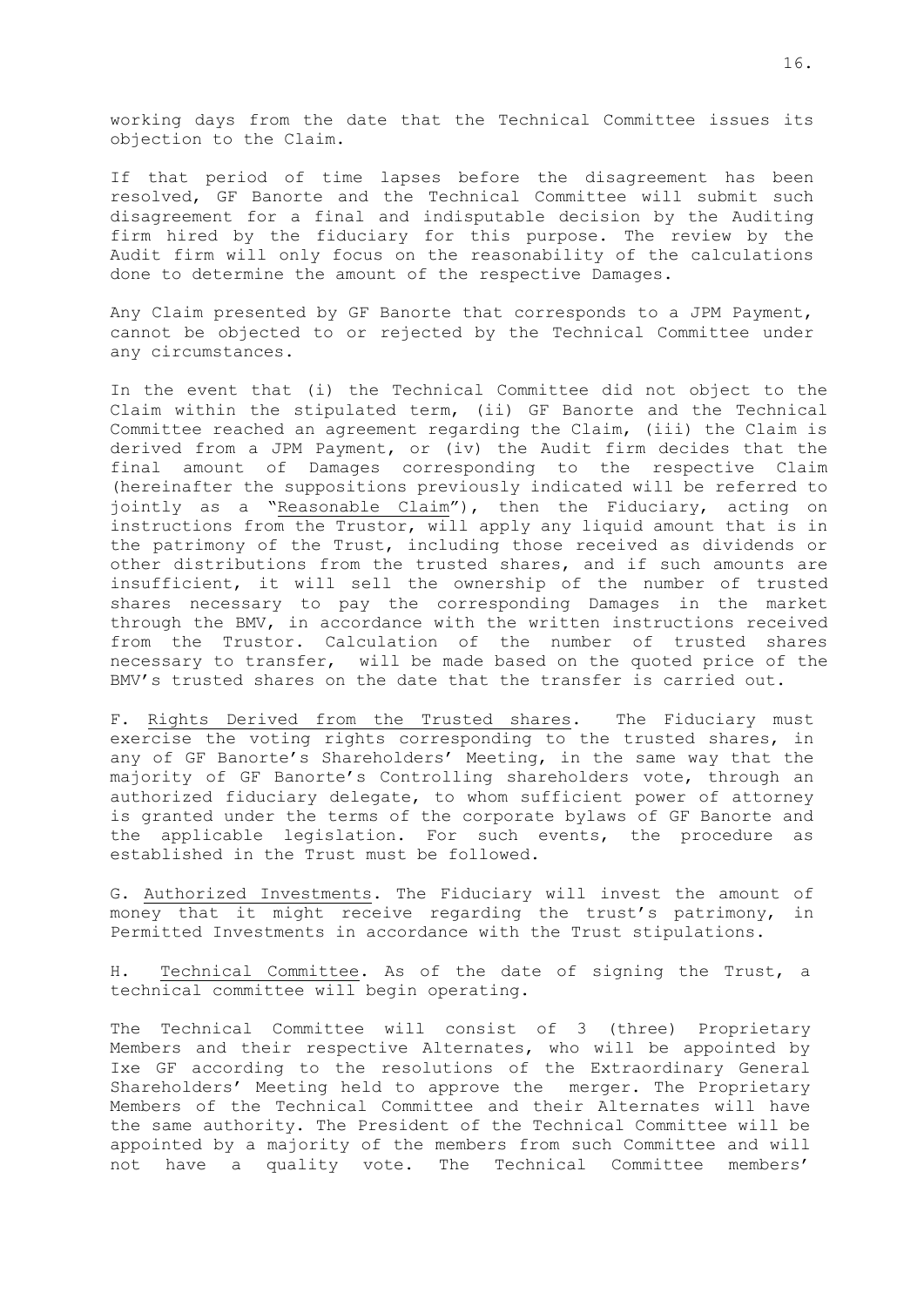working days from the date that the Technical Committee issues its objection to the Claim.

If that period of time lapses before the disagreement has been resolved, GF Banorte and the Technical Committee will submit such disagreement for a final and indisputable decision by the Auditing firm hired by the fiduciary for this purpose. The review by the Audit firm will only focus on the reasonability of the calculations done to determine the amount of the respective Damages.

Any Claim presented by GF Banorte that corresponds to a JPM Payment, cannot be objected to or rejected by the Technical Committee under any circumstances.

In the event that (i) the Technical Committee did not object to the Claim within the stipulated term, (ii) GF Banorte and the Technical Committee reached an agreement regarding the Claim, (iii) the Claim is derived from a JPM Payment, or (iv) the Audit firm decides that the final amount of Damages corresponding to the respective Claim (hereinafter the suppositions previously indicated will be referred to jointly as a "Reasonable Claim"), then the Fiduciary, acting on instructions from the Trustor, will apply any liquid amount that is in the patrimony of the Trust, including those received as dividends or other distributions from the trusted shares, and if such amounts are insufficient, it will sell the ownership of the number of trusted shares necessary to pay the corresponding Damages in the market through the BMV, in accordance with the written instructions received from the Trustor. Calculation of the number of trusted shares necessary to transfer, will be made based on the quoted price of the BMV's trusted shares on the date that the transfer is carried out.

F. Rights Derived from the Trusted shares. The Fiduciary must exercise the voting rights corresponding to the trusted shares, in any of GF Banorte's Shareholders' Meeting, in the same way that the majority of GF Banorte's Controlling shareholders vote, through an authorized fiduciary delegate, to whom sufficient power of attorney is granted under the terms of the corporate bylaws of GF Banorte and the applicable legislation. For such events, the procedure as established in the Trust must be followed.

G. Authorized Investments. The Fiduciary will invest the amount of money that it might receive regarding the trust's patrimony, in Permitted Investments in accordance with the Trust stipulations.

H. Technical Committee. As of the date of signing the Trust, a technical committee will begin operating.

The Technical Committee will consist of 3 (three) Proprietary Members and their respective Alternates, who will be appointed by Ixe GF according to the resolutions of the Extraordinary General Shareholders' Meeting held to approve the merger. The Proprietary Members of the Technical Committee and their Alternates will have the same authority. The President of the Technical Committee will be appointed by a majority of the members from such Committee and will not have a quality vote. The Technical Committee members'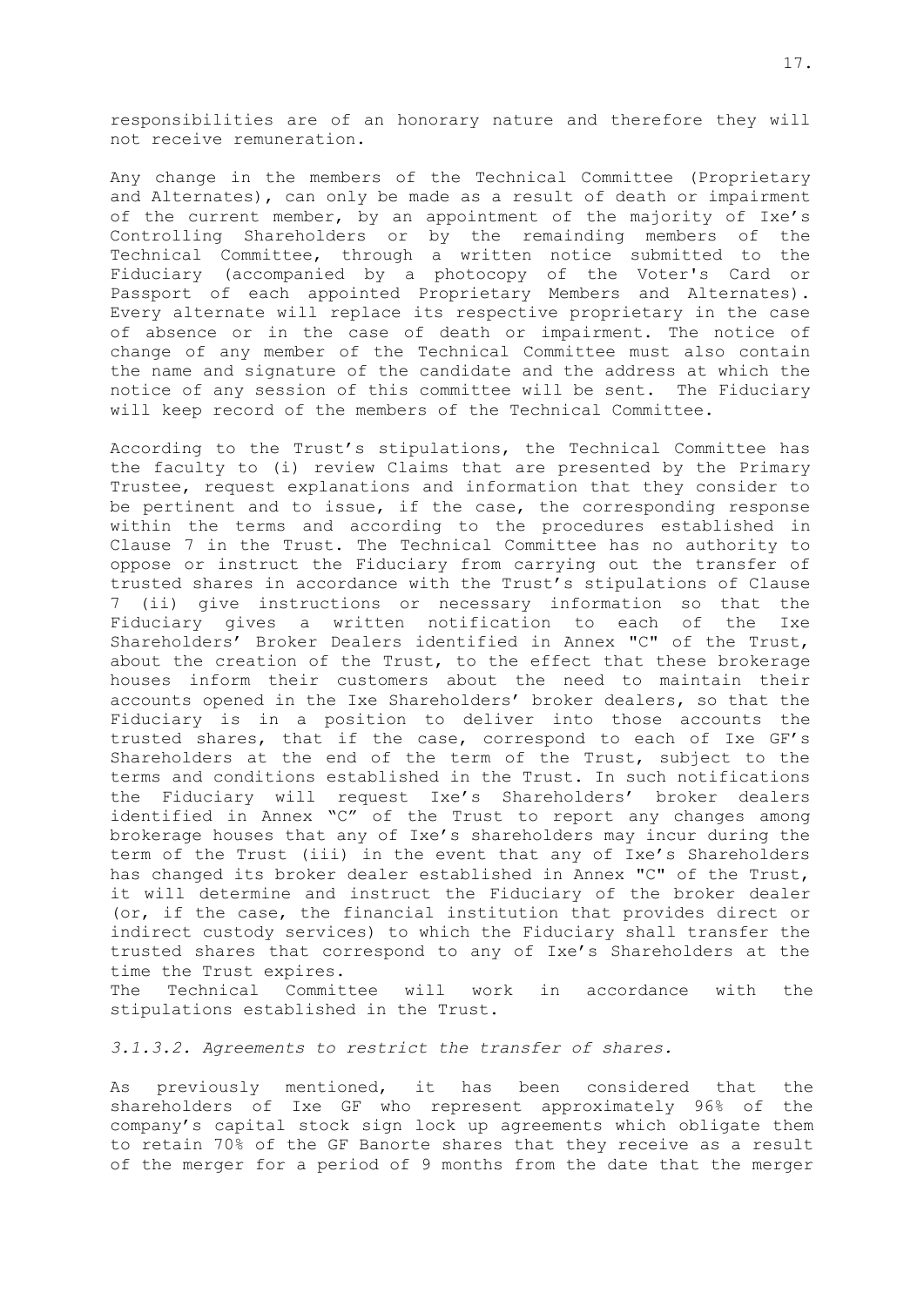responsibilities are of an honorary nature and therefore they will not receive remuneration.

Any change in the members of the Technical Committee (Proprietary and Alternates), can only be made as a result of death or impairment of the current member, by an appointment of the majority of Ixe's Controlling Shareholders or by the remainding members of the Technical Committee, through a written notice submitted to the Fiduciary (accompanied by a photocopy of the Voter's Card or Passport of each appointed Proprietary Members and Alternates). Every alternate will replace its respective proprietary in the case of absence or in the case of death or impairment. The notice of change of any member of the Technical Committee must also contain the name and signature of the candidate and the address at which the notice of any session of this committee will be sent. The Fiduciary will keep record of the members of the Technical Committee.

According to the Trust's stipulations, the Technical Committee has the faculty to (i) review Claims that are presented by the Primary Trustee, request explanations and information that they consider to be pertinent and to issue, if the case, the corresponding response within the terms and according to the procedures established in Clause 7 in the Trust. The Technical Committee has no authority to oppose or instruct the Fiduciary from carrying out the transfer of trusted shares in accordance with the Trust's stipulations of Clause 7 (ii) give instructions or necessary information so that the Fiduciary gives a written notification to each of the Ixe Shareholders' Broker Dealers identified in Annex "C" of the Trust, about the creation of the Trust, to the effect that these brokerage houses inform their customers about the need to maintain their accounts opened in the Ixe Shareholders' broker dealers, so that the Fiduciary is in a position to deliver into those accounts the trusted shares, that if the case, correspond to each of Ixe GF's Shareholders at the end of the term of the Trust, subject to the terms and conditions established in the Trust. In such notifications the Fiduciary will request Ixe's Shareholders' broker dealers identified in Annex "C" of the Trust to report any changes among brokerage houses that any of Ixe's shareholders may incur during the term of the Trust (iii) in the event that any of Ixe's Shareholders has changed its broker dealer established in Annex "C" of the Trust, it will determine and instruct the Fiduciary of the broker dealer (or, if the case, the financial institution that provides direct or indirect custody services) to which the Fiduciary shall transfer the trusted shares that correspond to any of Ixe's Shareholders at the time the Trust expires.

The Technical Committee will work in accordance with the stipulations established in the Trust.

*3.1.3.2. Agreements to restrict the transfer of shares.*

As previously mentioned, it has been considered that the shareholders of Ixe GF who represent approximately 96% of the company's capital stock sign lock up agreements which obligate them to retain 70% of the GF Banorte shares that they receive as a result of the merger for a period of 9 months from the date that the merger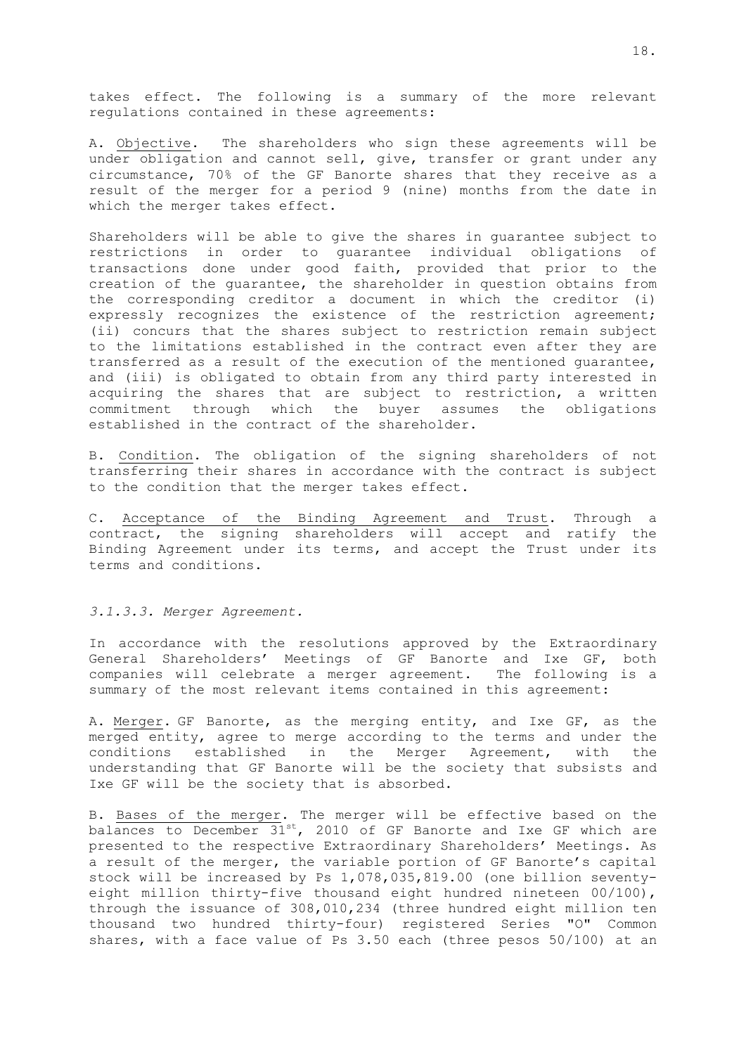takes effect. The following is a summary of the more relevant regulations contained in these agreements:

A. Objective. The shareholders who sign these agreements will be under obligation and cannot sell, give, transfer or grant under any circumstance, 70% of the GF Banorte shares that they receive as a result of the merger for a period 9 (nine) months from the date in which the merger takes effect.

Shareholders will be able to give the shares in guarantee subject to restrictions in order to guarantee individual obligations of transactions done under good faith, provided that prior to the creation of the guarantee, the shareholder in question obtains from the corresponding creditor a document in which the creditor (i) expressly recognizes the existence of the restriction agreement; (ii) concurs that the shares subject to restriction remain subject to the limitations established in the contract even after they are transferred as a result of the execution of the mentioned guarantee, and (iii) is obligated to obtain from any third party interested in acquiring the shares that are subject to restriction, a written commitment through which the buyer assumes the obligations established in the contract of the shareholder.

B. Condition. The obligation of the signing shareholders of not transferring their shares in accordance with the contract is subject to the condition that the merger takes effect.

C. Acceptance of the Binding Agreement and Trust. Through a contract, the signing shareholders will accept and ratify the Binding Agreement under its terms, and accept the Trust under its terms and conditions.

*3.1.3.3. Merger Agreement.*

In accordance with the resolutions approved by the Extraordinary General Shareholders' Meetings of GF Banorte and Ixe GF, both companies will celebrate a merger agreement. The following is a summary of the most relevant items contained in this agreement:

A. Merger. GF Banorte, as the merging entity, and Ixe GF, as the merged entity, agree to merge according to the terms and under the conditions established in the Merger Agreement, with the understanding that GF Banorte will be the society that subsists and Ixe GF will be the society that is absorbed.

B. Bases of the merger. The merger will be effective based on the balances to December 31st, 2010 of GF Banorte and Ixe GF which are presented to the respective Extraordinary Shareholders' Meetings. As a result of the merger, the variable portion of GF Banorte's capital stock will be increased by Ps 1,078,035,819.00 (one billion seventy-eight million thirty-five thousand eight hundred nineteen 00/100), through the issuance of 308,010,234 (three hundred eight million ten thousand two hundred thirty-four) registered Series "O" Common shares, with a face value of Ps 3.50 each (three pesos 50/100) at an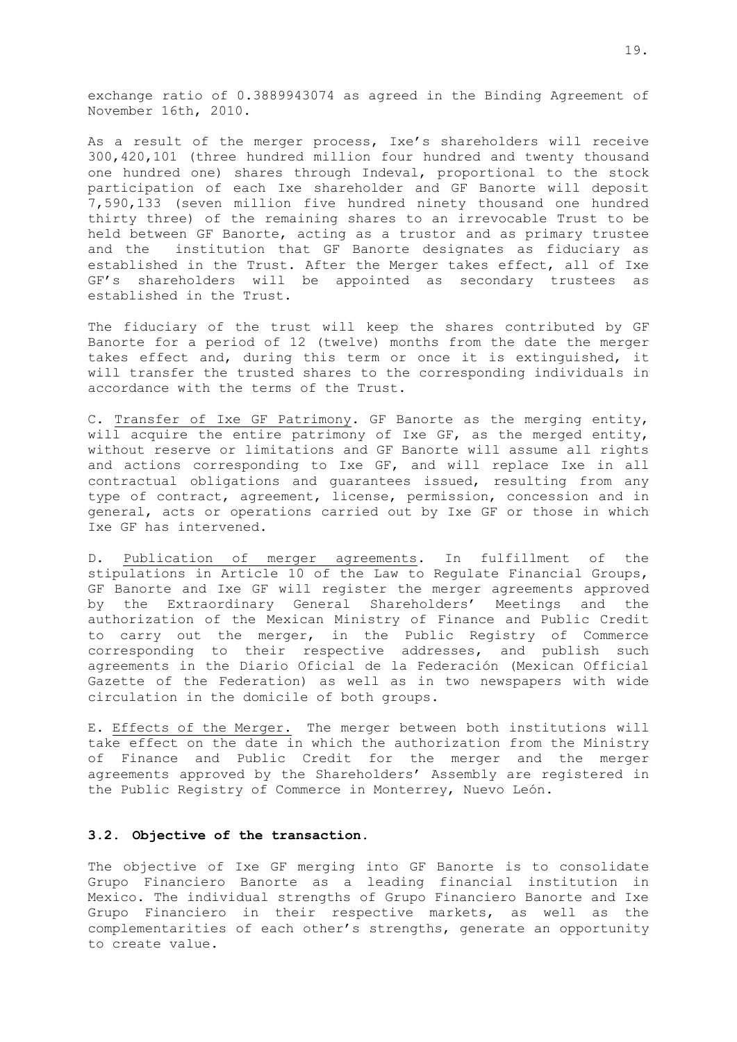exchange ratio of 0.3889943074 as agreed in the Binding Agreement of November 16th, 2010.

As a result of the merger process, Ixe's shareholders will receive 300,420,101 (three hundred million four hundred and twenty thousand one hundred one) shares through Indeval, proportional to the stock participation of each Ixe shareholder and GF Banorte will deposit 7,590,133 (seven million five hundred ninety thousand one hundred thirty three) of the remaining shares to an irrevocable Trust to be held between GF Banorte, acting as a trustor and as primary trustee and the institution that GF Banorte designates as fiduciary as established in the Trust. After the Merger takes effect, all of Ixe GF's shareholders will be appointed as secondary trustees as established in the Trust.

The fiduciary of the trust will keep the shares contributed by GF Banorte for a period of 12 (twelve) months from the date the merger takes effect and, during this term or once it is extinguished, it will transfer the trusted shares to the corresponding individuals in accordance with the terms of the Trust.

C. Transfer of Ixe GF Patrimony. GF Banorte as the merging entity, will acquire the entire patrimony of Ixe GF, as the merged entity, without reserve or limitations and GF Banorte will assume all rights and actions corresponding to Ixe GF, and will replace Ixe in all contractual obligations and guarantees issued, resulting from any type of contract, agreement, license, permission, concession and in general, acts or operations carried out by Ixe GF or those in which Ixe GF has intervened.

D. Publication of merger agreements. In fulfillment of the stipulations in Article 10 of the Law to Regulate Financial Groups, GF Banorte and Ixe GF will register the merger agreements approved by the Extraordinary General Shareholders' Meetings and the authorization of the Mexican Ministry of Finance and Public Credit to carry out the merger, in the Public Registry of Commerce corresponding to their respective addresses, and publish such agreements in the Diario Oficial de la Federación (Mexican Official Gazette of the Federation) as well as in two newspapers with wide circulation in the domicile of both groups.

E. Effects of the Merger. The merger between both institutions will take effect on the date in which the authorization from the Ministry of Finance and Public Credit for the merger and the merger agreements approved by the Shareholders' Assembly are registered in the Public Registry of Commerce in Monterrey, Nuevo León.

### 3.2. Objective of the transaction.

The objective of Ixe GF merging into GF Banorte is to consolidate Grupo Financiero Banorte as a leading financial institution in Mexico. The individual strengths of Grupo Financiero Banorte and Ixe Grupo Financiero in their respective markets, as well as the complementarities of each other's strengths, generate an opportunity to create value.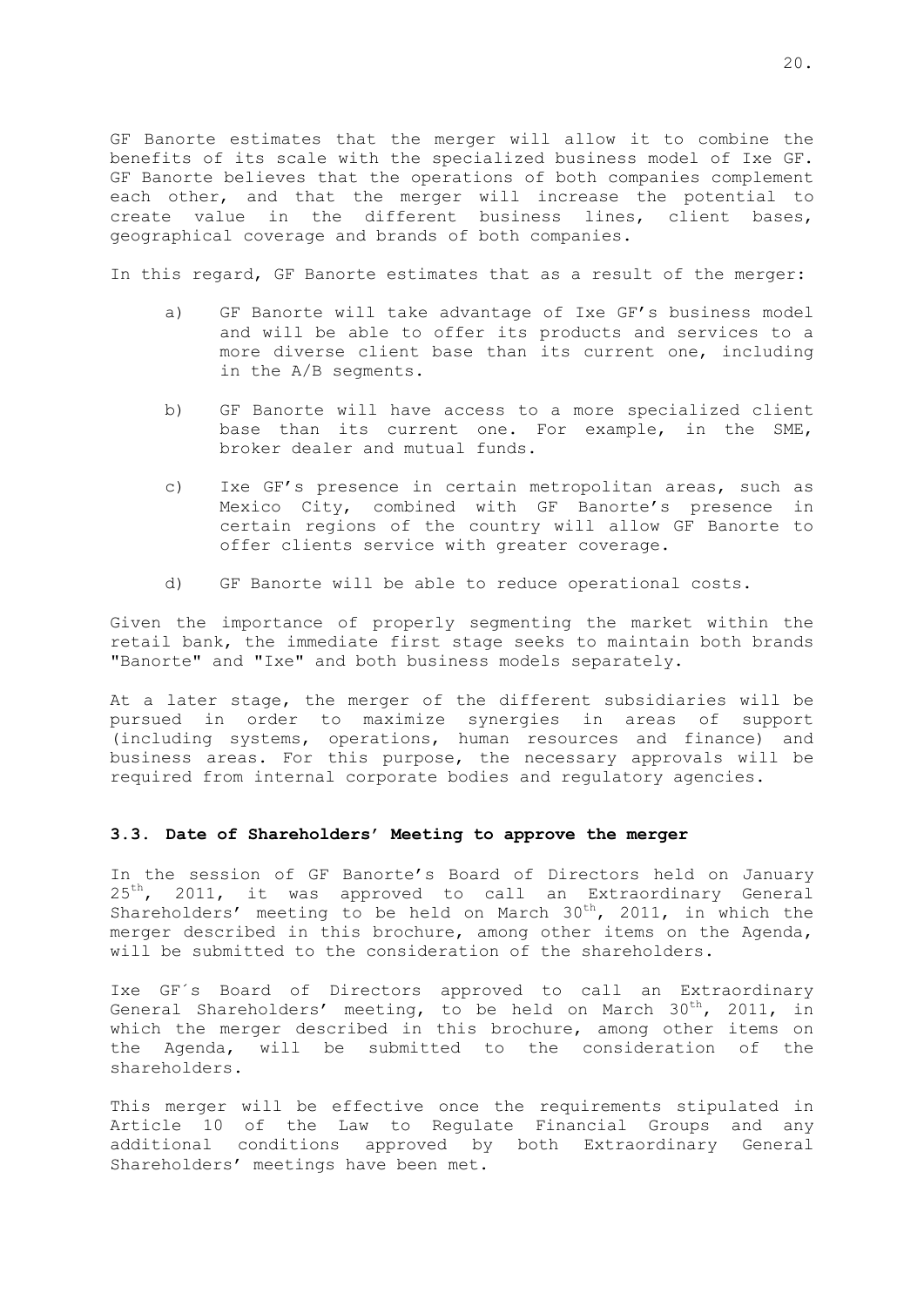GF Banorte estimates that the merger will allow it to combine the benefits of its scale with the specialized business model of Ixe GF. GF Banorte believes that the operations of both companies complement each other, and that the merger will increase the potential to create value in the different business lines, client bases, geographical coverage and brands of both companies.

In this regard, GF Banorte estimates that as a result of the merger:

a) GF Banorte will take advantage of Ixe GF's business model and will be able to offer its products and services to a more diverse client base than its current one, including in the A/B segments.

b) GF Banorte will have access to a more specialized client base than its current one. For example, in the SME, broker dealer and mutual funds.

c) Ixe GF's presence in certain metropolitan areas, such as Mexico City, combined with GF Banorte's presence in certain regions of the country will allow GF Banorte to offer clients service with greater coverage.

d) GF Banorte will be able to reduce operational costs.

Given the importance of properly segmenting the market within the retail bank, the immediate first stage seeks to maintain both brands "Banorte" and "Ixe" and both business models separately.

At a later stage, the merger of the different subsidiaries will be pursued in order to maximize synergies in areas of support (including systems, operations, human resources and finance) and business areas. For this purpose, the necessary approvals will be required from internal corporate bodies and regulatory agencies.

### 3.3. Date of Shareholders' Meeting to approve the merger

In the session of GF Banorte's Board of Directors held on January 25th, 2011, it was approved to call an Extraordinary General Shareholders' meeting to be held on March 30th, 2011, in which the merger described in this brochure, among other items on the Agenda, will be submitted to the consideration of the shareholders.

Ixe GF´s Board of Directors approved to call an Extraordinary General Shareholders' meeting, to be held on March 30th, 2011, in which the merger described in this brochure, among other items on the Agenda, will be submitted to the consideration of the shareholders.

This merger will be effective once the requirements stipulated in Article 10 of the Law to Regulate Financial Groups and any additional conditions approved by both Extraordinary General Shareholders' meetings have been met.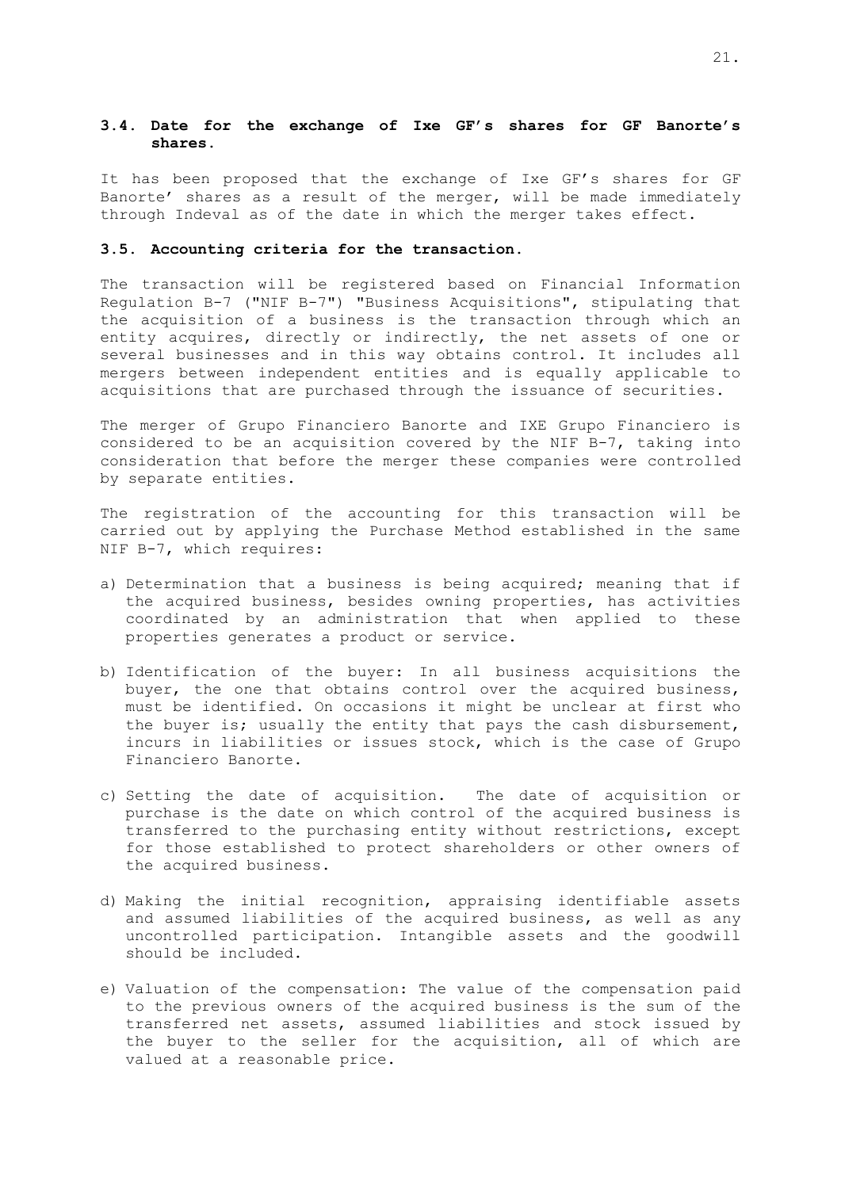### 3.4. Date for the exchange of Ixe GF's shares for GF Banorte's shares.

It has been proposed that the exchange of Ixe GF's shares for GF Banorte' shares as a result of the merger, will be made immediately through Indeval as of the date in which the merger takes effect.

### 3.5. Accounting criteria for the transaction.

The transaction will be registered based on Financial Information Regulation B-7 ("NIF B-7") "Business Acquisitions", stipulating that the acquisition of a business is the transaction through which an entity acquires, directly or indirectly, the net assets of one or several businesses and in this way obtains control. It includes all mergers between independent entities and is equally applicable to acquisitions that are purchased through the issuance of securities.

The merger of Grupo Financiero Banorte and IXE Grupo Financiero is considered to be an acquisition covered by the NIF B-7, taking into consideration that before the merger these companies were controlled by separate entities.

The registration of the accounting for this transaction will be carried out by applying the Purchase Method established in the same NIF B-7, which requires:

a) Determination that a business is being acquired; meaning that if the acquired business, besides owning properties, has activities coordinated by an administration that when applied to these properties generates a product or service.

b) Identification of the buyer: In all business acquisitions the buyer, the one that obtains control over the acquired business, must be identified. On occasions it might be unclear at first who the buyer is; usually the entity that pays the cash disbursement, incurs in liabilities or issues stock, which is the case of Grupo Financiero Banorte.

c) Setting the date of acquisition. The date of acquisition or purchase is the date on which control of the acquired business is transferred to the purchasing entity without restrictions, except for those established to protect shareholders or other owners of the acquired business.

d) Making the initial recognition, appraising identifiable assets and assumed liabilities of the acquired business, as well as any uncontrolled participation. Intangible assets and the goodwill should be included.

e) Valuation of the compensation: The value of the compensation paid to the previous owners of the acquired business is the sum of the transferred net assets, assumed liabilities and stock issued by the buyer to the seller for the acquisition, all of which are valued at a reasonable price.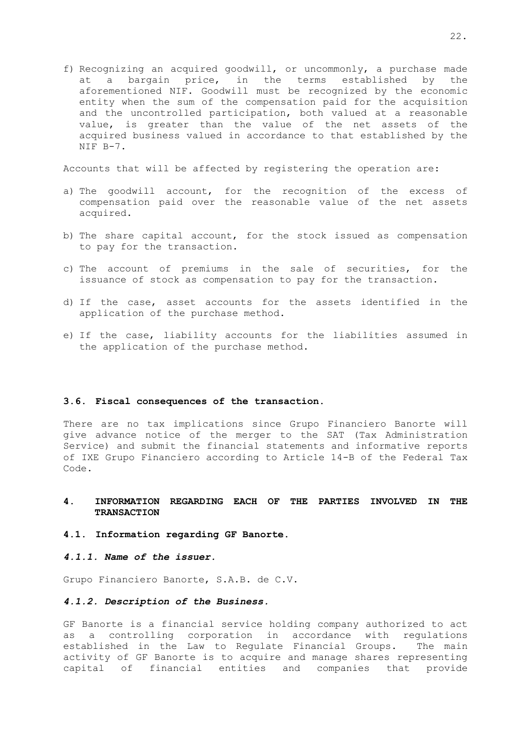f) Recognizing an acquired goodwill, or uncommonly, a purchase made at a bargain price, in the terms established by the aforementioned NIF. Goodwill must be recognized by the economic entity when the sum of the compensation paid for the acquisition and the uncontrolled participation, both valued at a reasonable value, is greater than the value of the net assets of the acquired business valued in accordance to that established by the NIF B-7.

Accounts that will be affected by registering the operation are:

a) The goodwill account, for the recognition of the excess of compensation paid over the reasonable value of the net assets acquired.

b) The share capital account, for the stock issued as compensation to pay for the transaction.

c) The account of premiums in the sale of securities, for the issuance of stock as compensation to pay for the transaction.

d) If the case, asset accounts for the assets identified in the application of the purchase method.

e) If the case, liability accounts for the liabilities assumed in the application of the purchase method.

### 3.6. Fiscal consequences of the transaction.

There are no tax implications since Grupo Financiero Banorte will give advance notice of the merger to the SAT (Tax Administration Service) and submit the financial statements and informative reports of IXE Grupo Financiero according to Article 14-B of the Federal Tax Code.

## 4. INFORMATION REGARDING EACH OF THE PARTIES INVOLVED IN THE TRANSACTION

### 4.1. Information regarding GF Banorte.

#### *4.1.1. Name of the issuer.*

Grupo Financiero Banorte, S.A.B. de C.V.

#### *4.1.2. Description of the Business.*

GF Banorte is a financial service holding company authorized to act as a controlling corporation in accordance with regulations established in the Law to Regulate Financial Groups. The main activity of GF Banorte is to acquire and manage shares representing capital of financial entities and companies that provide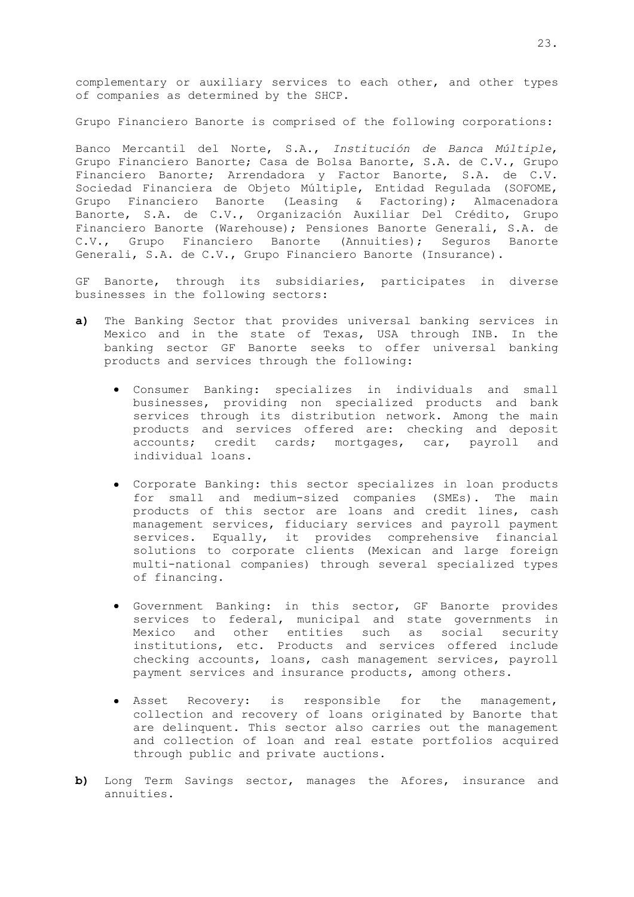complementary or auxiliary services to each other, and other types of companies as determined by the SHCP.

Grupo Financiero Banorte is comprised of the following corporations:

Banco Mercantil del Norte, S.A., *Institución de Banca Múltiple*, Grupo Financiero Banorte; Casa de Bolsa Banorte, S.A. de C.V., Grupo Financiero Banorte; Arrendadora y Factor Banorte, S.A. de C.V. Sociedad Financiera de Objeto Múltiple, Entidad Regulada (SOFOME, Grupo Financiero Banorte (Leasing & Factoring); Almacenadora Banorte, S.A. de C.V., Organización Auxiliar Del Crédito, Grupo Financiero Banorte (Warehouse); Pensiones Banorte Generali, S.A. de C.V., Grupo Financiero Banorte (Annuities); Seguros Banorte Generali, S.A. de C.V., Grupo Financiero Banorte (Insurance).

GF Banorte, through its subsidiaries, participates in diverse businesses in the following sectors:

**a)** The Banking Sector that provides universal banking services in Mexico and in the state of Texas, USA through INB. In the banking sector GF Banorte seeks to offer universal banking products and services through the following:

- Consumer Banking: specializes in individuals and small businesses, providing non specialized products and bank services through its distribution network. Among the main products and services offered are: checking and deposit accounts; credit cards; mortgages, car, payroll and individual loans.

- Corporate Banking: this sector specializes in loan products for small and medium-sized companies (SMEs). The main products of this sector are loans and credit lines, cash management services, fiduciary services and payroll payment services. Equally, it provides comprehensive financial solutions to corporate clients (Mexican and large foreign multi-national companies) through several specialized types of financing.

- Government Banking: in this sector, GF Banorte provides services to federal, municipal and state governments in Mexico and other entities such as social security institutions, etc. Products and services offered include checking accounts, loans, cash management services, payroll payment services and insurance products, among others.

- Asset Recovery: is responsible for the management, collection and recovery of loans originated by Banorte that are delinquent. This sector also carries out the management and collection of loan and real estate portfolios acquired through public and private auctions.

**b)** Long Term Savings sector, manages the Afores, insurance and annuities.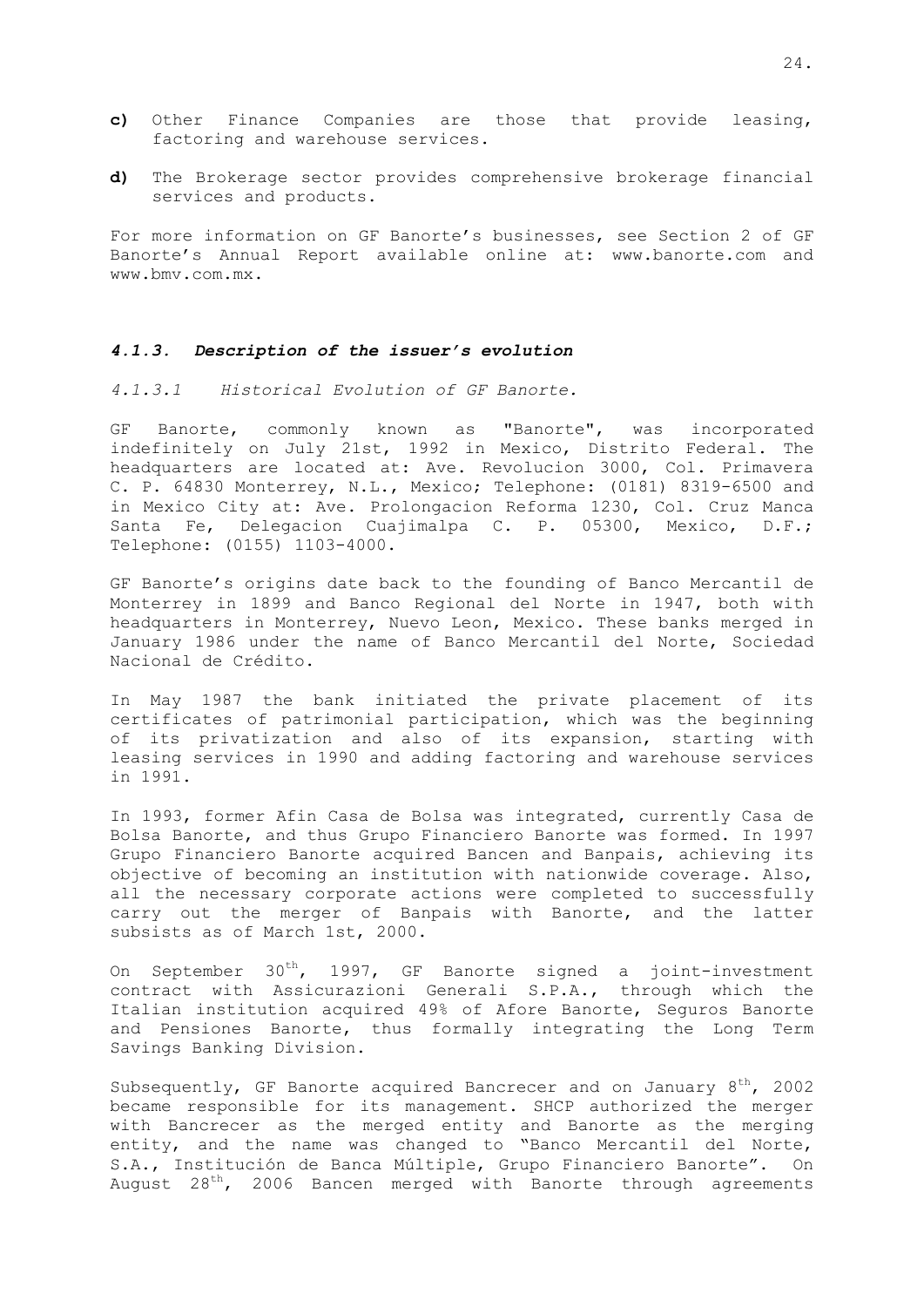**c)** Other Finance Companies are those that provide leasing, factoring and warehouse services.

**d)** The Brokerage sector provides comprehensive brokerage financial services and products.

For more information on GF Banorte's businesses, see Section 2 of GF Banorte's Annual Report available online at: www.banorte.com and www.bmv.com.mx.

### *4.1.3. Description of the issuer's evolution*

*4.1.3.1 Historical Evolution of GF Banorte.*

GF Banorte, commonly known as "Banorte", was incorporated indefinitely on July 21st, 1992 in Mexico, Distrito Federal. The headquarters are located at: Ave. Revolucion 3000, Col. Primavera C. P. 64830 Monterrey, N.L., Mexico; Telephone: (0181) 8319-6500 and in Mexico City at: Ave. Prolongacion Reforma 1230, Col. Cruz Manca Santa Fe, Delegacion Cuajimalpa C. P. 05300, Mexico, D.F.; Telephone: (0155) 1103-4000.

GF Banorte's origins date back to the founding of Banco Mercantil de Monterrey in 1899 and Banco Regional del Norte in 1947, both with headquarters in Monterrey, Nuevo Leon, Mexico. These banks merged in January 1986 under the name of Banco Mercantil del Norte, Sociedad Nacional de Crédito.

In May 1987 the bank initiated the private placement of its certificates of patrimonial participation, which was the beginning of its privatization and also of its expansion, starting with leasing services in 1990 and adding factoring and warehouse services in 1991.

In 1993, former Afin Casa de Bolsa was integrated, currently Casa de Bolsa Banorte, and thus Grupo Financiero Banorte was formed. In 1997 Grupo Financiero Banorte acquired Bancen and Banpais, achieving its objective of becoming an institution with nationwide coverage. Also, all the necessary corporate actions were completed to successfully carry out the merger of Banpais with Banorte, and the latter subsists as of March 1st, 2000.

On September 30th, 1997, GF Banorte signed a joint-investment contract with Assicurazioni Generali S.P.A., through which the Italian institution acquired 49% of Afore Banorte, Seguros Banorte and Pensiones Banorte, thus formally integrating the Long Term Savings Banking Division.

Subsequently, GF Banorte acquired Bancrecer and on January 8th, 2002 became responsible for its management. SHCP authorized the merger with Bancrecer as the merged entity and Banorte as the merging entity, and the name was changed to "Banco Mercantil del Norte, S.A., Institución de Banca Múltiple, Grupo Financiero Banorte". On August 28th, 2006 Bancen merged with Banorte through agreements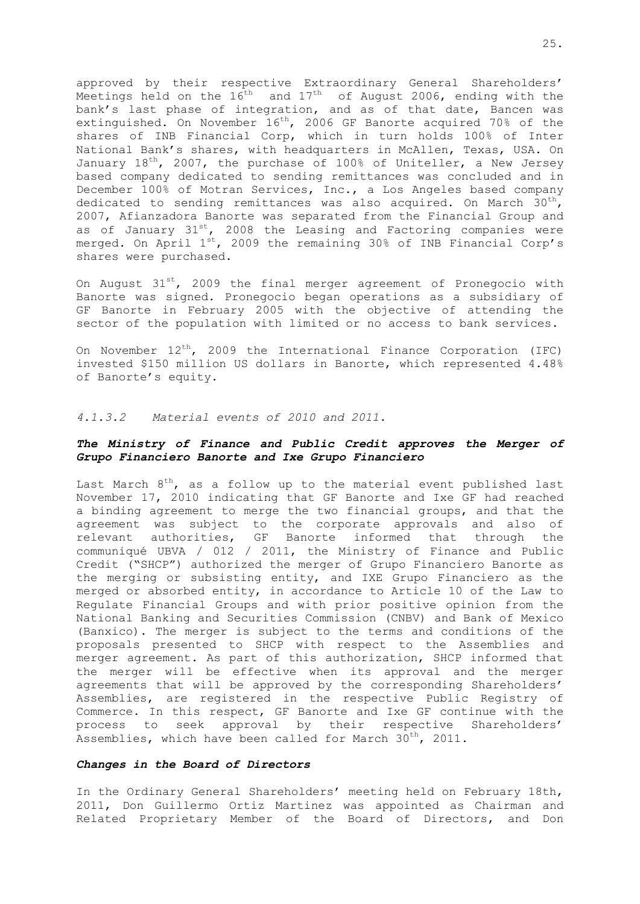approved by their respective Extraordinary General Shareholders' Meetings held on the 16th and 17th of August 2006, ending with the bank's last phase of integration, and as of that date, Bancen was extinguished. On November 16th, 2006 GF Banorte acquired 70% of the shares of INB Financial Corp, which in turn holds 100% of Inter National Bank's shares, with headquarters in McAllen, Texas, USA. On January 18th, 2007, the purchase of 100% of Uniteller, a New Jersey based company dedicated to sending remittances was concluded and in December 100% of Motran Services, Inc., a Los Angeles based company dedicated to sending remittances was also acquired. On March 30th, 2007, Afianzadora Banorte was separated from the Financial Group and as of January 31st, 2008 the Leasing and Factoring companies were merged. On April 1st, 2009 the remaining 30% of INB Financial Corp's shares were purchased.

On August 31st, 2009 the final merger agreement of Pronegocio with Banorte was signed. Pronegocio began operations as a subsidiary of GF Banorte in February 2005 with the objective of attending the sector of the population with limited or no access to bank services.

On November 12th, 2009 the International Finance Corporation (IFC) invested $150 million US dollars in Banorte, which represented 4.48% of Banorte's equity.

*4.1.3.2 Material events of 2010 and 2011.*

***The Ministry of Finance and Public Credit approves the Merger of Grupo Financiero Banorte and Ixe Grupo Financiero***

Last March 8th, as a follow up to the material event published last November 17, 2010 indicating that GF Banorte and Ixe GF had reached a binding agreement to merge the two financial groups, and that the agreement was subject to the corporate approvals and also of relevant authorities, GF Banorte informed that through the communiqué UBVA / 012 / 2011, the Ministry of Finance and Public Credit ("SHCP") authorized the merger of Grupo Financiero Banorte as the merging or subsisting entity, and IXE Grupo Financiero as the merged or absorbed entity, in accordance to Article 10 of the Law to Regulate Financial Groups and with prior positive opinion from the National Banking and Securities Commission (CNBV) and Bank of Mexico (Banxico). The merger is subject to the terms and conditions of the proposals presented to SHCP with respect to the Assemblies and merger agreement. As part of this authorization, SHCP informed that the merger will be effective when its approval and the merger agreements that will be approved by the corresponding Shareholders' Assemblies, are registered in the respective Public Registry of Commerce. In this respect, GF Banorte and Ixe GF continue with the process to seek approval by their respective Shareholders' Assemblies, which have been called for March 30th, 2011.

***Changes in the Board of Directors***

In the Ordinary General Shareholders' meeting held on February 18th, 2011, Don Guillermo Ortiz Martinez was appointed as Chairman and Related Proprietary Member of the Board of Directors, and Don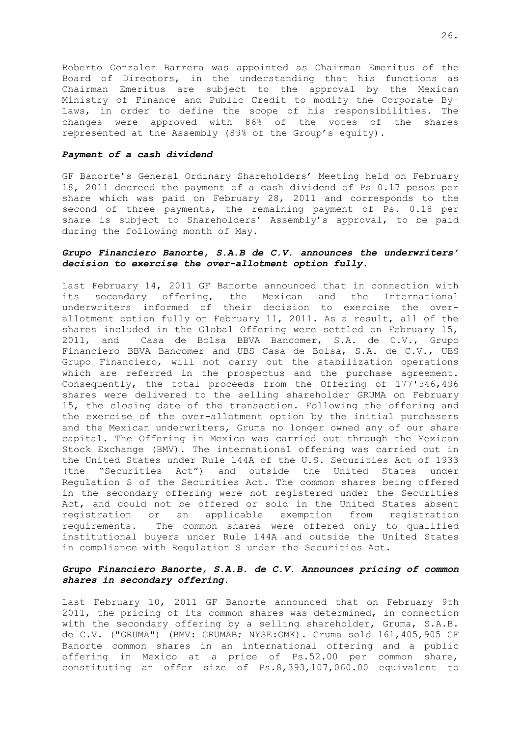Roberto Gonzalez Barrera was appointed as Chairman Emeritus of the Board of Directors, in the understanding that his functions as Chairman Emeritus are subject to the approval by the Mexican Ministry of Finance and Public Credit to modify the Corporate By-Laws, in order to define the scope of his responsibilities. The changes were approved with 86% of the votes of the shares represented at the Assembly (89% of the Group's equity).

***Payment of a cash dividend***

GF Banorte's General Ordinary Shareholders' Meeting held on February 18, 2011 decreed the payment of a cash dividend of Ps 0.17 pesos per share which was paid on February 28, 2011 and corresponds to the second of three payments, the remaining payment of Ps. 0.18 per share is subject to Shareholders' Assembly's approval, to be paid during the following month of May.

***Grupo Financiero Banorte, S.A.B de C.V. announces the underwriters' decision to exercise the over-allotment option fully.***

Last February 14, 2011 GF Banorte announced that in connection with its secondary offering, the Mexican and the International underwriters informed of their decision to exercise the over-allotment option fully on February 11, 2011. As a result, all of the shares included in the Global Offering were settled on February 15, 2011, and Casa de Bolsa BBVA Bancomer, S.A. de C.V., Grupo Financiero BBVA Bancomer and UBS Casa de Bolsa, S.A. de C.V., UBS Grupo Financiero, will not carry out the stabilization operations which are referred in the prospectus and the purchase agreement. Consequently, the total proceeds from the Offering of 177'546,496 shares were delivered to the selling shareholder GRUMA on February 15, the closing date of the transaction. Following the offering and the exercise of the over-allotment option by the initial purchasers and the Mexican underwriters, Gruma no longer owned any of our share capital. The Offering in Mexico was carried out through the Mexican Stock Exchange (BMV). The international offering was carried out in the United States under Rule 144A of the U.S. Securities Act of 1933 (the "Securities Act") and outside the United States under Regulation S of the Securities Act. The common shares being offered in the secondary offering were not registered under the Securities Act, and could not be offered or sold in the United States absent registration or an applicable exemption from registration requirements. The common shares were offered only to qualified institutional buyers under Rule 144A and outside the United States in compliance with Regulation S under the Securities Act.

***Grupo Financiero Banorte, S.A.B. de C.V. Announces pricing of common shares in secondary offering.***

Last February 10, 2011 GF Banorte announced that on February 9th 2011, the pricing of its common shares was determined, in connection with the secondary offering by a selling shareholder, Gruma, S.A.B. de C.V. ("GRUMA") (BMV: GRUMAB; NYSE:GMK). Gruma sold 161,405,905 GF Banorte common shares in an international offering and a public offering in Mexico at a price of Ps.52.00 per common share, constituting an offer size of Ps.8,393,107,060.00 equivalent to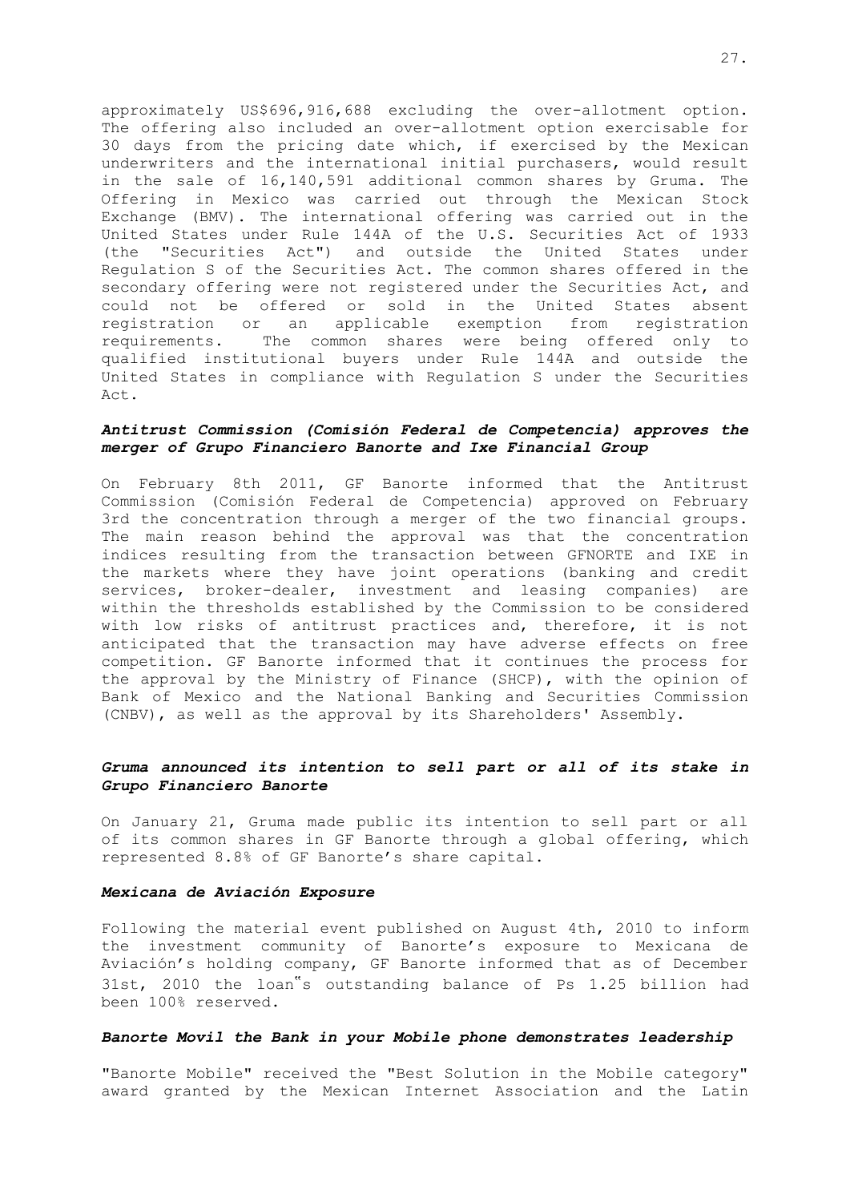approximately US$696,916,688 excluding the over-allotment option. The offering also included an over-allotment option exercisable for 30 days from the pricing date which, if exercised by the Mexican underwriters and the international initial purchasers, would result in the sale of 16,140,591 additional common shares by Gruma. The Offering in Mexico was carried out through the Mexican Stock Exchange (BMV). The international offering was carried out in the United States under Rule 144A of the U.S. Securities Act of 1933 (the "Securities Act") and outside the United States under Regulation S of the Securities Act. The common shares offered in the secondary offering were not registered under the Securities Act, and could not be offered or sold in the United States absent registration or an applicable exemption from registration requirements. The common shares were being offered only to qualified institutional buyers under Rule 144A and outside the United States in compliance with Regulation S under the Securities Act.

***Antitrust Commission (Comisión Federal de Competencia) approves the merger of Grupo Financiero Banorte and Ixe Financial Group***

On February 8th 2011, GF Banorte informed that the Antitrust Commission (Comisión Federal de Competencia) approved on February 3rd the concentration through a merger of the two financial groups. The main reason behind the approval was that the concentration indices resulting from the transaction between GFNORTE and IXE in the markets where they have joint operations (banking and credit services, broker-dealer, investment and leasing companies) are within the thresholds established by the Commission to be considered with low risks of antitrust practices and, therefore, it is not anticipated that the transaction may have adverse effects on free competition. GF Banorte informed that it continues the process for the approval by the Ministry of Finance (SHCP), with the opinion of Bank of Mexico and the National Banking and Securities Commission (CNBV), as well as the approval by its Shareholders' Assembly.

***Gruma announced its intention to sell part or all of its stake in Grupo Financiero Banorte***

On January 21, Gruma made public its intention to sell part or all of its common shares in GF Banorte through a global offering, which represented 8.8% of GF Banorte's share capital.

***Mexicana de Aviación Exposure***

Following the material event published on August 4th, 2010 to inform the investment community of Banorte's exposure to Mexicana de Aviación's holding company, GF Banorte informed that as of December 31st, 2010 the loan‟s outstanding balance of Ps 1.25 billion had been 100% reserved.

***Banorte Movil the Bank in your Mobile phone demonstrates leadership***

"Banorte Mobile" received the "Best Solution in the Mobile category" award granted by the Mexican Internet Association and the Latin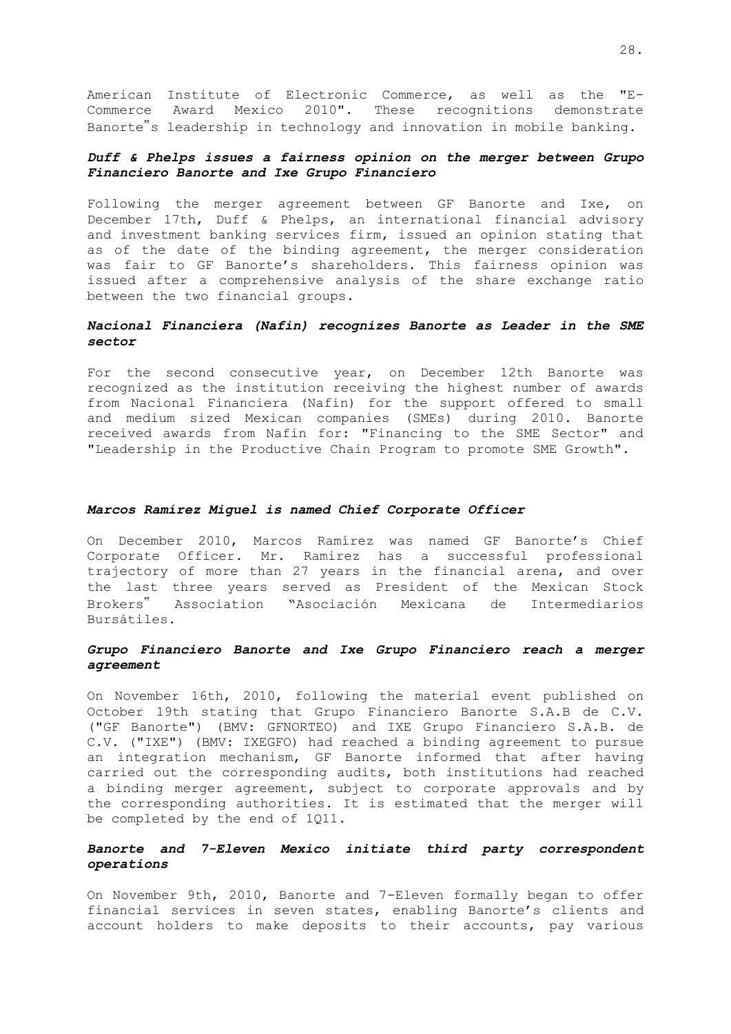American Institute of Electronic Commerce, as well as the "E-Commerce Award Mexico 2010". These recognitions demonstrate Banorte‟s leadership in technology and innovation in mobile banking.

***Duff & Phelps issues a fairness opinion on the merger between Grupo Financiero Banorte and Ixe Grupo Financiero***

Following the merger agreement between GF Banorte and Ixe, on December 17th, Duff & Phelps, an international financial advisory and investment banking services firm, issued an opinion stating that as of the date of the binding agreement, the merger consideration was fair to GF Banorte's shareholders. This fairness opinion was issued after a comprehensive analysis of the share exchange ratio between the two financial groups.

***Nacional Financiera (Nafin) recognizes Banorte as Leader in the SME sector***

For the second consecutive year, on December 12th Banorte was recognized as the institution receiving the highest number of awards from Nacional Financiera (Nafin) for the support offered to small and medium sized Mexican companies (SMEs) during 2010. Banorte received awards from Nafin for: "Financing to the SME Sector" and "Leadership in the Productive Chain Program to promote SME Growth".

***Marcos Ramírez Miguel is named Chief Corporate Officer***

On December 2010, Marcos Ramírez was named GF Banorte's Chief Corporate Officer. Mr. Ramirez has a successful professional trajectory of more than 27 years in the financial arena, and over the last three years served as President of the Mexican Stock Brokers‟ Association "Asociación Mexicana de Intermediarios Bursátiles.

***Grupo Financiero Banorte and Ixe Grupo Financiero reach a merger agreement***

On November 16th, 2010, following the material event published on October 19th stating that Grupo Financiero Banorte S.A.B de C.V. ("GF Banorte") (BMV: GFNORTEO) and IXE Grupo Financiero S.A.B. de C.V. ("IXE") (BMV: IXEGFO) had reached a binding agreement to pursue an integration mechanism, GF Banorte informed that after having carried out the corresponding audits, both institutions had reached a binding merger agreement, subject to corporate approvals and by the corresponding authorities. It is estimated that the merger will be completed by the end of 1Q11.

***Banorte and 7-Eleven Mexico initiate third party correspondent operations***

On November 9th, 2010, Banorte and 7-Eleven formally began to offer financial services in seven states, enabling Banorte's clients and account holders to make deposits to their accounts, pay various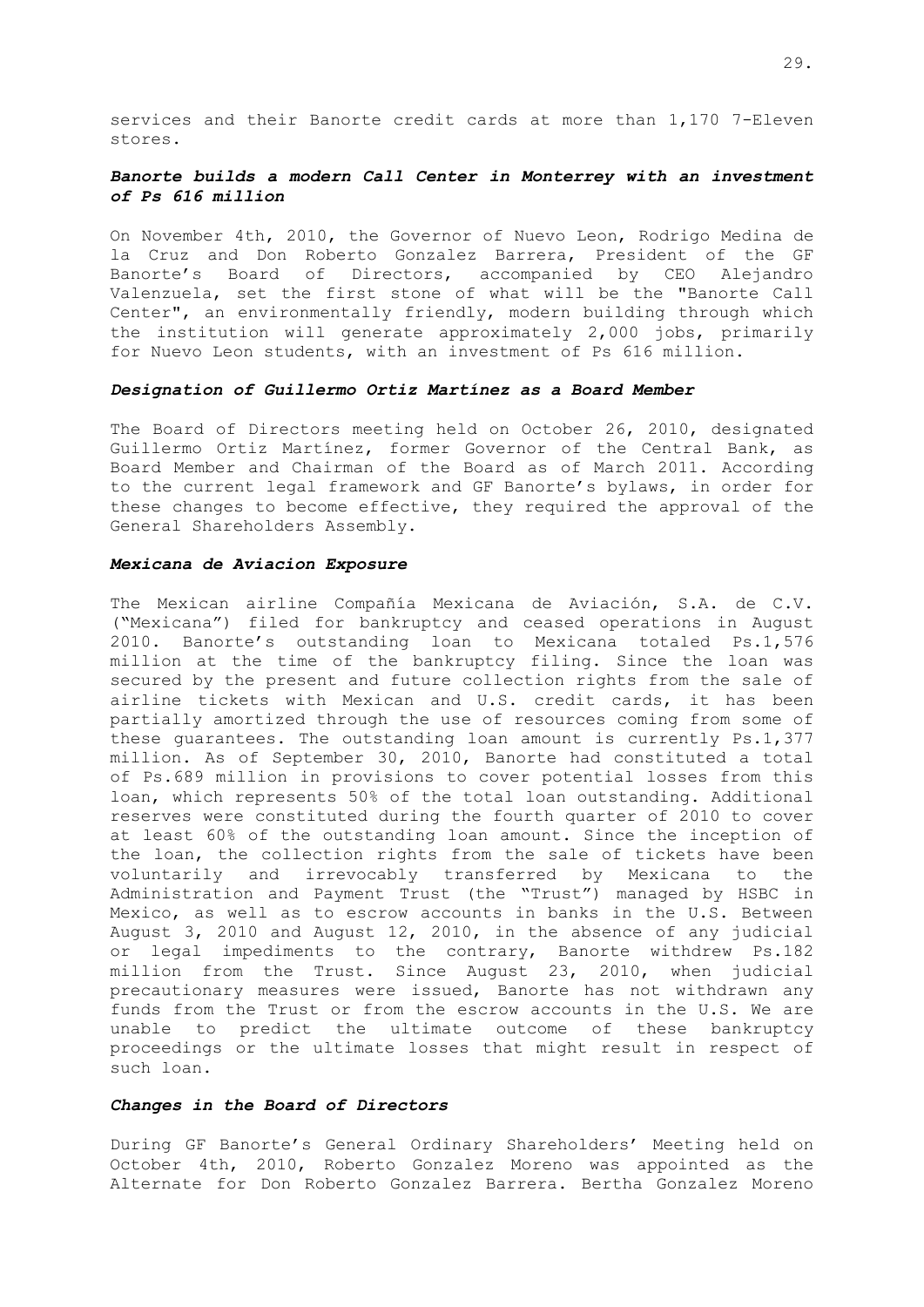services and their Banorte credit cards at more than 1,170 7-Eleven stores.

***Banorte builds a modern Call Center in Monterrey with an investment of Ps 616 million***

On November 4th, 2010, the Governor of Nuevo Leon, Rodrigo Medina de la Cruz and Don Roberto Gonzalez Barrera, President of the GF Banorte's Board of Directors, accompanied by CEO Alejandro Valenzuela, set the first stone of what will be the "Banorte Call Center", an environmentally friendly, modern building through which the institution will generate approximately 2,000 jobs, primarily for Nuevo Leon students, with an investment of Ps 616 million.

***Designation of Guillermo Ortiz Martínez as a Board Member***

The Board of Directors meeting held on October 26, 2010, designated Guillermo Ortiz Martínez, former Governor of the Central Bank, as Board Member and Chairman of the Board as of March 2011. According to the current legal framework and GF Banorte's bylaws, in order for these changes to become effective, they required the approval of the General Shareholders Assembly.

***Mexicana de Aviacion Exposure***

The Mexican airline Compañía Mexicana de Aviación, S.A. de C.V. ("Mexicana") filed for bankruptcy and ceased operations in August 2010. Banorte's outstanding loan to Mexicana totaled Ps.1,576 million at the time of the bankruptcy filing. Since the loan was secured by the present and future collection rights from the sale of airline tickets with Mexican and U.S. credit cards, it has been partially amortized through the use of resources coming from some of these guarantees. The outstanding loan amount is currently Ps.1,377 million. As of September 30, 2010, Banorte had constituted a total of Ps.689 million in provisions to cover potential losses from this loan, which represents 50% of the total loan outstanding. Additional reserves were constituted during the fourth quarter of 2010 to cover at least 60% of the outstanding loan amount. Since the inception of the loan, the collection rights from the sale of tickets have been voluntarily and irrevocably transferred by Mexicana to the Administration and Payment Trust (the "Trust") managed by HSBC in Mexico, as well as to escrow accounts in banks in the U.S. Between August 3, 2010 and August 12, 2010, in the absence of any judicial or legal impediments to the contrary, Banorte withdrew Ps.182 million from the Trust. Since August 23, 2010, when judicial precautionary measures were issued, Banorte has not withdrawn any funds from the Trust or from the escrow accounts in the U.S. We are unable to predict the ultimate outcome of these bankruptcy proceedings or the ultimate losses that might result in respect of such loan.

***Changes in the Board of Directors***

During GF Banorte's General Ordinary Shareholders' Meeting held on October 4th, 2010, Roberto Gonzalez Moreno was appointed as the Alternate for Don Roberto Gonzalez Barrera. Bertha Gonzalez Moreno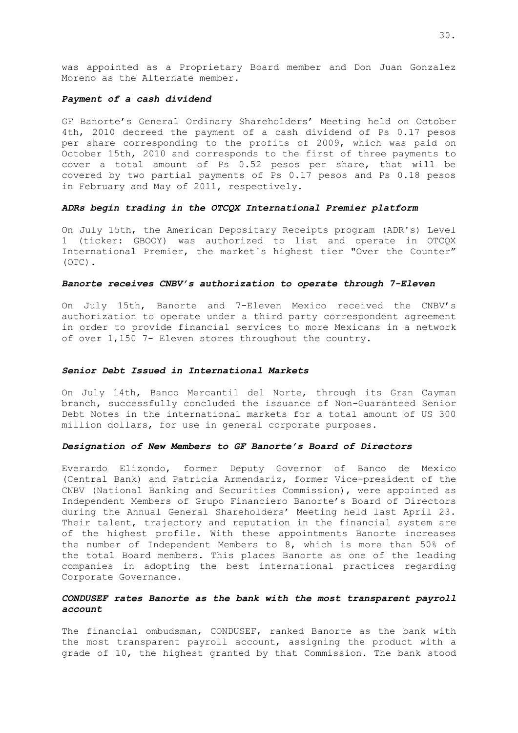was appointed as a Proprietary Board member and Don Juan Gonzalez Moreno as the Alternate member.

***Payment of a cash dividend***

GF Banorte's General Ordinary Shareholders' Meeting held on October 4th, 2010 decreed the payment of a cash dividend of Ps 0.17 pesos per share corresponding to the profits of 2009, which was paid on October 15th, 2010 and corresponds to the first of three payments to cover a total amount of Ps 0.52 pesos per share, that will be covered by two partial payments of Ps 0.17 pesos and Ps 0.18 pesos in February and May of 2011, respectively.

***ADRs begin trading in the OTCQX International Premier platform***

On July 15th, the American Depositary Receipts program (ADR's) Level 1 (ticker: GBOOY) was authorized to list and operate in OTCQX International Premier, the market´s highest tier "Over the Counter" (OTC).

***Banorte receives CNBV's authorization to operate through 7-Eleven***

On July 15th, Banorte and 7-Eleven Mexico received the CNBV's authorization to operate under a third party correspondent agreement in order to provide financial services to more Mexicans in a network of over 1,150 7- Eleven stores throughout the country.

***Senior Debt Issued in International Markets***

On July 14th, Banco Mercantil del Norte, through its Gran Cayman branch, successfully concluded the issuance of Non-Guaranteed Senior Debt Notes in the international markets for a total amount of US 300 million dollars, for use in general corporate purposes.

***Designation of New Members to GF Banorte's Board of Directors***

Everardo Elizondo, former Deputy Governor of Banco de Mexico (Central Bank) and Patricia Armendariz, former Vice-president of the CNBV (National Banking and Securities Commission), were appointed as Independent Members of Grupo Financiero Banorte's Board of Directors during the Annual General Shareholders' Meeting held last April 23. Their talent, trajectory and reputation in the financial system are of the highest profile. With these appointments Banorte increases the number of Independent Members to 8, which is more than 50% of the total Board members. This places Banorte as one of the leading companies in adopting the best international practices regarding Corporate Governance.

***CONDUSEF rates Banorte as the bank with the most transparent payroll account***

The financial ombudsman, CONDUSEF, ranked Banorte as the bank with the most transparent payroll account, assigning the product with a grade of 10, the highest granted by that Commission. The bank stood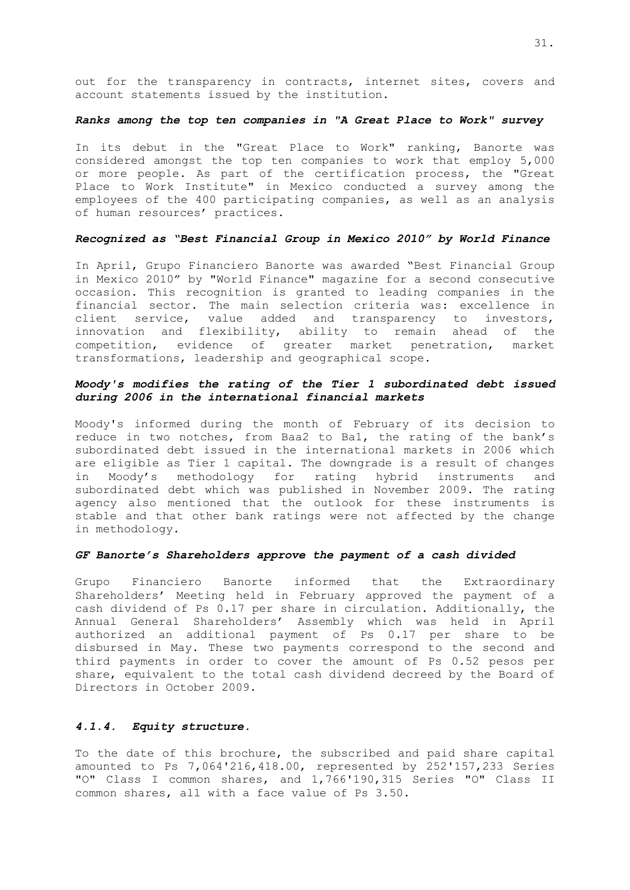out for the transparency in contracts, internet sites, covers and account statements issued by the institution.

***Ranks among the top ten companies in "A Great Place to Work" survey***

In its debut in the "Great Place to Work" ranking, Banorte was considered amongst the top ten companies to work that employ 5,000 or more people. As part of the certification process, the "Great Place to Work Institute" in Mexico conducted a survey among the employees of the 400 participating companies, as well as an analysis of human resources' practices.

***Recognized as "Best Financial Group in Mexico 2010" by World Finance***

In April, Grupo Financiero Banorte was awarded "Best Financial Group in Mexico 2010" by "World Finance" magazine for a second consecutive occasion. This recognition is granted to leading companies in the financial sector. The main selection criteria was: excellence in client service, value added and transparency to investors, innovation and flexibility, ability to remain ahead of the competition, evidence of greater market penetration, market transformations, leadership and geographical scope.

***Moody's modifies the rating of the Tier 1 subordinated debt issued during 2006 in the international financial markets***

Moody's informed during the month of February of its decision to reduce in two notches, from Baa2 to Ba1, the rating of the bank's subordinated debt issued in the international markets in 2006 which are eligible as Tier 1 capital. The downgrade is a result of changes in Moody's methodology for rating hybrid instruments and subordinated debt which was published in November 2009. The rating agency also mentioned that the outlook for these instruments is stable and that other bank ratings were not affected by the change in methodology.

***GF Banorte's Shareholders approve the payment of a cash divided***

Grupo Financiero Banorte informed that the Extraordinary Shareholders' Meeting held in February approved the payment of a cash dividend of Ps 0.17 per share in circulation. Additionally, the Annual General Shareholders' Assembly which was held in April authorized an additional payment of Ps 0.17 per share to be disbursed in May. These two payments correspond to the second and third payments in order to cover the amount of Ps 0.52 pesos per share, equivalent to the total cash dividend decreed by the Board of Directors in October 2009.

### *4.1.4. Equity structure.*

To the date of this brochure, the subscribed and paid share capital amounted to Ps 7,064'216,418.00, represented by 252'157,233 Series "O" Class I common shares, and 1,766'190,315 Series "O" Class II common shares, all with a face value of Ps 3.50.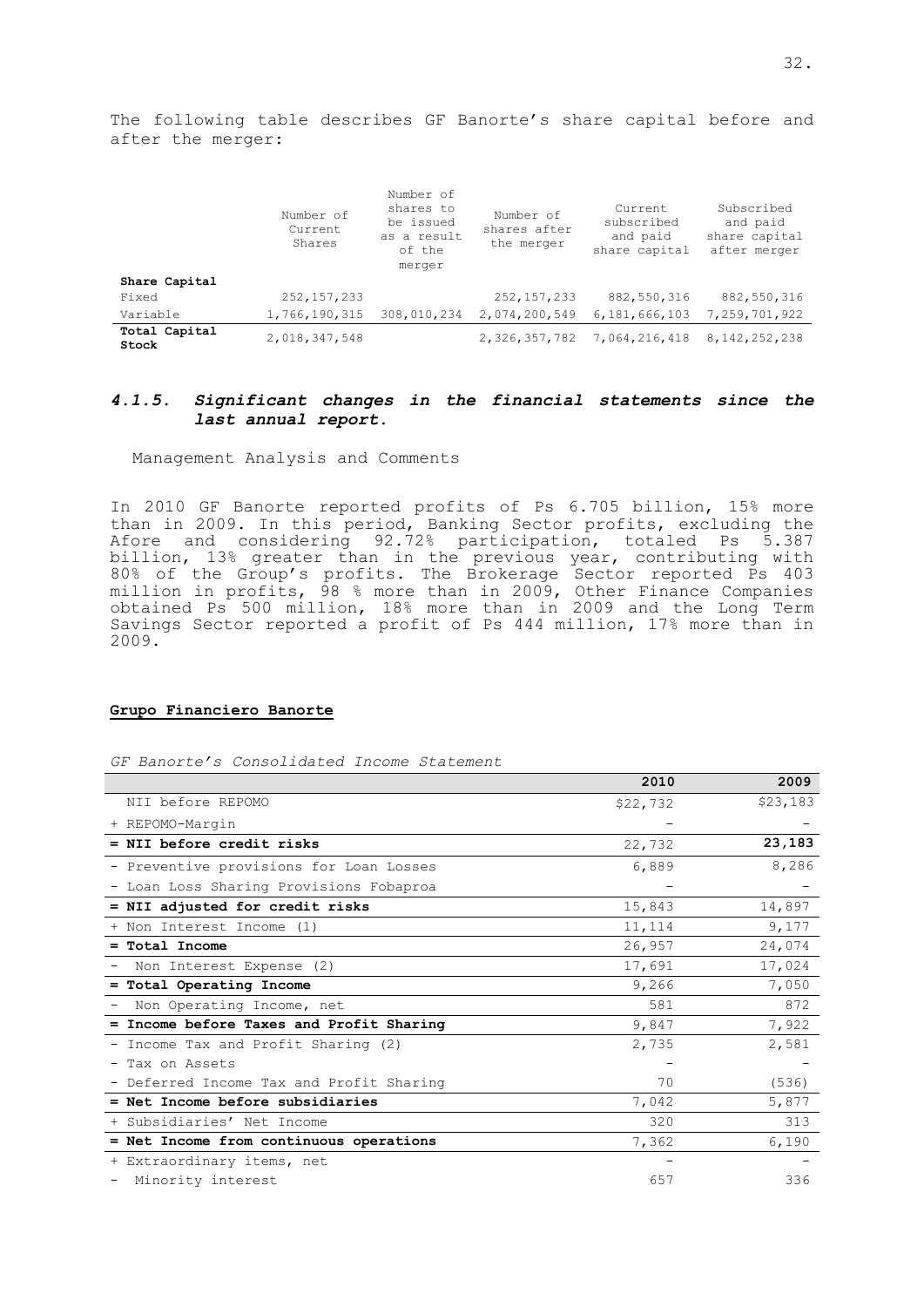The following table describes GF Banorte's share capital before and after the merger:

| | Number of Current Shares | Number of shares to be issued as a result of the merger | Number of shares after the merger | Current subscribed and paid share capital | Subscribed and paid share capital after merger |
|---|---|---|---|---|---|
| **Share Capital** | | | | | |
| Fixed | 252,157,233 | | 252,157,233 | 882,550,316 | 882,550,316 |
| Variable | 1,766,190,315 | 308,010,234 | 2,074,200,549 | 6,181,666,103 | 7,259,701,922 |
| **Total Capital Stock** | 2,018,347,548 | | 2,326,357,782 | 7,064,216,418 | 8,142,252,238 |

### *4.1.5. Significant changes in the financial statements since the last annual report.*

Management Analysis and Comments

In 2010 GF Banorte reported profits of Ps 6.705 billion, 15% more than in 2009. In this period, Banking Sector profits, excluding the Afore and considering 92.72% participation, totaled Ps 5.387 billion, 13% greater than in the previous year, contributing with 80% of the Group's profits. The Brokerage Sector reported Ps 403 million in profits, 98 % more than in 2009, Other Finance Companies obtained Ps 500 million, 18% more than in 2009 and the Long Term Savings Sector reported a profit of Ps 444 million, 17% more than in 2009.

**Grupo Financiero Banorte**

*GF Banorte's Consolidated Income Statement*

| | 2010 | 2009 |
|---|---|---|
| NII before REPOMO | $22,732 | $23,183 |
| + REPOMO-Margin | - | - |
| **= NII before credit risks** | 22,732 | **23,183** |
| - Preventive provisions for Loan Losses | 6,889 | 8,286 |
| - Loan Loss Sharing Provisions Fobaproa | - | - |
| **= NII adjusted for credit risks** | 15,843 | 14,897 |
| + Non Interest Income (1) | 11,114 | 9,177 |
| **= Total Income** | 26,957 | 24,074 |
| - Non Interest Expense (2) | 17,691 | 17,024 |
| **= Total Operating Income** | 9,266 | 7,050 |
| - Non Operating Income, net | 581 | 872 |
| **= Income before Taxes and Profit Sharing** | 9,847 | 7,922 |
| - Income Tax and Profit Sharing (2) | 2,735 | 2,581 |
| - Tax on Assets | - | - |
| - Deferred Income Tax and Profit Sharing | 70 | (536) |
| **= Net Income before subsidiaries** | 7,042 | 5,877 |
| + Subsidiaries' Net Income | 320 | 313 |
| **= Net Income from continuous operations** | 7,362 | 6,190 |
| + Extraordinary items, net | - | - |
| - Minority interest | 657 | 336 |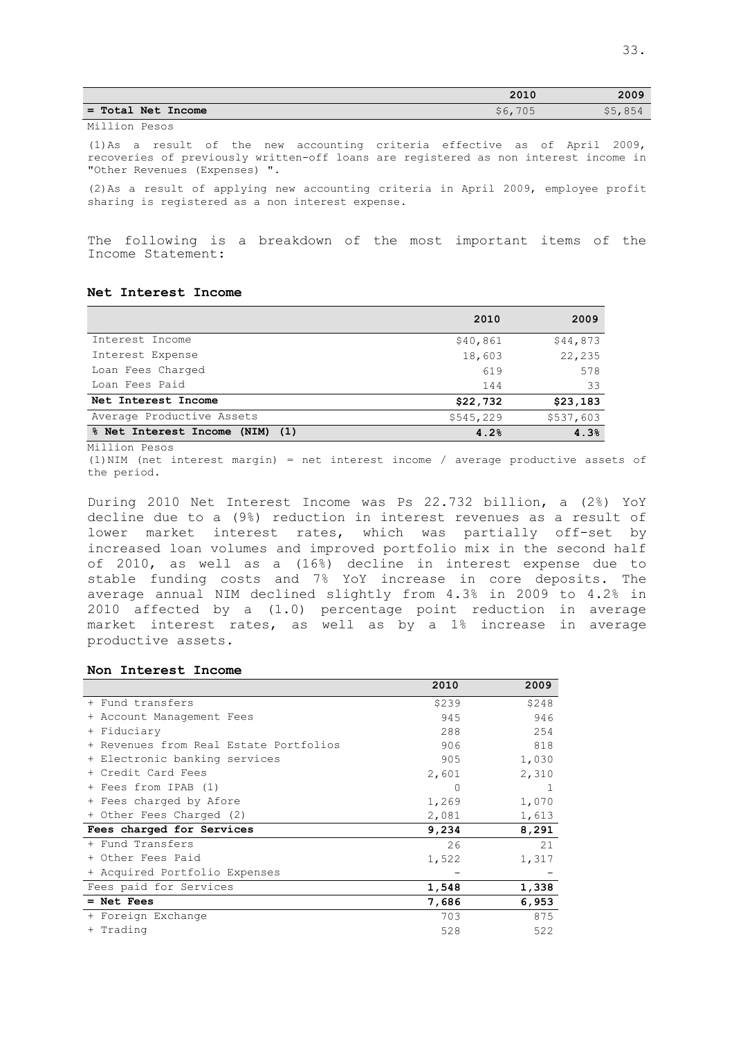| | 2010 | 2009 |
|---|---|---|
| **= Total Net Income** | $6,705 | $5,854 |

Million Pesos

(1)As a result of the new accounting criteria effective as of April 2009, recoveries of previously written-off loans are registered as non interest income in "Other Revenues (Expenses) ".

(2)As a result of applying new accounting criteria in April 2009, employee profit sharing is registered as a non interest expense.

The following is a breakdown of the most important items of the Income Statement:

### Net Interest Income

| | 2010 | 2009 |
|---|---|---|
| Interest Income | $40,861 | $44,873 |
| Interest Expense | 18,603 | 22,235 |
| Loan Fees Charged | 619 | 578 |
| Loan Fees Paid | 144 | 33 |
| **Net Interest Income** | **$22,732** | **$23,183** |
| Average Productive Assets | $545,229 | $537,603 |
| **% Net Interest Income (NIM) (1)** | **4.2%** | **4.3%** |

Million Pesos

(1)NIM (net interest margin) = net interest income / average productive assets of the period.

During 2010 Net Interest Income was Ps 22.732 billion, a (2%) YoY decline due to a (9%) reduction in interest revenues as a result of lower market interest rates, which was partially off-set by increased loan volumes and improved portfolio mix in the second half of 2010, as well as a (16%) decline in interest expense due to stable funding costs and 7% YoY increase in core deposits. The average annual NIM declined slightly from 4.3% in 2009 to 4.2% in 2010 affected by a (1.0) percentage point reduction in average market interest rates, as well as by a 1% increase in average productive assets.

### Non Interest Income

| | 2010 | 2009 |
|---|---|---|
| + Fund transfers | $239 | $248 |
| + Account Management Fees | 945 | 946 |
| + Fiduciary | 288 | 254 |
| + Revenues from Real Estate Portfolios | 906 | 818 |
| + Electronic banking services | 905 | 1,030 |
| + Credit Card Fees | 2,601 | 2,310 |
| + Fees from IPAB (1) | 0 | 1 |
| + Fees charged by Afore | 1,269 | 1,070 |
| + Other Fees Charged (2) | 2,081 | 1,613 |
| **Fees charged for Services** | **9,234** | **8,291** |
| + Fund Transfers | 26 | 21 |
| + Other Fees Paid | 1,522 | 1,317 |
| + Acquired Portfolio Expenses | - | - |
| Fees paid for Services | **1,548** | **1,338** |
| **= Net Fees** | **7,686** | **6,953** |
| + Foreign Exchange | 703 | 875 |
| + Trading | 528 | 522 |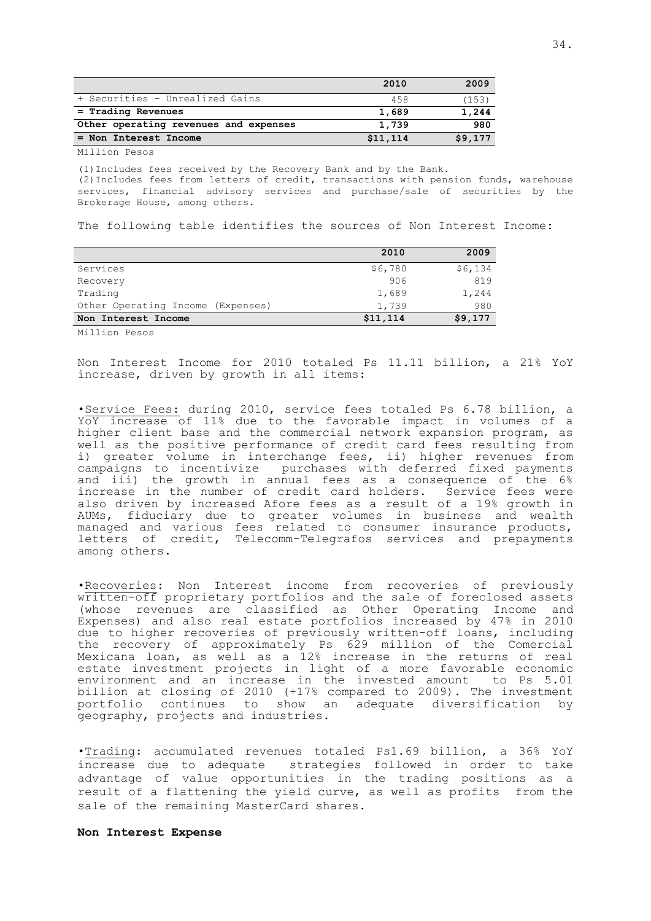| | 2010 | 2009 |
|---|---|---|
| + Securities – Unrealized Gains | 458 | (153) |
| **= Trading Revenues** | **1,689** | **1,244** |
| **Other operating revenues and expenses** | **1,739** | **980** |
| **= Non Interest Income** | **$11,114** | **$9,177** |

Million Pesos

(1) Includes fees received by the Recovery Bank and by the Bank.
(2) Includes fees from letters of credit, transactions with pension funds, warehouse services, financial advisory services and purchase/sale of securities by the Brokerage House, among others.

The following table identifies the sources of Non Interest Income:

| | 2010 | 2009 |
|---|---|---|
| Services | $6,780 | $6,134 |
| Recovery | 906 | 819 |
| Trading | 1,689 | 1,244 |
| Other Operating Income (Expenses) | 1,739 | 980 |
| **Non Interest Income** | **$11,114** | **$9,177** |

Million Pesos

Non Interest Income for 2010 totaled Ps 11.11 billion, a 21% YoY increase, driven by growth in all items:

• Service Fees: during 2010, service fees totaled Ps 6.78 billion, a YoY increase of 11% due to the favorable impact in volumes of a higher client base and the commercial network expansion program, as well as the positive performance of credit card fees resulting from i) greater volume in interchange fees, ii) higher revenues from campaigns to incentivize purchases with deferred fixed payments and iii) the growth in annual fees as a consequence of the 6% increase in the number of credit card holders. Service fees were also driven by increased Afore fees as a result of a 19% growth in AUMs, fiduciary due to greater volumes in business and wealth managed and various fees related to consumer insurance products, letters of credit, Telecomm-Telegrafos services and prepayments among others.

• Recoveries: Non Interest income from recoveries of previously written-off proprietary portfolios and the sale of foreclosed assets (whose revenues are classified as Other Operating Income and Expenses) and also real estate portfolios increased by 47% in 2010 due to higher recoveries of previously written-off loans, including the recovery of approximately Ps 629 million of the Comercial Mexicana loan, as well as a 12% increase in the returns of real estate investment projects in light of a more favorable economic environment and an increase in the invested amount to Ps 5.01 billion at closing of 2010 (+17% compared to 2009). The investment portfolio continues to show an adequate diversification by geography, projects and industries.

• Trading: accumulated revenues totaled Ps1.69 billion, a 36% YoY increase due to adequate strategies followed in order to take advantage of value opportunities in the trading positions as a result of a flattening the yield curve, as well as profits from the sale of the remaining MasterCard shares.

**Non Interest Expense**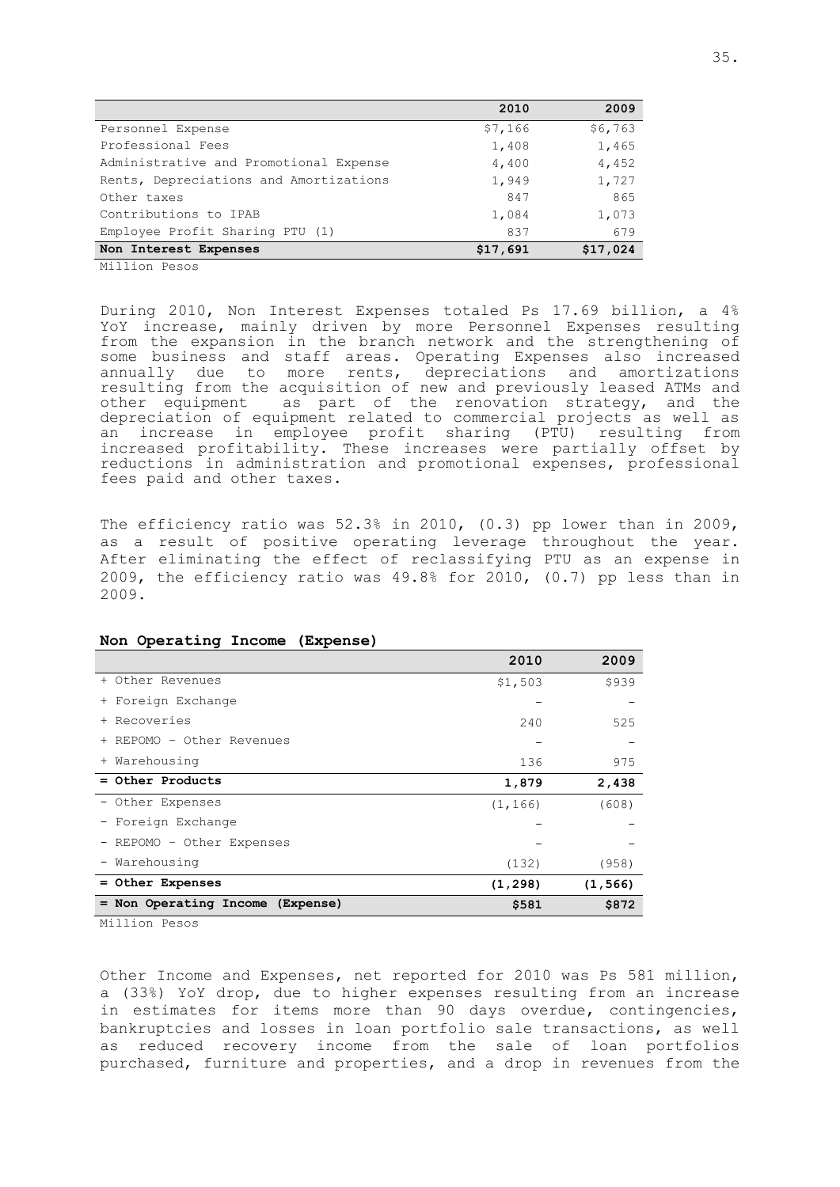| | 2010 | 2009 |
|---|---|---|
| Personnel Expense | $7,166 | $6,763 |
| Professional Fees | 1,408 | 1,465 |
| Administrative and Promotional Expense | 4,400 | 4,452 |
| Rents, Depreciations and Amortizations | 1,949 | 1,727 |
| Other taxes | 847 | 865 |
| Contributions to IPAB | 1,084 | 1,073 |
| Employee Profit Sharing PTU (1) | 837 | 679 |
| **Non Interest Expenses** | **$17,691** | **$17,024** |

Million Pesos

During 2010, Non Interest Expenses totaled Ps 17.69 billion, a 4% YoY increase, mainly driven by more Personnel Expenses resulting from the expansion in the branch network and the strengthening of some business and staff areas. Operating Expenses also increased annually due to more rents, depreciations and amortizations resulting from the acquisition of new and previously leased ATMs and other equipment as part of the renovation strategy, and the depreciation of equipment related to commercial projects as well as an increase in employee profit sharing (PTU) resulting from increased profitability. These increases were partially offset by reductions in administration and promotional expenses, professional fees paid and other taxes.

The efficiency ratio was 52.3% in 2010, (0.3) pp lower than in 2009, as a result of positive operating leverage throughout the year. After eliminating the effect of reclassifying PTU as an expense in 2009, the efficiency ratio was 49.8% for 2010, (0.7) pp less than in 2009.

**Non Operating Income (Expense)**

| | 2010 | 2009 |
|---|---|---|
| + Other Revenues | $1,503 | $939 |
| + Foreign Exchange | - | - |
| + Recoveries | 240 | 525 |
| + REPOMO - Other Revenues | - | - |
| + Warehousing | 136 | 975 |
| **= Other Products** | **1,879** | **2,438** |
| - Other Expenses | (1,166) | (608) |
| - Foreign Exchange | - | - |
| - REPOMO - Other Expenses | - | - |
| - Warehousing | (132) | (958) |
| **= Other Expenses** | **(1,298)** | **(1,566)** |
| **= Non Operating Income (Expense)** | **$581** | **$872** |

Million Pesos

Other Income and Expenses, net reported for 2010 was Ps 581 million, a (33%) YoY drop, due to higher expenses resulting from an increase in estimates for items more than 90 days overdue, contingencies, bankruptcies and losses in loan portfolio sale transactions, as well as reduced recovery income from the sale of loan portfolios purchased, furniture and properties, and a drop in revenues from the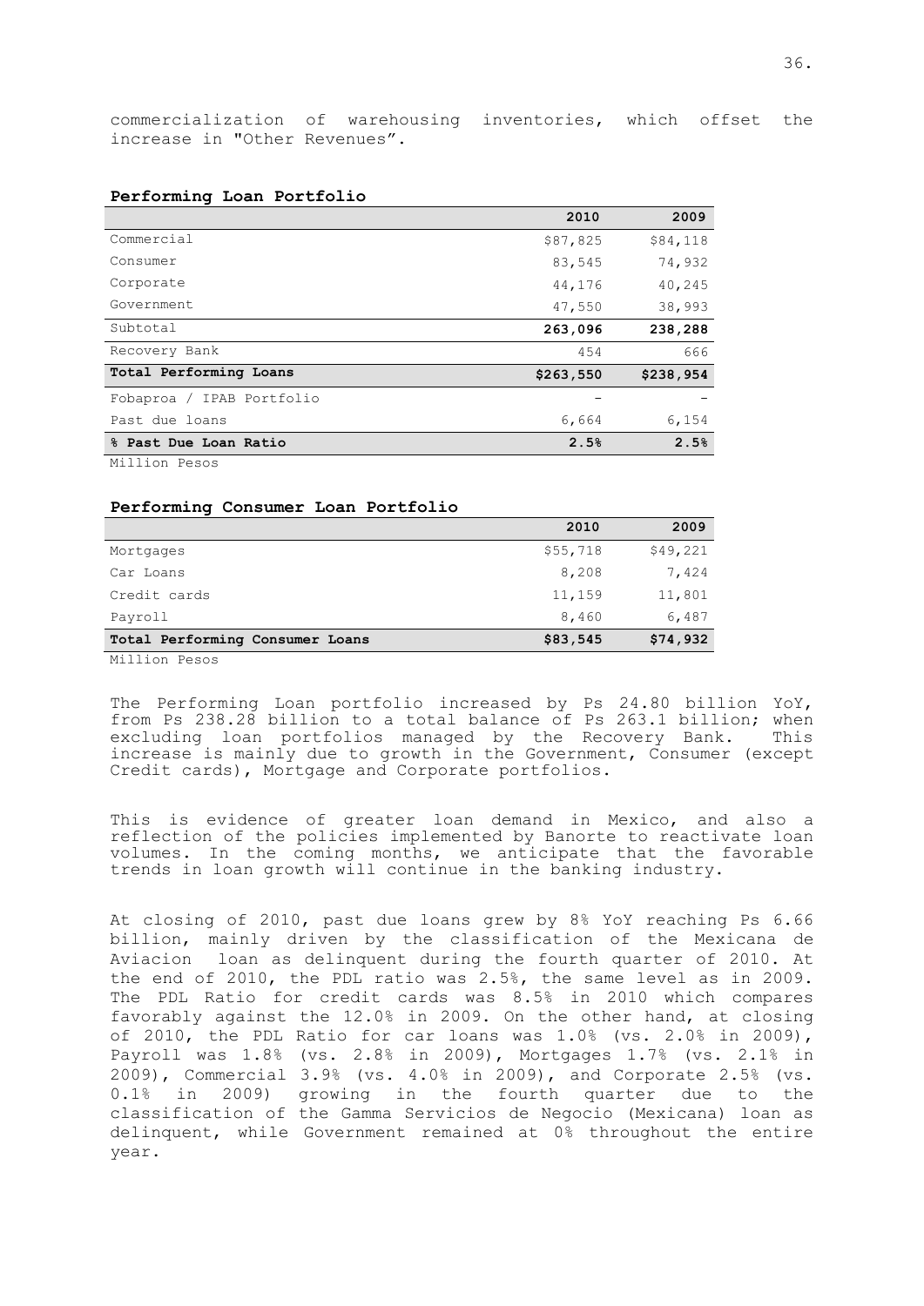commercialization of warehousing inventories, which offset the increase in "Other Revenues".

**Performing Loan Portfolio**

| | 2010 | 2009 |
|---|---|---|
| Commercial | $87,825 | $84,118 |
| Consumer | 83,545 | 74,932 |
| Corporate | 44,176 | 40,245 |
| Government | 47,550 | 38,993 |
| Subtotal | **263,096** | **238,288** |
| Recovery Bank | 454 | 666 |
| **Total Performing Loans** | **$263,550** | **$238,954** |
| Fobaproa / IPAB Portfolio | - | - |
| Past due loans | 6,664 | 6,154 |
| **% Past Due Loan Ratio** | **2.5%** | **2.5%** |

Million Pesos

**Performing Consumer Loan Portfolio**

| | 2010 | 2009 |
|---|---|---|
| Mortgages | $55,718 | $49,221 |
| Car Loans | 8,208 | 7,424 |
| Credit cards | 11,159 | 11,801 |
| Payroll | 8,460 | 6,487 |
| **Total Performing Consumer Loans** | **$83,545** | **$74,932** |

Million Pesos

The Performing Loan portfolio increased by Ps 24.80 billion YoY, from Ps 238.28 billion to a total balance of Ps 263.1 billion; when excluding loan portfolios managed by the Recovery Bank. This increase is mainly due to growth in the Government, Consumer (except Credit cards), Mortgage and Corporate portfolios.

This is evidence of greater loan demand in Mexico, and also a reflection of the policies implemented by Banorte to reactivate loan volumes. In the coming months, we anticipate that the favorable trends in loan growth will continue in the banking industry.

At closing of 2010, past due loans grew by 8% YoY reaching Ps 6.66 billion, mainly driven by the classification of the Mexicana de Aviacion loan as delinquent during the fourth quarter of 2010. At the end of 2010, the PDL ratio was 2.5%, the same level as in 2009. The PDL Ratio for credit cards was 8.5% in 2010 which compares favorably against the 12.0% in 2009. On the other hand, at closing of 2010, the PDL Ratio for car loans was 1.0% (vs. 2.0% in 2009), Payroll was 1.8% (vs. 2.8% in 2009), Mortgages 1.7% (vs. 2.1% in 2009), Commercial 3.9% (vs. 4.0% in 2009), and Corporate 2.5% (vs. 0.1% in 2009) growing in the fourth quarter due to the classification of the Gamma Servicios de Negocio (Mexicana) loan as delinquent, while Government remained at 0% throughout the entire year.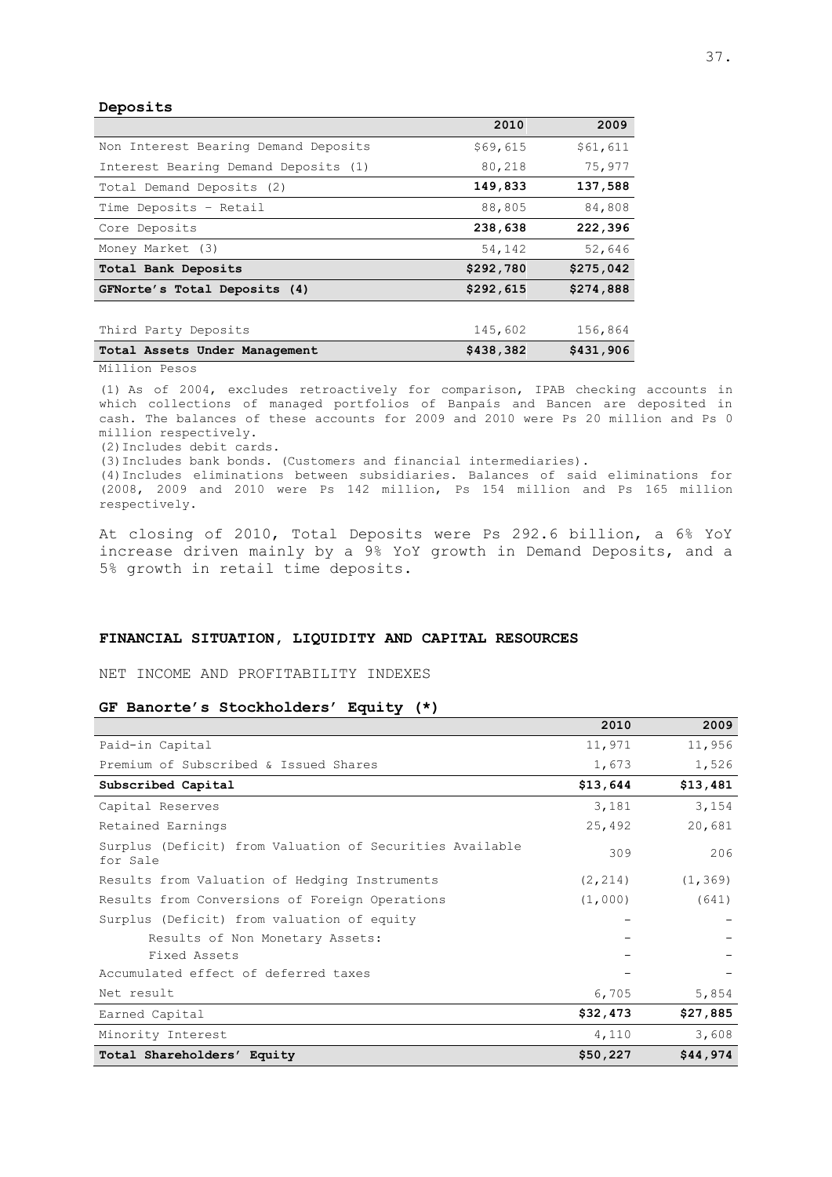**Deposits**

| | 2010 | 2009 |
|---|---|---|
| Non Interest Bearing Demand Deposits | $69,615 | $61,611 |
| Interest Bearing Demand Deposits (1) | 80,218 | 75,977 |
| **Total Demand Deposits (2)** | **149,833** | **137,588** |
| Time Deposits – Retail | 88,805 | 84,808 |
| **Core Deposits** | **238,638** | **222,396** |
| Money Market (3) | 54,142 | 52,646 |
| **Total Bank Deposits** | **$292,780** | **$275,042** |
| **GFNorte's Total Deposits (4)** | **$292,615** | **$274,888** |
| | | |
| Third Party Deposits | 145,602 | 156,864 |
| **Total Assets Under Management** | **$438,382** | **$431,906** |

Million Pesos

(1) As of 2004, excludes retroactively for comparison, IPAB checking accounts in which collections of managed portfolios of Banpaís and Bancen are deposited in cash. The balances of these accounts for 2009 and 2010 were Ps 20 million and Ps 0 million respectively.
(2) Includes debit cards.
(3) Includes bank bonds. (Customers and financial intermediaries).
(4) Includes eliminations between subsidiaries. Balances of said eliminations for (2008, 2009 and 2010 were Ps 142 million, Ps 154 million and Ps 165 million respectively.

At closing of 2010, Total Deposits were Ps 292.6 billion, a 6% YoY increase driven mainly by a 9% YoY growth in Demand Deposits, and a 5% growth in retail time deposits.

## FINANCIAL SITUATION, LIQUIDITY AND CAPITAL RESOURCES

NET INCOME AND PROFITABILITY INDEXES

**GF Banorte's Stockholders' Equity (\*)**

| | 2010 | 2009 |
|---|---|---|
| Paid-in Capital | 11,971 | 11,956 |
| Premium of Subscribed & Issued Shares | 1,673 | 1,526 |
| **Subscribed Capital** | **$13,644** | **$13,481** |
| Capital Reserves | 3,181 | 3,154 |
| Retained Earnings | 25,492 | 20,681 |
| Surplus (Deficit) from Valuation of Securities Available for Sale | 309 | 206 |
| Results from Valuation of Hedging Instruments | (2,214) | (1,369) |
| Results from Conversions of Foreign Operations | (1,000) | (641) |
| Surplus (Deficit) from valuation of equity | - | - |
| Results of Non Monetary Assets: | - | - |
| Fixed Assets | - | - |
| Accumulated effect of deferred taxes | - | - |
| Net result | 6,705 | 5,854 |
| Earned Capital | $32,473 | $27,885 |
| Minority Interest | 4,110 | 3,608 |
| **Total Shareholders' Equity** | **$50,227** | **$44,974** |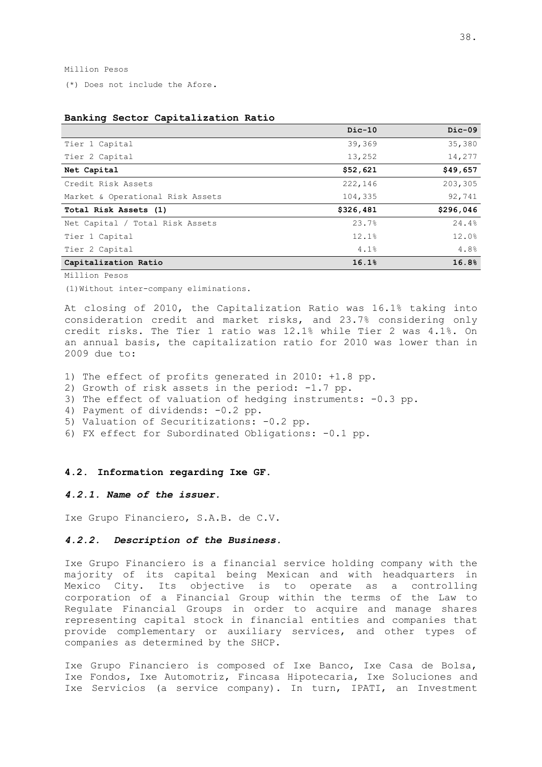Million Pesos

(*) Does not include the Afore.

**Banking Sector Capitalization Ratio**

| | Dic-10 | Dic-09 |
|---|---|---|
| Tier 1 Capital | 39,369 | 35,380 |
| Tier 2 Capital | 13,252 | 14,277 |
| **Net Capital** | **$52,621** | **$49,657** |
| Credit Risk Assets | 222,146 | 203,305 |
| Market & Operational Risk Assets | 104,335 | 92,741 |
| **Total Risk Assets (1)** | **$326,481** | **$296,046** |
| Net Capital / Total Risk Assets | 23.7% | 24.4% |
| Tier 1 Capital | 12.1% | 12.0% |
| Tier 2 Capital | 4.1% | 4.8% |
| **Capitalization Ratio** | **16.1%** | **16.8%** |

Million Pesos

(1)Without inter-company eliminations.

At closing of 2010, the Capitalization Ratio was 16.1% taking into consideration credit and market risks, and 23.7% considering only credit risks. The Tier 1 ratio was 12.1% while Tier 2 was 4.1%. On an annual basis, the capitalization ratio for 2010 was lower than in 2009 due to:

1) The effect of profits generated in 2010: +1.8 pp.
2) Growth of risk assets in the period: -1.7 pp.
3) The effect of valuation of hedging instruments: -0.3 pp.
4) Payment of dividends: -0.2 pp.
5) Valuation of Securitizations: -0.2 pp.
6) FX effect for Subordinated Obligations: -0.1 pp.

### 4.2. Information regarding Ixe GF.

#### *4.2.1. Name of the issuer.*

Ixe Grupo Financiero, S.A.B. de C.V.

#### *4.2.2. Description of the Business.*

Ixe Grupo Financiero is a financial service holding company with the majority of its capital being Mexican and with headquarters in Mexico City. Its objective is to operate as a controlling corporation of a Financial Group within the terms of the Law to Regulate Financial Groups in order to acquire and manage shares representing capital stock in financial entities and companies that provide complementary or auxiliary services, and other types of companies as determined by the SHCP.

Ixe Grupo Financiero is composed of Ixe Banco, Ixe Casa de Bolsa, Ixe Fondos, Ixe Automotriz, Fincasa Hipotecaria, Ixe Soluciones and Ixe Servicios (a service company). In turn, IPATI, an Investment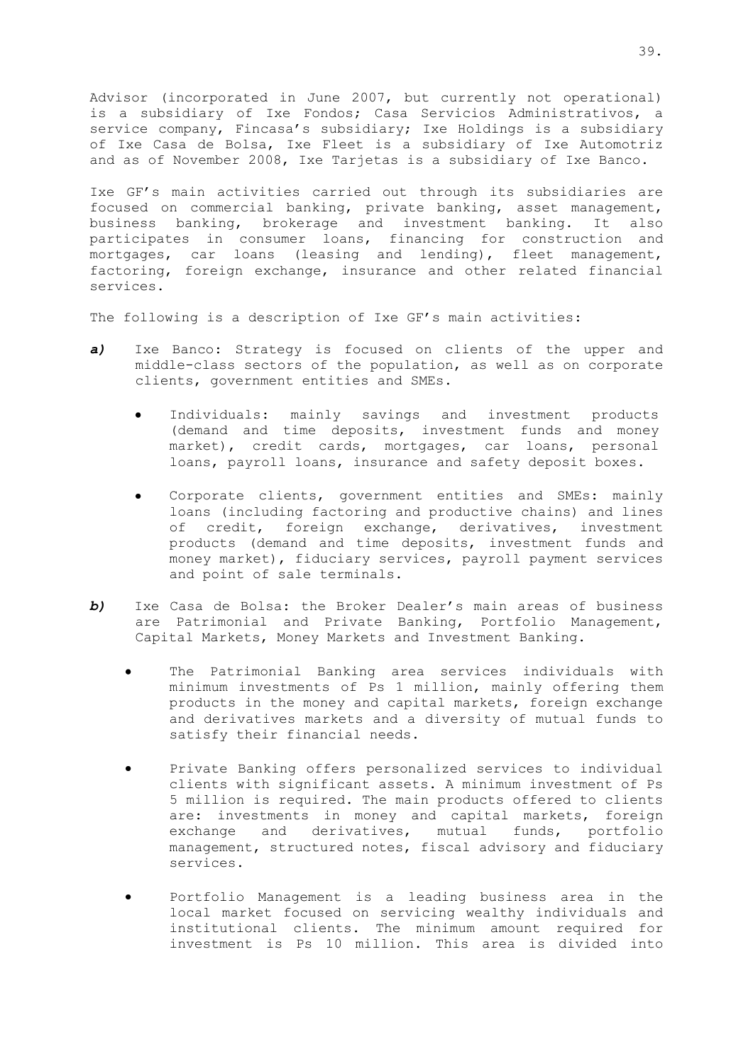Advisor (incorporated in June 2007, but currently not operational) is a subsidiary of Ixe Fondos; Casa Servicios Administrativos, a service company, Fincasa's subsidiary; Ixe Holdings is a subsidiary of Ixe Casa de Bolsa, Ixe Fleet is a subsidiary of Ixe Automotriz and as of November 2008, Ixe Tarjetas is a subsidiary of Ixe Banco.

Ixe GF's main activities carried out through its subsidiaries are focused on commercial banking, private banking, asset management, business banking, brokerage and investment banking. It also participates in consumer loans, financing for construction and mortgages, car loans (leasing and lending), fleet management, factoring, foreign exchange, insurance and other related financial services.

The following is a description of Ixe GF's main activities:

***a)*** Ixe Banco: Strategy is focused on clients of the upper and middle-class sectors of the population, as well as on corporate clients, government entities and SMEs.

- Individuals: mainly savings and investment products (demand and time deposits, investment funds and money market), credit cards, mortgages, car loans, personal loans, payroll loans, insurance and safety deposit boxes.

- Corporate clients, government entities and SMEs: mainly loans (including factoring and productive chains) and lines of credit, foreign exchange, derivatives, investment products (demand and time deposits, investment funds and money market), fiduciary services, payroll payment services and point of sale terminals.

***b)*** Ixe Casa de Bolsa: the Broker Dealer's main areas of business are Patrimonial and Private Banking, Portfolio Management, Capital Markets, Money Markets and Investment Banking.

- The Patrimonial Banking area services individuals with minimum investments of Ps 1 million, mainly offering them products in the money and capital markets, foreign exchange and derivatives markets and a diversity of mutual funds to satisfy their financial needs.

- Private Banking offers personalized services to individual clients with significant assets. A minimum investment of Ps 5 million is required. The main products offered to clients are: investments in money and capital markets, foreign exchange and derivatives, mutual funds, portfolio management, structured notes, fiscal advisory and fiduciary services.

- Portfolio Management is a leading business area in the local market focused on servicing wealthy individuals and institutional clients. The minimum amount required for investment is Ps 10 million. This area is divided into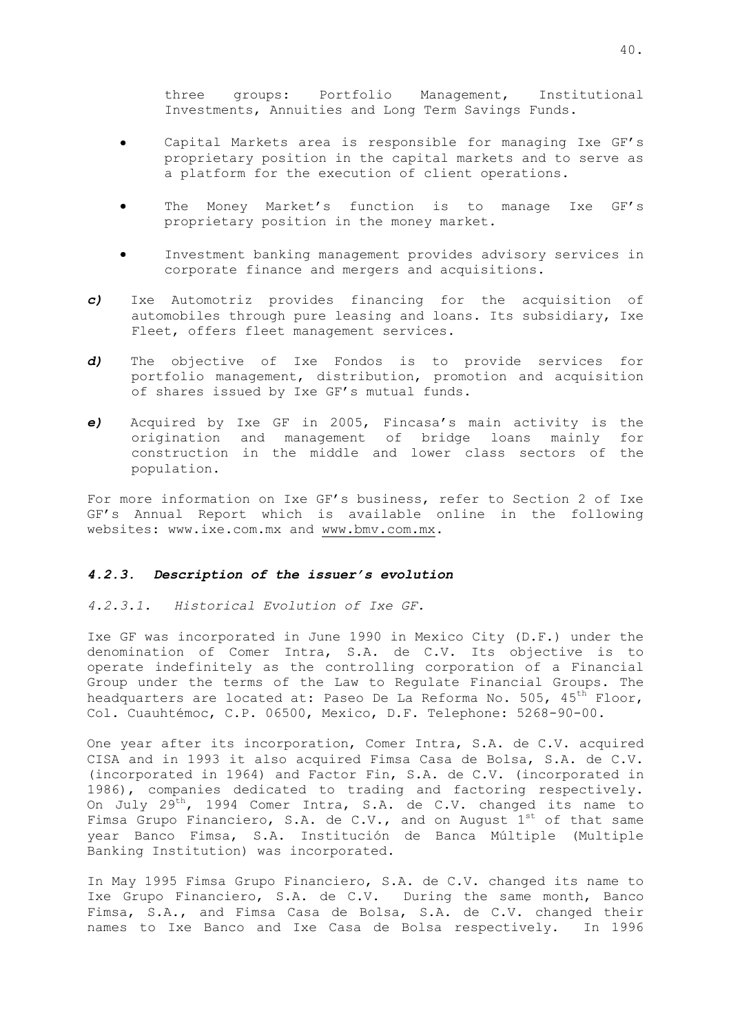three groups: Portfolio Management, Institutional Investments, Annuities and Long Term Savings Funds.

- Capital Markets area is responsible for managing Ixe GF's proprietary position in the capital markets and to serve as a platform for the execution of client operations.

- The Money Market's function is to manage Ixe GF's proprietary position in the money market.

- Investment banking management provides advisory services in corporate finance and mergers and acquisitions.

***c)*** Ixe Automotriz provides financing for the acquisition of automobiles through pure leasing and loans. Its subsidiary, Ixe Fleet, offers fleet management services.

***d)*** The objective of Ixe Fondos is to provide services for portfolio management, distribution, promotion and acquisition of shares issued by Ixe GF's mutual funds.

***e)*** Acquired by Ixe GF in 2005, Fincasa's main activity is the origination and management of bridge loans mainly for construction in the middle and lower class sectors of the population.

For more information on Ixe GF's business, refer to Section 2 of Ixe GF's Annual Report which is available online in the following websites: www.ixe.com.mx and www.bmv.com.mx.

### *4.2.3. Description of the issuer's evolution*

*4.2.3.1. Historical Evolution of Ixe GF.*

Ixe GF was incorporated in June 1990 in Mexico City (D.F.) under the denomination of Comer Intra, S.A. de C.V. Its objective is to operate indefinitely as the controlling corporation of a Financial Group under the terms of the Law to Regulate Financial Groups. The headquarters are located at: Paseo De La Reforma No. 505, 45th Floor, Col. Cuauhtémoc, C.P. 06500, Mexico, D.F. Telephone: 5268-90-00.

One year after its incorporation, Comer Intra, S.A. de C.V. acquired CISA and in 1993 it also acquired Fimsa Casa de Bolsa, S.A. de C.V. (incorporated in 1964) and Factor Fin, S.A. de C.V. (incorporated in 1986), companies dedicated to trading and factoring respectively. On July 29th, 1994 Comer Intra, S.A. de C.V. changed its name to Fimsa Grupo Financiero, S.A. de C.V., and on August 1st of that same year Banco Fimsa, S.A. Institución de Banca Múltiple (Multiple Banking Institution) was incorporated.

In May 1995 Fimsa Grupo Financiero, S.A. de C.V. changed its name to Ixe Grupo Financiero, S.A. de C.V. During the same month, Banco Fimsa, S.A., and Fimsa Casa de Bolsa, S.A. de C.V. changed their names to Ixe Banco and Ixe Casa de Bolsa respectively. In 1996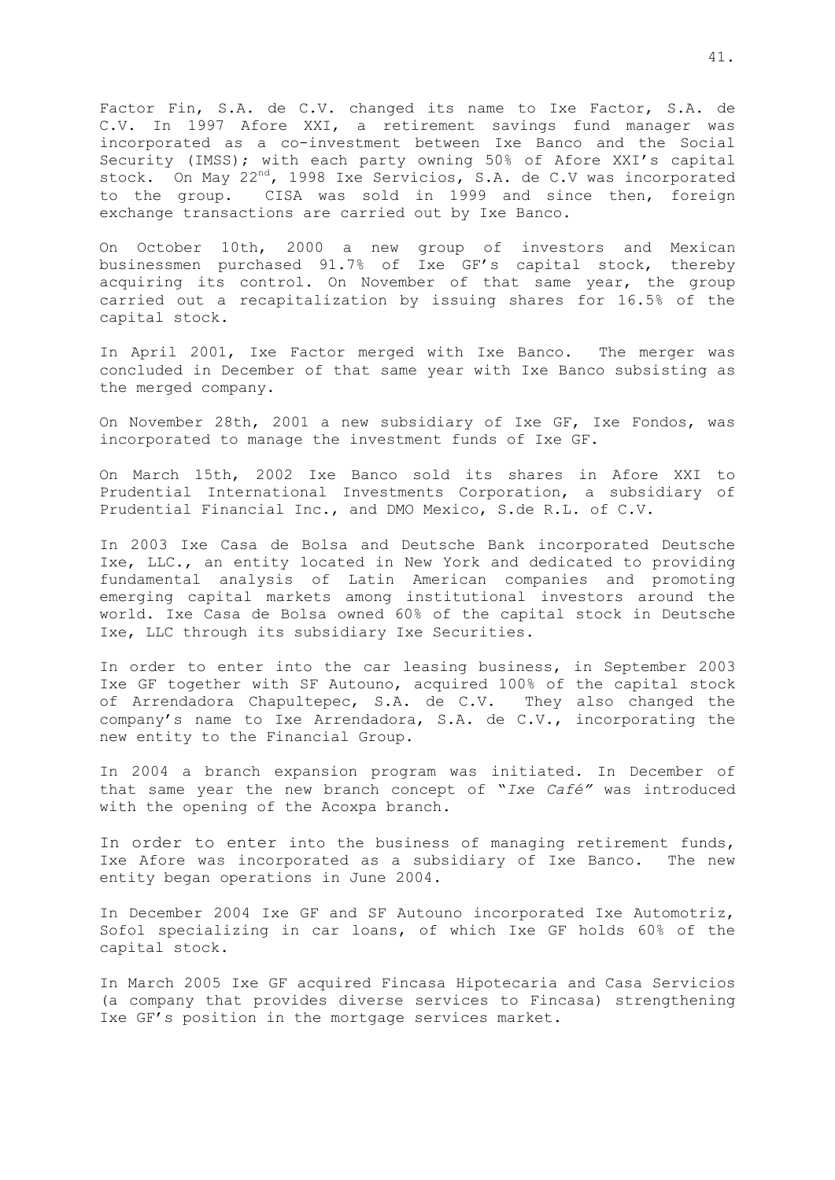Factor Fin, S.A. de C.V. changed its name to Ixe Factor, S.A. de C.V. In 1997 Afore XXI, a retirement savings fund manager was incorporated as a co-investment between Ixe Banco and the Social Security (IMSS); with each party owning 50% of Afore XXI's capital stock. On May 22nd, 1998 Ixe Servicios, S.A. de C.V was incorporated to the group. CISA was sold in 1999 and since then, foreign exchange transactions are carried out by Ixe Banco.

On October 10th, 2000 a new group of investors and Mexican businessmen purchased 91.7% of Ixe GF's capital stock, thereby acquiring its control. On November of that same year, the group carried out a recapitalization by issuing shares for 16.5% of the capital stock.

In April 2001, Ixe Factor merged with Ixe Banco. The merger was concluded in December of that same year with Ixe Banco subsisting as the merged company.

On November 28th, 2001 a new subsidiary of Ixe GF, Ixe Fondos, was incorporated to manage the investment funds of Ixe GF.

On March 15th, 2002 Ixe Banco sold its shares in Afore XXI to Prudential International Investments Corporation, a subsidiary of Prudential Financial Inc., and DMO Mexico, S.de R.L. of C.V.

In 2003 Ixe Casa de Bolsa and Deutsche Bank incorporated Deutsche Ixe, LLC., an entity located in New York and dedicated to providing fundamental analysis of Latin American companies and promoting emerging capital markets among institutional investors around the world. Ixe Casa de Bolsa owned 60% of the capital stock in Deutsche Ixe, LLC through its subsidiary Ixe Securities.

In order to enter into the car leasing business, in September 2003 Ixe GF together with SF Autouno, acquired 100% of the capital stock of Arrendadora Chapultepec, S.A. de C.V. They also changed the company's name to Ixe Arrendadora, S.A. de C.V., incorporating the new entity to the Financial Group.

In 2004 a branch expansion program was initiated. In December of that same year the new branch concept of "*Ixe Café*" was introduced with the opening of the Acoxpa branch.

In order to enter into the business of managing retirement funds, Ixe Afore was incorporated as a subsidiary of Ixe Banco. The new entity began operations in June 2004.

In December 2004 Ixe GF and SF Autouno incorporated Ixe Automotriz, Sofol specializing in car loans, of which Ixe GF holds 60% of the capital stock.

In March 2005 Ixe GF acquired Fincasa Hipotecaria and Casa Servicios (a company that provides diverse services to Fincasa) strengthening Ixe GF's position in the mortgage services market.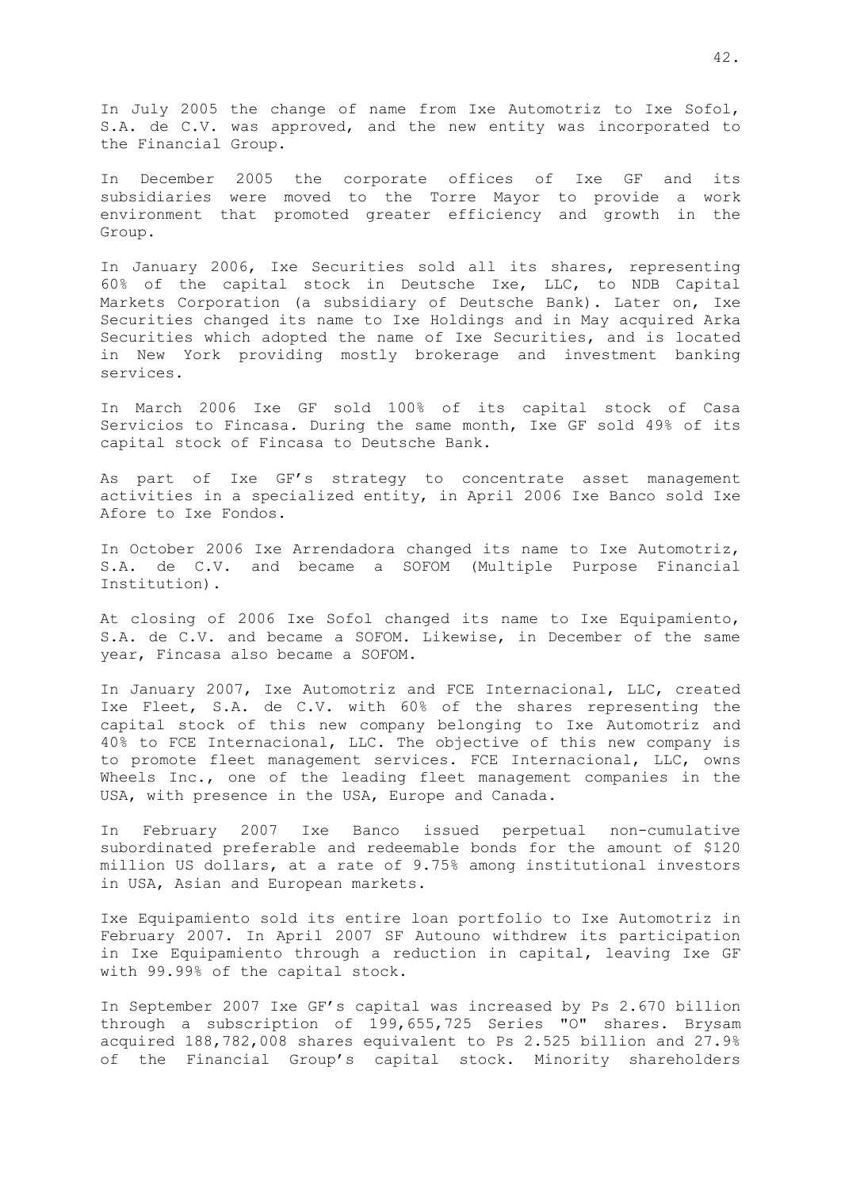In July 2005 the change of name from Ixe Automotriz to Ixe Sofol, S.A. de C.V. was approved, and the new entity was incorporated to the Financial Group.

In December 2005 the corporate offices of Ixe GF and its subsidiaries were moved to the Torre Mayor to provide a work environment that promoted greater efficiency and growth in the Group.

In January 2006, Ixe Securities sold all its shares, representing 60% of the capital stock in Deutsche Ixe, LLC, to NDB Capital Markets Corporation (a subsidiary of Deutsche Bank). Later on, Ixe Securities changed its name to Ixe Holdings and in May acquired Arka Securities which adopted the name of Ixe Securities, and is located in New York providing mostly brokerage and investment banking services.

In March 2006 Ixe GF sold 100% of its capital stock of Casa Servicios to Fincasa. During the same month, Ixe GF sold 49% of its capital stock of Fincasa to Deutsche Bank.

As part of Ixe GF's strategy to concentrate asset management activities in a specialized entity, in April 2006 Ixe Banco sold Ixe Afore to Ixe Fondos.

In October 2006 Ixe Arrendadora changed its name to Ixe Automotriz, S.A. de C.V. and became a SOFOM (Multiple Purpose Financial Institution).

At closing of 2006 Ixe Sofol changed its name to Ixe Equipamiento, S.A. de C.V. and became a SOFOM. Likewise, in December of the same year, Fincasa also became a SOFOM.

In January 2007, Ixe Automotriz and FCE Internacional, LLC, created Ixe Fleet, S.A. de C.V. with 60% of the shares representing the capital stock of this new company belonging to Ixe Automotriz and 40% to FCE Internacional, LLC. The objective of this new company is to promote fleet management services. FCE Internacional, LLC, owns Wheels Inc., one of the leading fleet management companies in the USA, with presence in the USA, Europe and Canada.

In February 2007 Ixe Banco issued perpetual non-cumulative subordinated preferable and redeemable bonds for the amount of $120 million US dollars, at a rate of 9.75% among institutional investors in USA, Asian and European markets.

Ixe Equipamiento sold its entire loan portfolio to Ixe Automotriz in February 2007. In April 2007 SF Autouno withdrew its participation in Ixe Equipamiento through a reduction in capital, leaving Ixe GF with 99.99% of the capital stock.

In September 2007 Ixe GF's capital was increased by Ps 2.670 billion through a subscription of 199,655,725 Series "O" shares. Brysam acquired 188,782,008 shares equivalent to Ps 2.525 billion and 27.9% of the Financial Group's capital stock. Minority shareholders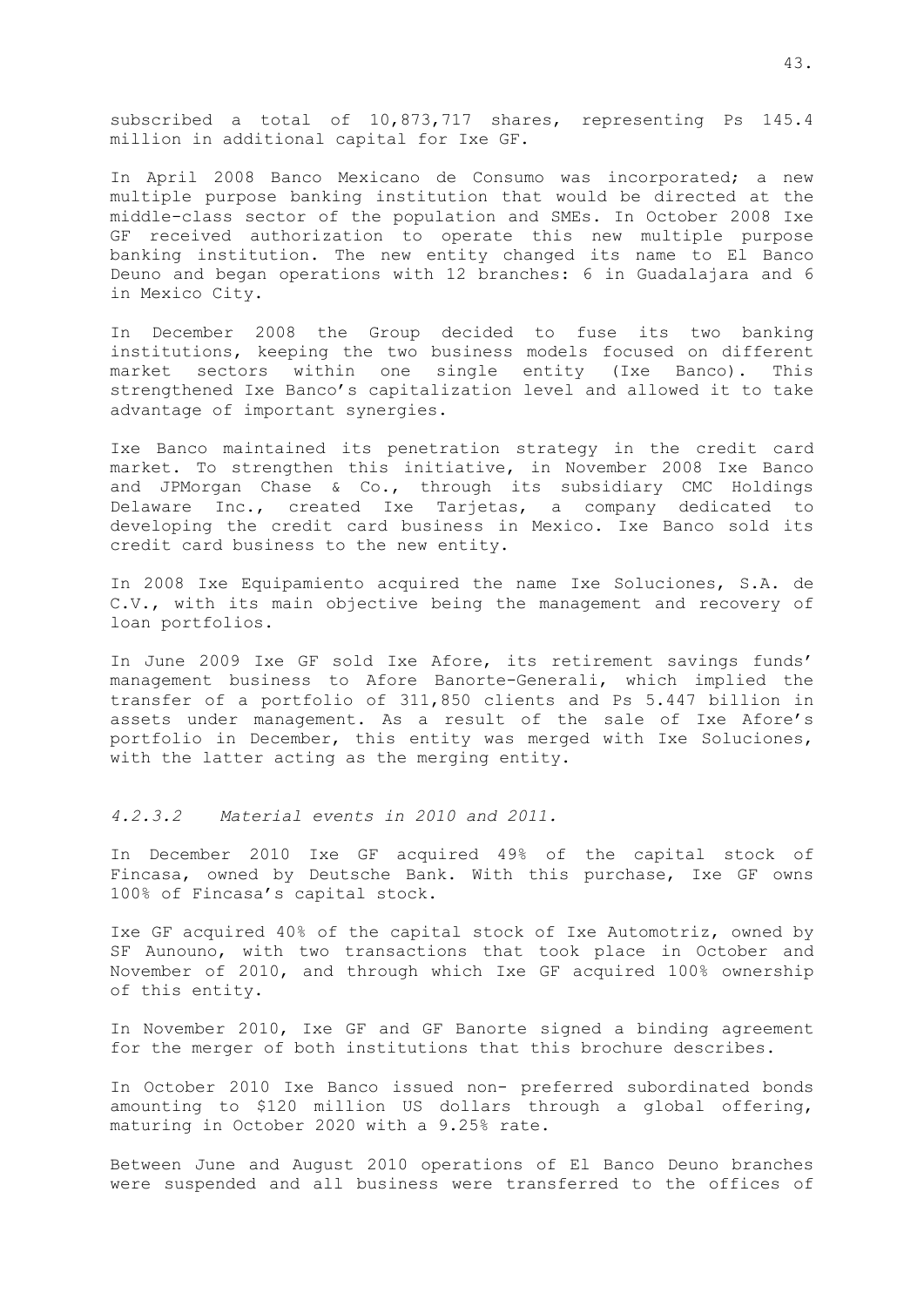subscribed a total of 10,873,717 shares, representing Ps 145.4 million in additional capital for Ixe GF.

In April 2008 Banco Mexicano de Consumo was incorporated; a new multiple purpose banking institution that would be directed at the middle-class sector of the population and SMEs. In October 2008 Ixe GF received authorization to operate this new multiple purpose banking institution. The new entity changed its name to El Banco Deuno and began operations with 12 branches: 6 in Guadalajara and 6 in Mexico City.

In December 2008 the Group decided to fuse its two banking institutions, keeping the two business models focused on different market sectors within one single entity (Ixe Banco). This strengthened Ixe Banco's capitalization level and allowed it to take advantage of important synergies.

Ixe Banco maintained its penetration strategy in the credit card market. To strengthen this initiative, in November 2008 Ixe Banco and JPMorgan Chase & Co., through its subsidiary CMC Holdings Delaware Inc., created Ixe Tarjetas, a company dedicated to developing the credit card business in Mexico. Ixe Banco sold its credit card business to the new entity.

In 2008 Ixe Equipamiento acquired the name Ixe Soluciones, S.A. de C.V., with its main objective being the management and recovery of loan portfolios.

In June 2009 Ixe GF sold Ixe Afore, its retirement savings funds' management business to Afore Banorte-Generali, which implied the transfer of a portfolio of 311,850 clients and Ps 5.447 billion in assets under management. As a result of the sale of Ixe Afore's portfolio in December, this entity was merged with Ixe Soluciones, with the latter acting as the merging entity.

#### *4.2.3.2 Material events in 2010 and 2011.*

In December 2010 Ixe GF acquired 49% of the capital stock of Fincasa, owned by Deutsche Bank. With this purchase, Ixe GF owns 100% of Fincasa's capital stock.

Ixe GF acquired 40% of the capital stock of Ixe Automotriz, owned by SF Aunouno, with two transactions that took place in October and November of 2010, and through which Ixe GF acquired 100% ownership of this entity.

In November 2010, Ixe GF and GF Banorte signed a binding agreement for the merger of both institutions that this brochure describes.

In October 2010 Ixe Banco issued non- preferred subordinated bonds amounting to $120 million US dollars through a global offering, maturing in October 2020 with a 9.25% rate.

Between June and August 2010 operations of El Banco Deuno branches were suspended and all business were transferred to the offices of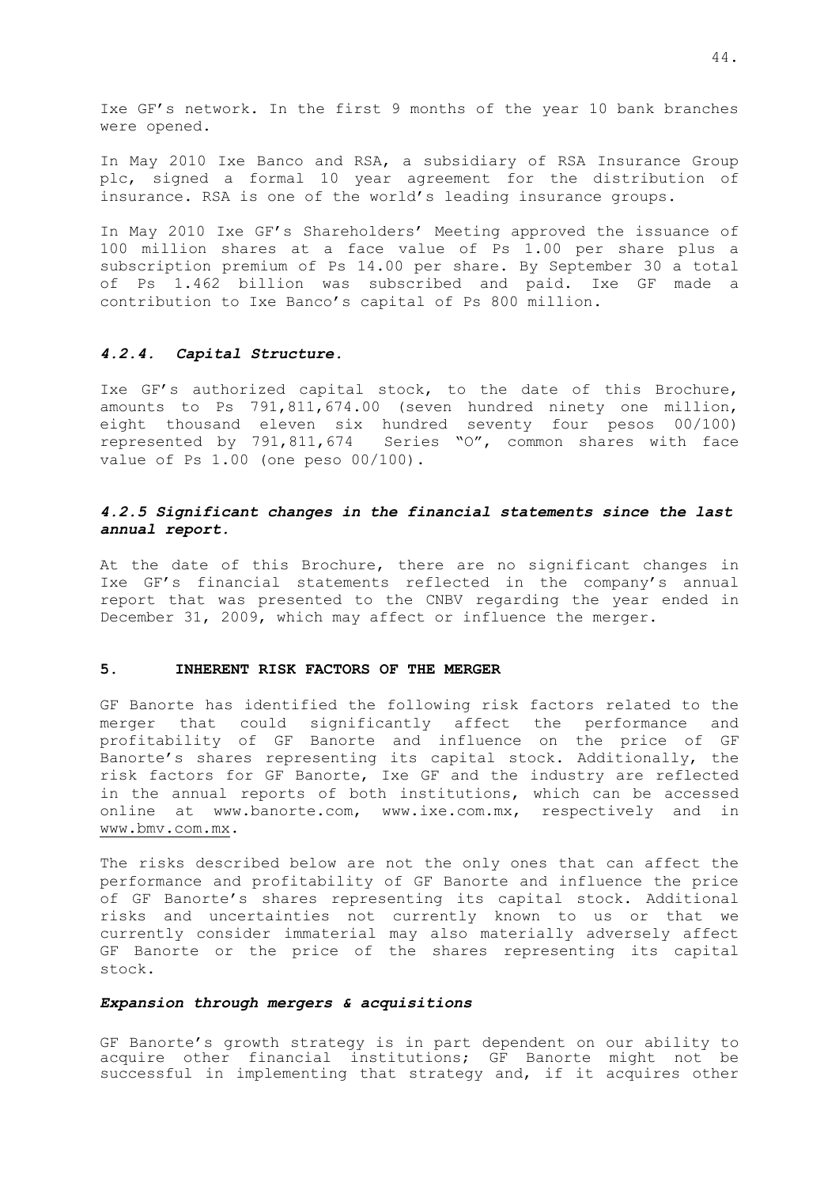Ixe GF's network. In the first 9 months of the year 10 bank branches were opened.

In May 2010 Ixe Banco and RSA, a subsidiary of RSA Insurance Group plc, signed a formal 10 year agreement for the distribution of insurance. RSA is one of the world's leading insurance groups.

In May 2010 Ixe GF's Shareholders' Meeting approved the issuance of 100 million shares at a face value of Ps 1.00 per share plus a subscription premium of Ps 14.00 per share. By September 30 a total of Ps 1.462 billion was subscribed and paid. Ixe GF made a contribution to Ixe Banco's capital of Ps 800 million.

#### *4.2.4. Capital Structure.*

Ixe GF's authorized capital stock, to the date of this Brochure, amounts to Ps 791,811,674.00 (seven hundred ninety one million, eight thousand eleven six hundred seventy four pesos 00/100) represented by 791,811,674 Series "O", common shares with face value of Ps 1.00 (one peso 00/100).

#### *4.2.5 Significant changes in the financial statements since the last annual report.*

At the date of this Brochure, there are no significant changes in Ixe GF's financial statements reflected in the company's annual report that was presented to the CNBV regarding the year ended in December 31, 2009, which may affect or influence the merger.

## 5. INHERENT RISK FACTORS OF THE MERGER

GF Banorte has identified the following risk factors related to the merger that could significantly affect the performance and profitability of GF Banorte and influence on the price of GF Banorte's shares representing its capital stock. Additionally, the risk factors for GF Banorte, Ixe GF and the industry are reflected in the annual reports of both institutions, which can be accessed online at www.banorte.com, www.ixe.com.mx, respectively and in www.bmv.com.mx.

The risks described below are not the only ones that can affect the performance and profitability of GF Banorte and influence the price of GF Banorte's shares representing its capital stock. Additional risks and uncertainties not currently known to us or that we currently consider immaterial may also materially adversely affect GF Banorte or the price of the shares representing its capital stock.

#### *Expansion through mergers & acquisitions*

GF Banorte's growth strategy is in part dependent on our ability to acquire other financial institutions; GF Banorte might not be successful in implementing that strategy and, if it acquires other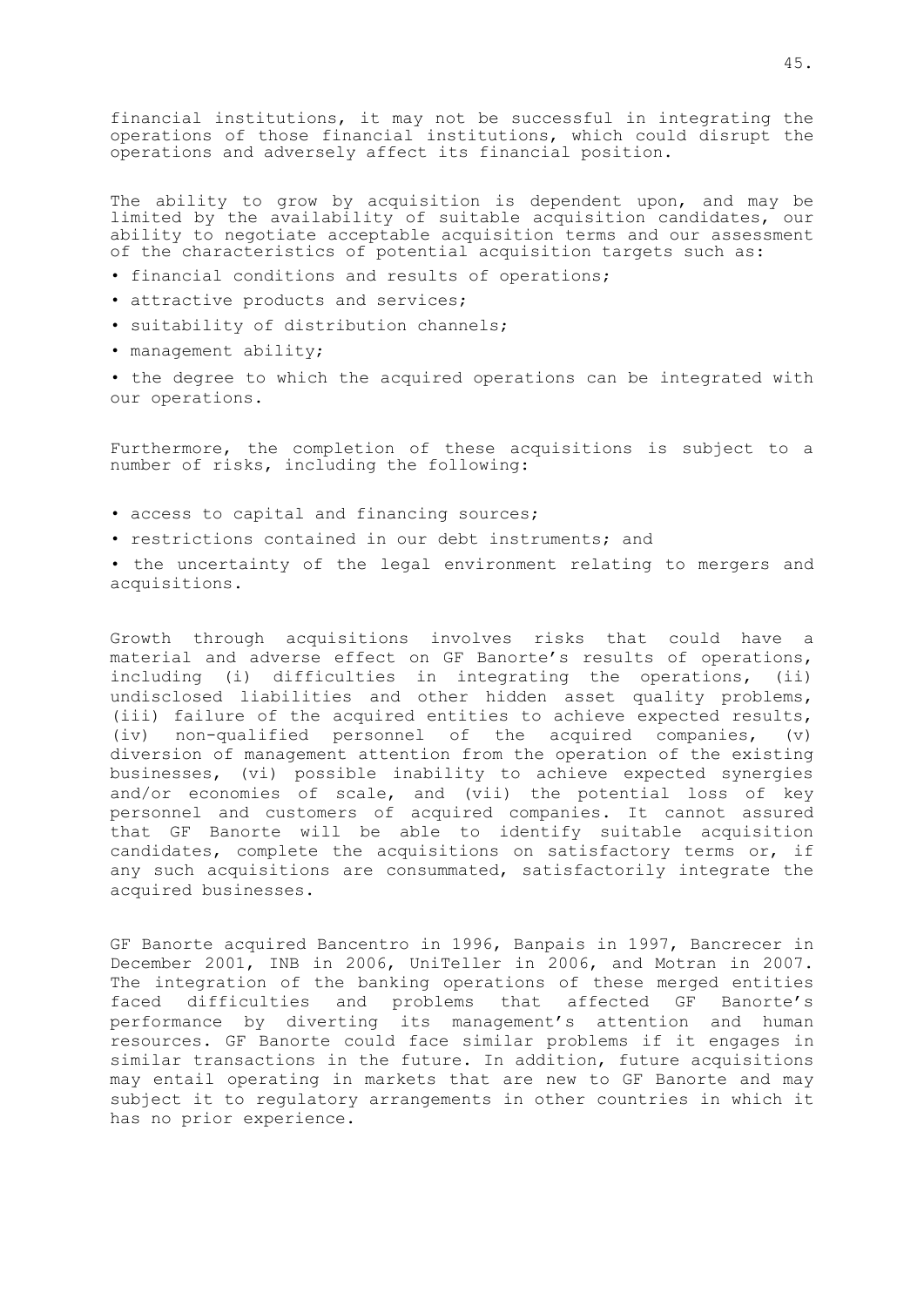financial institutions, it may not be successful in integrating the operations of those financial institutions, which could disrupt the operations and adversely affect its financial position.

The ability to grow by acquisition is dependent upon, and may be limited by the availability of suitable acquisition candidates, our ability to negotiate acceptable acquisition terms and our assessment of the characteristics of potential acquisition targets such as:

- financial conditions and results of operations;
- attractive products and services;
- suitability of distribution channels;
- management ability;
- the degree to which the acquired operations can be integrated with our operations.

Furthermore, the completion of these acquisitions is subject to a number of risks, including the following:

- access to capital and financing sources;
- restrictions contained in our debt instruments; and
- the uncertainty of the legal environment relating to mergers and acquisitions.

Growth through acquisitions involves risks that could have a material and adverse effect on GF Banorte's results of operations, including (i) difficulties in integrating the operations, (ii) undisclosed liabilities and other hidden asset quality problems, (iii) failure of the acquired entities to achieve expected results, (iv) non-qualified personnel of the acquired companies, (v) diversion of management attention from the operation of the existing businesses, (vi) possible inability to achieve expected synergies and/or economies of scale, and (vii) the potential loss of key personnel and customers of acquired companies. It cannot assured that GF Banorte will be able to identify suitable acquisition candidates, complete the acquisitions on satisfactory terms or, if any such acquisitions are consummated, satisfactorily integrate the acquired businesses.

GF Banorte acquired Bancentro in 1996, Banpais in 1997, Bancrecer in December 2001, INB in 2006, UniTeller in 2006, and Motran in 2007. The integration of the banking operations of these merged entities faced difficulties and problems that affected GF Banorte's performance by diverting its management's attention and human resources. GF Banorte could face similar problems if it engages in similar transactions in the future. In addition, future acquisitions may entail operating in markets that are new to GF Banorte and may subject it to regulatory arrangements in other countries in which it has no prior experience.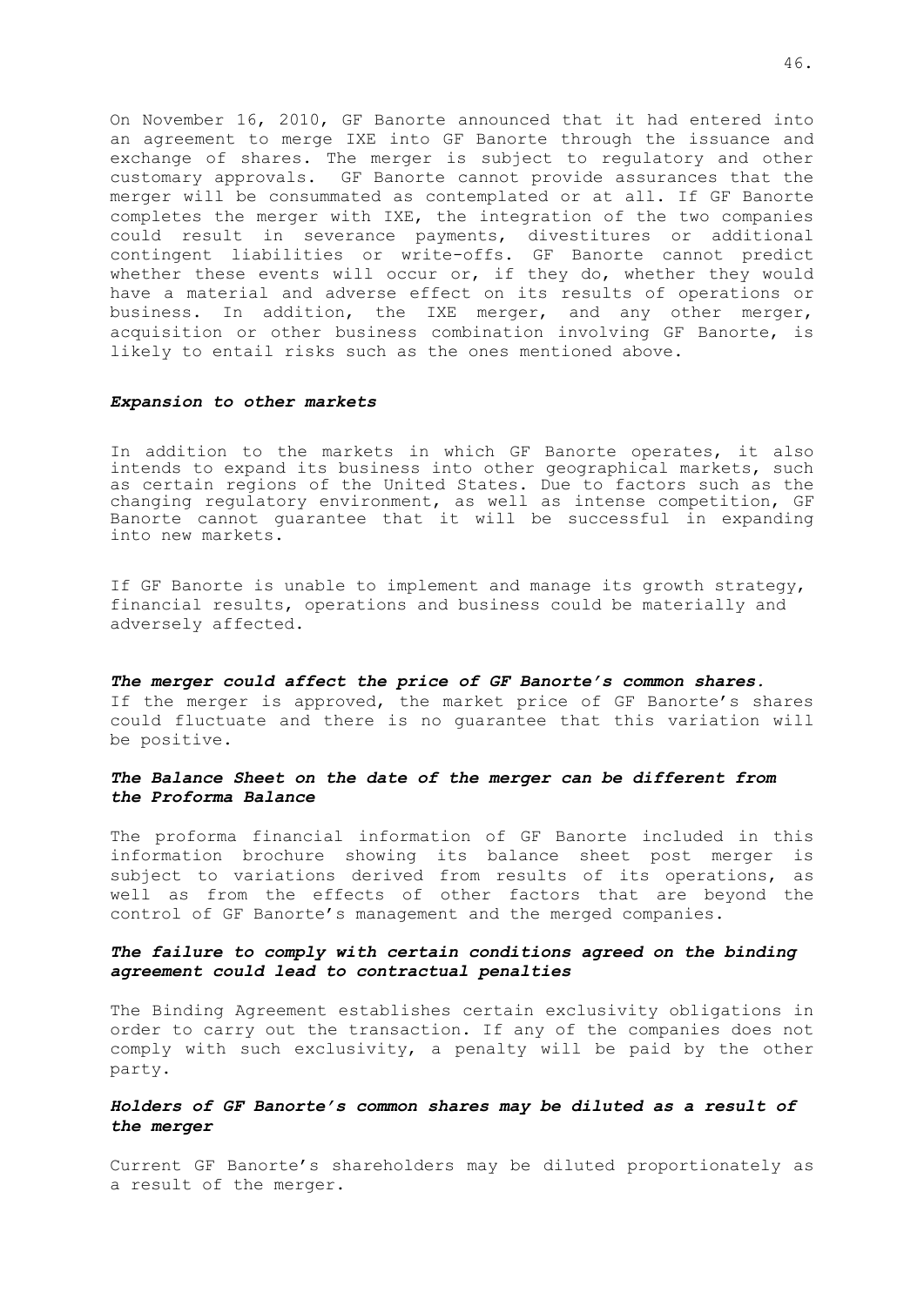On November 16, 2010, GF Banorte announced that it had entered into an agreement to merge IXE into GF Banorte through the issuance and exchange of shares. The merger is subject to regulatory and other customary approvals. GF Banorte cannot provide assurances that the merger will be consummated as contemplated or at all. If GF Banorte completes the merger with IXE, the integration of the two companies could result in severance payments, divestitures or additional contingent liabilities or write-offs. GF Banorte cannot predict whether these events will occur or, if they do, whether they would have a material and adverse effect on its results of operations or business. In addition, the IXE merger, and any other merger, acquisition or other business combination involving GF Banorte, is likely to entail risks such as the ones mentioned above.

***Expansion to other markets***

In addition to the markets in which GF Banorte operates, it also intends to expand its business into other geographical markets, such as certain regions of the United States. Due to factors such as the changing regulatory environment, as well as intense competition, GF Banorte cannot guarantee that it will be successful in expanding into new markets.

If GF Banorte is unable to implement and manage its growth strategy, financial results, operations and business could be materially and adversely affected.

***The merger could affect the price of GF Banorte's common shares.***

If the merger is approved, the market price of GF Banorte's shares could fluctuate and there is no guarantee that this variation will be positive.

***The Balance Sheet on the date of the merger can be different from the Proforma Balance***

The proforma financial information of GF Banorte included in this information brochure showing its balance sheet post merger is subject to variations derived from results of its operations, as well as from the effects of other factors that are beyond the control of GF Banorte's management and the merged companies.

***The failure to comply with certain conditions agreed on the binding agreement could lead to contractual penalties***

The Binding Agreement establishes certain exclusivity obligations in order to carry out the transaction. If any of the companies does not comply with such exclusivity, a penalty will be paid by the other party.

***Holders of GF Banorte's common shares may be diluted as a result of the merger***

Current GF Banorte's shareholders may be diluted proportionately as a result of the merger.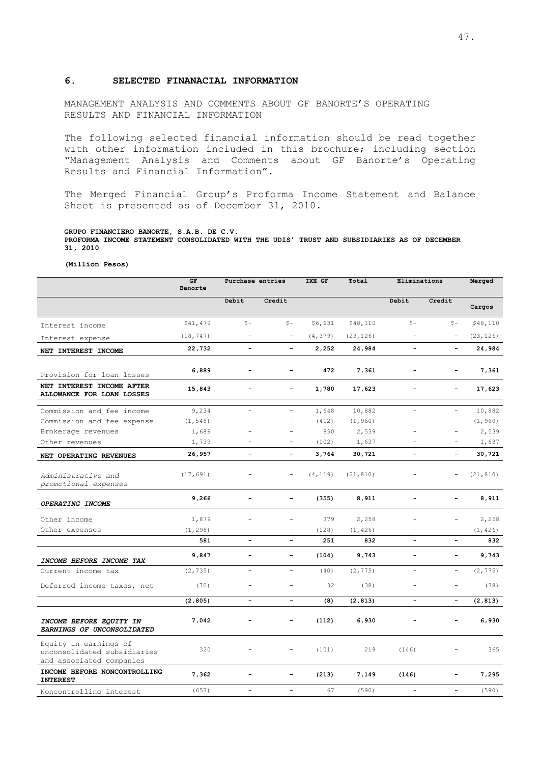## 6. SELECTED FINANACIAL INFORMATION

MANAGEMENT ANALYSIS AND COMMENTS ABOUT GF BANORTE'S OPERATING RESULTS AND FINANCIAL INFORMATION

The following selected financial information should be read together with other information included in this brochure; including section "Management Analysis and Comments about GF Banorte's Operating Results and Financial Information".

The Merged Financial Group's Proforma Income Statement and Balance Sheet is presented as of December 31, 2010.

**GRUPO FINANCIERO BANORTE, S.A.B. DE C.V.**
**PROFORMA INCOME STATEMENT CONSOLIDATED WITH THE UDIS' TRUST AND SUBSIDIARIES AS OF DECEMBER 31, 2010**

**(Million Pesos)**

| | GF Banorte | Purchase entries | | IXE GF | Total | Eliminations | | Merged |
|---|---|---|---|---|---|---|---|---|
| | | Debit | Credit | | | Debit | Credit | Cargos |
| Interest income | \$41,479 | \$- | \$- | \$6,631 | \$48,110 | \$- | \$- | \$48,110 |
| Interest expense | (18,747) | - | - | (4,379) | (23,126) | - | - | (23,126) |
| **NET INTEREST INCOME** | **22,732** | **-** | **-** | **2,252** | **24,984** | **-** | **-** | **24,984** |
| Provision for loan losses | **6,889** | **-** | **-** | **472** | **7,361** | **-** | **-** | **7,361** |
| **NET INTEREST INCOME AFTER ALLOWANCE FOR LOAN LOSSES** | **15,843** | **-** | **-** | **1,780** | **17,623** | **-** | **-** | **17,623** |
| Commission and fee income | 9,234 | - | - | 1,648 | 10,882 | - | - | 10,882 |
| Commission and fee expense | (1,548) | - | - | (412) | (1,960) | - | - | (1,960) |
| Brokerage revenues | 1,689 | - | - | 850 | 2,539 | - | - | 2,539 |
| Other revenues | 1,739 | - | - | (102) | 1,637 | - | - | 1,637 |
| **NET OPERATING REVENUES** | **26,957** | **-** | **-** | **3,764** | **30,721** | **-** | **-** | **30,721** |
| *Administrative and promotional expenses* | (17,691) | - | - | (4,119) | (21,810) | - | - | (21,810) |
| ***OPERATING INCOME*** | **9,266** | **-** | **-** | **(355)** | **8,911** | **-** | **-** | **8,911** |
| Other income | 1,879 | - | - | 379 | 2,258 | - | - | 2,258 |
| Other expenses | (1,298) | - | - | (128) | (1,426) | - | - | (1,426) |
| | **581** | **-** | **-** | **251** | **832** | **-** | **-** | **832** |
| ***INCOME BEFORE INCOME TAX*** | **9,847** | **-** | **-** | **(104)** | **9,743** | **-** | **-** | **9,743** |
| Current income tax | (2,735) | - | - | (40) | (2,775) | - | - | (2,775) |
| Deferred income taxes, net | (70) | - | - | 32 | (38) | - | - | (38) |
| | **(2,805)** | **-** | **-** | **(8)** | **(2,813)** | **-** | **-** | **(2,813)** |
| ***INCOME BEFORE EQUITY IN EARNINGS OF UNCONSOLIDATED*** | **7,042** | **-** | **-** | **(112)** | **6,930** | **-** | **-** | **6,930** |
| Equity in earnings of unconsolidated subsidiaries and associated companies | 320 | - | - | (101) | 219 | (146) | - | 365 |
| **INCOME BEFORE NONCONTROLLING INTEREST** | **7,362** | **-** | **-** | **(213)** | **7,149** | **(146)** | **-** | **7,295** |
| Noncontrolling interest | (657) | - | - | 67 | (590) | - | - | (590) |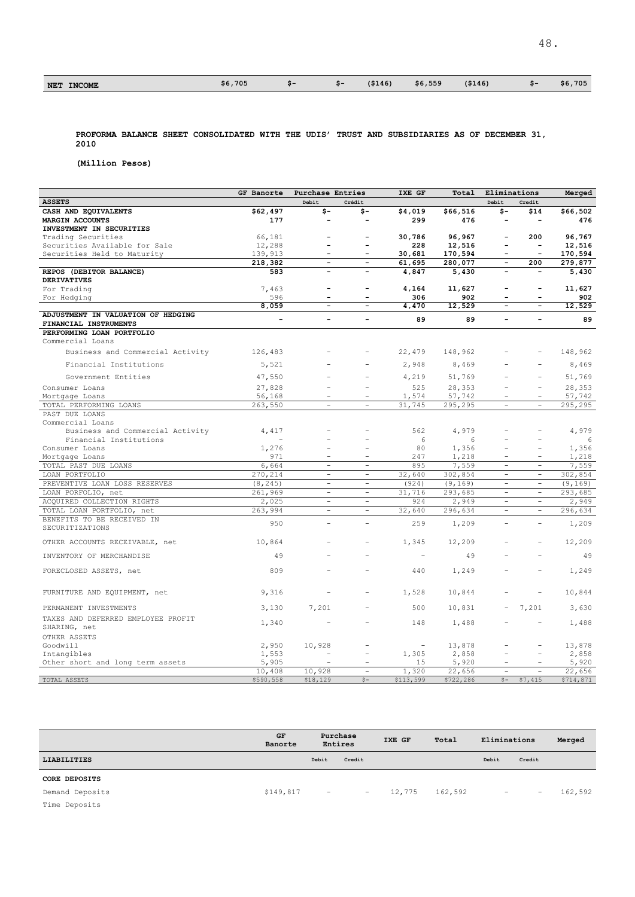| NET INCOME | $6,705 | $- | $- | ($146) | $6,559 | ($146) | $- | $6,705 |
|---|---|---|---|---|---|---|---|---|

**PROFORMA BALANCE SHEET CONSOLIDATED WITH THE UDIS' TRUST AND SUBSIDIARIES AS OF DECEMBER 31, 2010**

**(Million Pesos)**

| | GF Banorte | Purchase Entries | | IXE GF | Total | Eliminations | | Merged |
|---|---|---|---|---|---|---|---|---|
| **ASSETS** | | Debit | Credit | | | Debit | Credit | |
| **CASH AND EQUIVALENTS** | **$62,497** | **$-** | **$-** | **$4,019** | **$66,516** | **$-** | **$14** | **$66,502** |
| **MARGIN ACCOUNTS** | **177** | - | - | **299** | **476** | - | - | **476** |
| **INVESTMENT IN SECURITIES** | | | | | | | | |
| Trading Securities | 66,181 | - | - | **30,786** | **96,967** | - | **200** | **96,767** |
| Securities Available for Sale | 12,288 | - | - | **228** | **12,516** | - | - | **12,516** |
| Securities Held to Maturity | 139,913 | - | - | **30,681** | **170,594** | - | - | **170,594** |
| | **218,382** | - | - | **61,695** | **280,077** | - | **200** | **279,877** |
| **REPOS (DEBITOR BALANCE)** | **583** | - | - | **4,847** | **5,430** | - | - | **5,430** |
| **DERIVATIVES** | | | | | | | | |
| For Trading | 7,463 | - | - | **4,164** | **11,627** | - | - | **11,627** |
| For Hedging | 596 | - | - | **306** | **902** | - | - | **902** |
| | **8,059** | - | - | **4,470** | **12,529** | - | - | **12,529** |
| **ADJUSTMENT IN VALUATION OF HEDGING FINANCIAL INSTRUMENTS** | - | - | - | **89** | **89** | - | - | **89** |
| **PERFORMING LOAN PORTFOLIO** | | | | | | | | |
| Commercial Loans | | | | | | | | |
| Business and Commercial Activity | 126,483 | - | - | 22,479 | 148,962 | - | - | 148,962 |
| Financial Institutions | 5,521 | - | - | 2,948 | 8,469 | - | - | 8,469 |
| Government Entities | 47,550 | - | - | 4,219 | 51,769 | - | - | 51,769 |
| Consumer Loans | 27,828 | - | - | 525 | 28,353 | - | - | 28,353 |
| Mortgage Loans | 56,168 | - | - | 1,574 | 57,742 | - | - | 57,742 |
| TOTAL PERFORMING LOANS | 263,550 | - | - | 31,745 | 295,295 | - | - | 295,295 |
| PAST DUE LOANS | | | | | | | | |
| Commercial Loans | | | | | | | | |
| Business and Commercial Activity | 4,417 | - | - | 562 | 4,979 | - | - | 4,979 |
| Financial Institutions | - | - | - | 6 | 6 | - | - | 6 |
| Consumer Loans | 1,276 | - | - | 80 | 1,356 | - | - | 1,356 |
| Mortgage Loans | 971 | - | - | 247 | 1,218 | - | - | 1,218 |
| TOTAL PAST DUE LOANS | 6,664 | - | - | 895 | 7,559 | - | - | 7,559 |
| LOAN PORTFOLIO | 270,214 | - | - | 32,640 | 302,854 | - | - | 302,854 |
| PREVENTIVE LOAN LOSS RESERVES | (8,245) | - | - | (924) | (9,169) | - | - | (9,169) |
| LOAN PORFOLIO, net | 261,969 | - | - | 31,716 | 293,685 | - | - | 293,685 |
| ACQUIRED COLLECTION RIGHTS | 2,025 | - | - | 924 | 2,949 | - | - | 2,949 |
| TOTAL LOAN PORTFOLIO, net | 263,994 | - | - | 32,640 | 296,634 | - | - | 296,634 |
| BENEFITS TO BE RECEIVED IN SECURITIZATIONS | 950 | - | - | 259 | 1,209 | - | - | 1,209 |
| OTHER ACCOUNTS RECEIVABLE, net | 10,864 | - | - | 1,345 | 12,209 | - | - | 12,209 |
| INVENTORY OF MERCHANDISE | 49 | - | - | - | 49 | - | - | 49 |
| FORECLOSED ASSETS, net | 809 | - | - | 440 | 1,249 | - | - | 1,249 |
| FURNITURE AND EQUIPMENT, net | 9,316 | - | - | 1,528 | 10,844 | - | - | 10,844 |
| PERMANENT INVESTMENTS | 3,130 | 7,201 | - | 500 | 10,831 | - | 7,201 | 3,630 |
| TAXES AND DEFERRED EMPLOYEE PROFIT SHARING, net | 1,340 | - | - | 148 | 1,488 | - | - | 1,488 |
| OTHER ASSETS | | | | | | | | |
| Goodwill | 2,950 | 10,928 | - | - | 13,878 | - | - | 13,878 |
| Intangibles | 1,553 | - | - | 1,305 | 2,858 | - | - | 2,858 |
| Other short and long term assets | 5,905 | - | - | 15 | 5,920 | - | - | 5,920 |
| | 10,408 | 10,928 | - | 1,320 | 22,656 | - | - | 22,656 |
| TOTAL ASSETS | $590,558 | $18,129 | $- | $113,599 | $722,286 | $- | $7,415 | $714,871 |

| | GF Banorte | Purchase Entires | | IXE GF | Total | Eliminations | | Merged |
|---|---|---|---|---|---|---|---|---|
| **LIABILITIES** | | Debit | Credit | | | Debit | Credit | |
| **CORE DEPOSITS** | | | | | | | | |
| Demand Deposits | $149,817 | - | - | 12,775 | 162,592 | - | - | 162,592 |
| Time Deposits | | | | | | | | |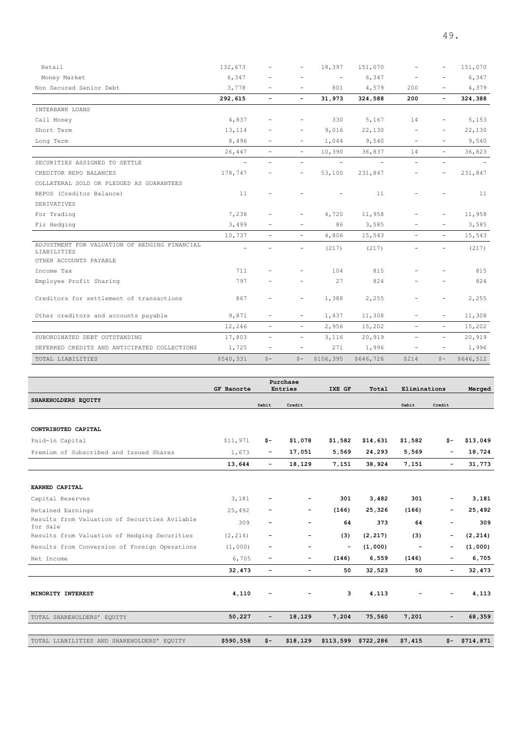| | GF Banorte | Purchase Entries Debit | Purchase Entries Credit | IXE GF | Total | Eliminations Debit | Eliminations Credit | Merged |
|---|---|---|---|---|---|---|---|---|
| Retail | 132,673 | - | - | 18,397 | 151,070 | - | - | 151,070 |
| Money Market | 6,347 | - | - | - | 6,347 | - | - | 6,347 |
| Non Secured Senior Debt | 3,778 | - | - | 801 | 4,579 | 200 | - | 4,379 |
| | **292,615** | **-** | **-** | **31,973** | **324,588** | **200** | **-** | **324,388** |
| INTERBANK LOANS | | | | | | | | |
| Call Money | 4,837 | - | - | 330 | 5,167 | 14 | - | 5,153 |
| Short Term | 13,114 | - | - | 9,016 | 22,130 | - | - | 22,130 |
| Long Term | 8,496 | - | - | 1,044 | 9,540 | - | - | 9,540 |
| | 26,447 | - | - | 10,390 | 36,837 | 14 | - | 36,823 |
| SECURITIES ASSIGNED TO SETTLE | - | - | - | - | - | - | - | - |
| CREDITOR REPO BALANCES | 178,747 | - | - | 53,100 | 231,847 | - | - | 231,847 |
| COLLATERAL SOLD OR PLEDGED AS GUARANTEES | | | | | | | | |
| REPOS (Creditor Balance) | 11 | - | - | - | 11 | - | - | 11 |
| DERIVATIVES | | | | | | | | |
| For Trading | 7,238 | - | - | 4,720 | 11,958 | - | - | 11,958 |
| Fir Hedging | 3,499 | - | - | 86 | 3,585 | - | - | 3,585 |
| | 10,737 | - | - | 4,806 | 15,543 | - | - | 15,543 |
| ADJUSTMENT FOR VALUATION OF HEDGING FINANCIAL LIABILITIES | - | - | - | (217) | (217) | - | - | (217) |
| OTHER ACCOUNTS PAYABLE | | | | | | | | |
| Income Tax | 711 | - | - | 104 | 815 | - | - | 815 |
| Employee Profit Sharing | 797 | - | - | 27 | 824 | - | - | 824 |
| Creditors for settlement of transactions | 867 | - | - | 1,388 | 2,255 | - | - | 2,255 |
| Other creditors and accounts payable | 9,871 | - | - | 1,437 | 11,308 | - | - | 11,308 |
| | 12,246 | - | - | 2,956 | 15,202 | - | - | 15,202 |
| SUBORDINATED DEBT OUTSTANDING | 17,803 | - | - | 3,116 | 20,919 | - | - | 20,919 |
| DEFERRED CREDITS AND ANTICIPATED COLLECTIONS | 1,725 | - | - | 271 | 1,996 | - | - | 1,996 |
| TOTAL LIABILITIES | $540,331 | $- | $- | $106,395 | $646,726 | $214 | $- | $646,512 |

| | GF Banorte | Purchase Entries | | IXE GF | Total | Eliminations | | Merged |
|---|---|---|---|---|---|---|---|---|
| **SHAREHOLDERS EQUITY** | | Debit | Credit | | | Debit | Credit | |
| **CONTRIBUTED CAPITAL** | | | | | | | | |
| Paid-in Capital | $11,971 | **$-** | **$1,078** | **$1,582** | **$14,631** | **$1,582** | **$-** | **$13,049** |
| Premium of Subscribed and Issued Shares | 1,673 | **-** | **17,051** | **5,569** | **24,293** | **5,569** | **-** | **18,724** |
| | **13,644** | **-** | **18,129** | **7,151** | **38,924** | **7,151** | **-** | **31,773** |
| **EARNED CAPITAL** | | | | | | | | |
| Capital Reserves | 3,181 | **-** | **-** | **301** | **3,482** | **301** | **-** | **3,181** |
| Retained Earnings | 25,492 | **-** | **-** | **(166)** | **25,326** | **(166)** | **-** | **25,492** |
| Results from Valuation of Securities Avilable for Sale | 309 | **-** | **-** | **64** | **373** | **64** | **-** | **309** |
| Results from Valuation of Hedging Securities | (2,214) | **-** | **-** | **(3)** | **(2,217)** | **(3)** | **-** | **(2,214)** |
| Results from Conversion of Foreign Operations | (1,000) | **-** | **-** | **-** | **(1,000)** | **-** | **-** | **(1,000)** |
| Net Income | 6,705 | **-** | **-** | **(146)** | **6,559** | **(146)** | **-** | **6,705** |
| | **32,473** | **-** | **-** | **50** | **32,523** | **50** | **-** | **32,473** |
| **MINORITY INTEREST** | **4,110** | **-** | **-** | **3** | **4,113** | **-** | **-** | **4,113** |
| TOTAL SHAREHOLDERS' EQUITY | **50,227** | **-** | **18,129** | **7,204** | **75,560** | **7,201** | **-** | **68,359** |
| TOTAL LIABILITIES AND SHAREHOLDERS' EQUITY | **$590,558** | **$-** | **$18,129** | **$113,599** | **$722,286** | **$7,415** | **$-** | **$714,871** |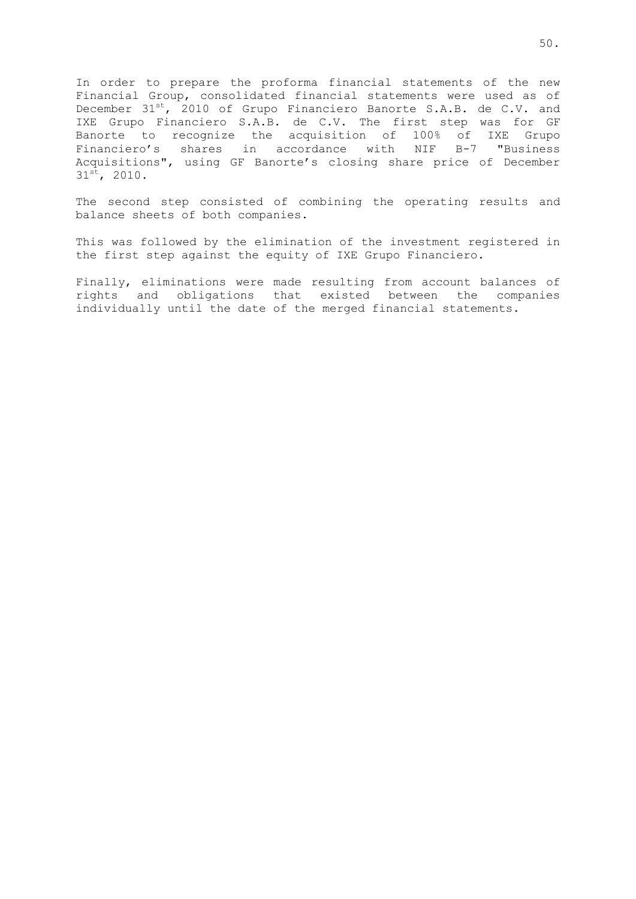In order to prepare the proforma financial statements of the new Financial Group, consolidated financial statements were used as of December 31st, 2010 of Grupo Financiero Banorte S.A.B. de C.V. and IXE Grupo Financiero S.A.B. de C.V. The first step was for GF Banorte to recognize the acquisition of 100% of IXE Grupo Financiero's shares in accordance with NIF B-7 "Business Acquisitions", using GF Banorte's closing share price of December 31st, 2010.

The second step consisted of combining the operating results and balance sheets of both companies.

This was followed by the elimination of the investment registered in the first step against the equity of IXE Grupo Financiero.

Finally, eliminations were made resulting from account balances of rights and obligations that existed between the companies individually until the date of the merged financial statements.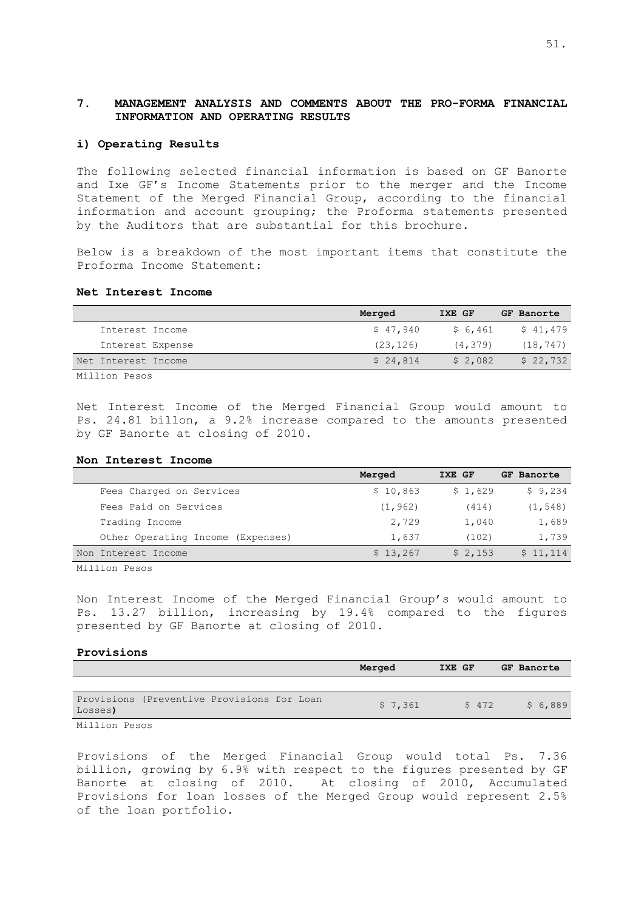## 7. MANAGEMENT ANALYSIS AND COMMENTS ABOUT THE PRO-FORMA FINANCIAL INFORMATION AND OPERATING RESULTS

### i) Operating Results

The following selected financial information is based on GF Banorte and Ixe GF's Income Statements prior to the merger and the Income Statement of the Merged Financial Group, according to the financial information and account grouping; the Proforma statements presented by the Auditors that are substantial for this brochure.

Below is a breakdown of the most important items that constitute the Proforma Income Statement:

**Net Interest Income**

| | Merged | IXE GF | GF Banorte |
|---|---|---|---|
| Interest Income | $ 47,940 | $ 6,461 | $ 41,479 |
| Interest Expense | (23,126) | (4,379) | (18,747) |
| Net Interest Income | $ 24,814 | $ 2,082 | $ 22,732 |

Million Pesos

Net Interest Income of the Merged Financial Group would amount to Ps. 24.81 billon, a 9.2% increase compared to the amounts presented by GF Banorte at closing of 2010.

**Non Interest Income**

| | Merged | IXE GF | GF Banorte |
|---|---|---|---|
| Fees Charged on Services | $ 10,863 | $ 1,629 | $ 9,234 |
| Fees Paid on Services | (1,962) | (414) | (1,548) |
| Trading Income | 2,729 | 1,040 | 1,689 |
| Other Operating Income (Expenses) | 1,637 | (102) | 1,739 |
| Non Interest Income | $ 13,267 | $ 2,153 | $ 11,114 |

Million Pesos

Non Interest Income of the Merged Financial Group's would amount to Ps. 13.27 billion, increasing by 19.4% compared to the figures presented by GF Banorte at closing of 2010.

**Provisions**

| | Merged | IXE GF | GF Banorte |
|---|---|---|---|
| Provisions (Preventive Provisions for Loan Losses) | $ 7,361 | $ 472 | $ 6,889 |

Million Pesos

Provisions of the Merged Financial Group would total Ps. 7.36 billion, growing by 6.9% with respect to the figures presented by GF Banorte at closing of 2010. At closing of 2010, Accumulated Provisions for loan losses of the Merged Group would represent 2.5% of the loan portfolio.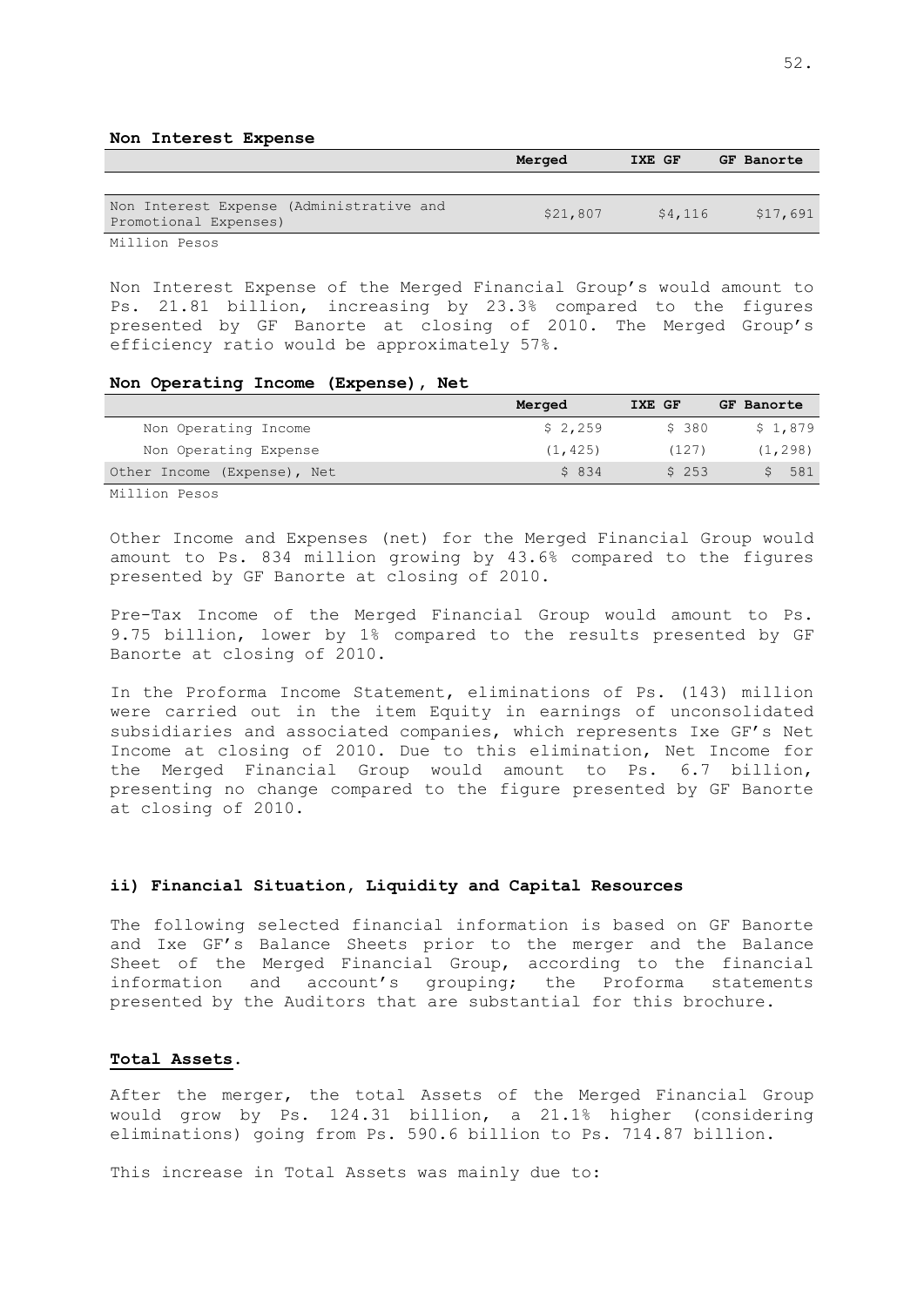**Non Interest Expense**

| | Merged | IXE GF | GF Banorte |
|---|---|---|---|
| Non Interest Expense (Administrative and Promotional Expenses) | $21,807 | $4,116 | $17,691 |

Million Pesos

Non Interest Expense of the Merged Financial Group's would amount to Ps. 21.81 billion, increasing by 23.3% compared to the figures presented by GF Banorte at closing of 2010. The Merged Group's efficiency ratio would be approximately 57%.

**Non Operating Income (Expense), Net**

| | Merged | IXE GF | GF Banorte |
|---|---|---|---|
| Non Operating Income | $ 2,259 | $ 380 | $ 1,879 |
| Non Operating Expense | (1,425) | (127) | (1,298) |
| Other Income (Expense), Net | $ 834 | $ 253 | $ 581 |

Million Pesos

Other Income and Expenses (net) for the Merged Financial Group would amount to Ps. 834 million growing by 43.6% compared to the figures presented by GF Banorte at closing of 2010.

Pre-Tax Income of the Merged Financial Group would amount to Ps. 9.75 billion, lower by 1% compared to the results presented by GF Banorte at closing of 2010.

In the Proforma Income Statement, eliminations of Ps. (143) million were carried out in the item Equity in earnings of unconsolidated subsidiaries and associated companies, which represents Ixe GF's Net Income at closing of 2010. Due to this elimination, Net Income for the Merged Financial Group would amount to Ps. 6.7 billion, presenting no change compared to the figure presented by GF Banorte at closing of 2010.

**ii) Financial Situation, Liquidity and Capital Resources**

The following selected financial information is based on GF Banorte and Ixe GF's Balance Sheets prior to the merger and the Balance Sheet of the Merged Financial Group, according to the financial information and account's grouping; the Proforma statements presented by the Auditors that are substantial for this brochure.

**Total Assets.**

After the merger, the total Assets of the Merged Financial Group would grow by Ps. 124.31 billion, a 21.1% higher (considering eliminations) going from Ps. 590.6 billion to Ps. 714.87 billion.

This increase in Total Assets was mainly due to: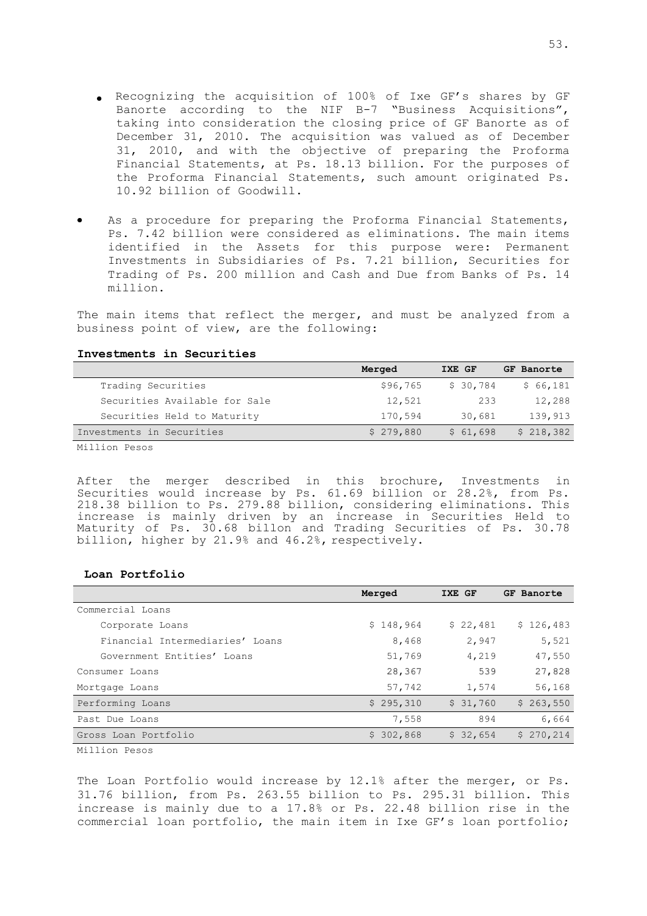- Recognizing the acquisition of 100% of Ixe GF's shares by GF Banorte according to the NIF B-7 "Business Acquisitions", taking into consideration the closing price of GF Banorte as of December 31, 2010. The acquisition was valued as of December 31, 2010, and with the objective of preparing the Proforma Financial Statements, at Ps. 18.13 billion. For the purposes of the Proforma Financial Statements, such amount originated Ps. 10.92 billion of Goodwill.

- As a procedure for preparing the Proforma Financial Statements, Ps. 7.42 billion were considered as eliminations. The main items identified in the Assets for this purpose were: Permanent Investments in Subsidiaries of Ps. 7.21 billion, Securities for Trading of Ps. 200 million and Cash and Due from Banks of Ps. 14 million.

The main items that reflect the merger, and must be analyzed from a business point of view, are the following:

**Investments in Securities**

| | Merged | IXE GF | GF Banorte |
|---|---|---|---|
| Trading Securities | $96,765 | $ 30,784 | $ 66,181 |
| Securities Available for Sale | 12,521 | 233 | 12,288 |
| Securities Held to Maturity | 170,594 | 30,681 | 139,913 |
| Investments in Securities | $ 279,880 | $ 61,698 | $ 218,382 |

Million Pesos

After the merger described in this brochure, Investments in Securities would increase by Ps. 61.69 billion or 28.2%, from Ps. 218.38 billion to Ps. 279.88 billion, considering eliminations. This increase is mainly driven by an increase in Securities Held to Maturity of Ps. 30.68 billon and Trading Securities of Ps. 30.78 billion, higher by 21.9% and 46.2%, respectively.

**Loan Portfolio**

| | Merged | IXE GF | GF Banorte |
|---|---|---|---|
| Commercial Loans | | | |
| Corporate Loans | $ 148,964 | $ 22,481 | $ 126,483 |
| Financial Intermediaries' Loans | 8,468 | 2,947 | 5,521 |
| Government Entities' Loans | 51,769 | 4,219 | 47,550 |
| Consumer Loans | 28,367 | 539 | 27,828 |
| Mortgage Loans | 57,742 | 1,574 | 56,168 |
| Performing Loans | $ 295,310 | $ 31,760 | $ 263,550 |
| Past Due Loans | 7,558 | 894 | 6,664 |
| Gross Loan Portfolio | $ 302,868 | $ 32,654 | $ 270,214 |

Million Pesos

The Loan Portfolio would increase by 12.1% after the merger, or Ps. 31.76 billion, from Ps. 263.55 billion to Ps. 295.31 billion. This increase is mainly due to a 17.8% or Ps. 22.48 billion rise in the commercial loan portfolio, the main item in Ixe GF's loan portfolio;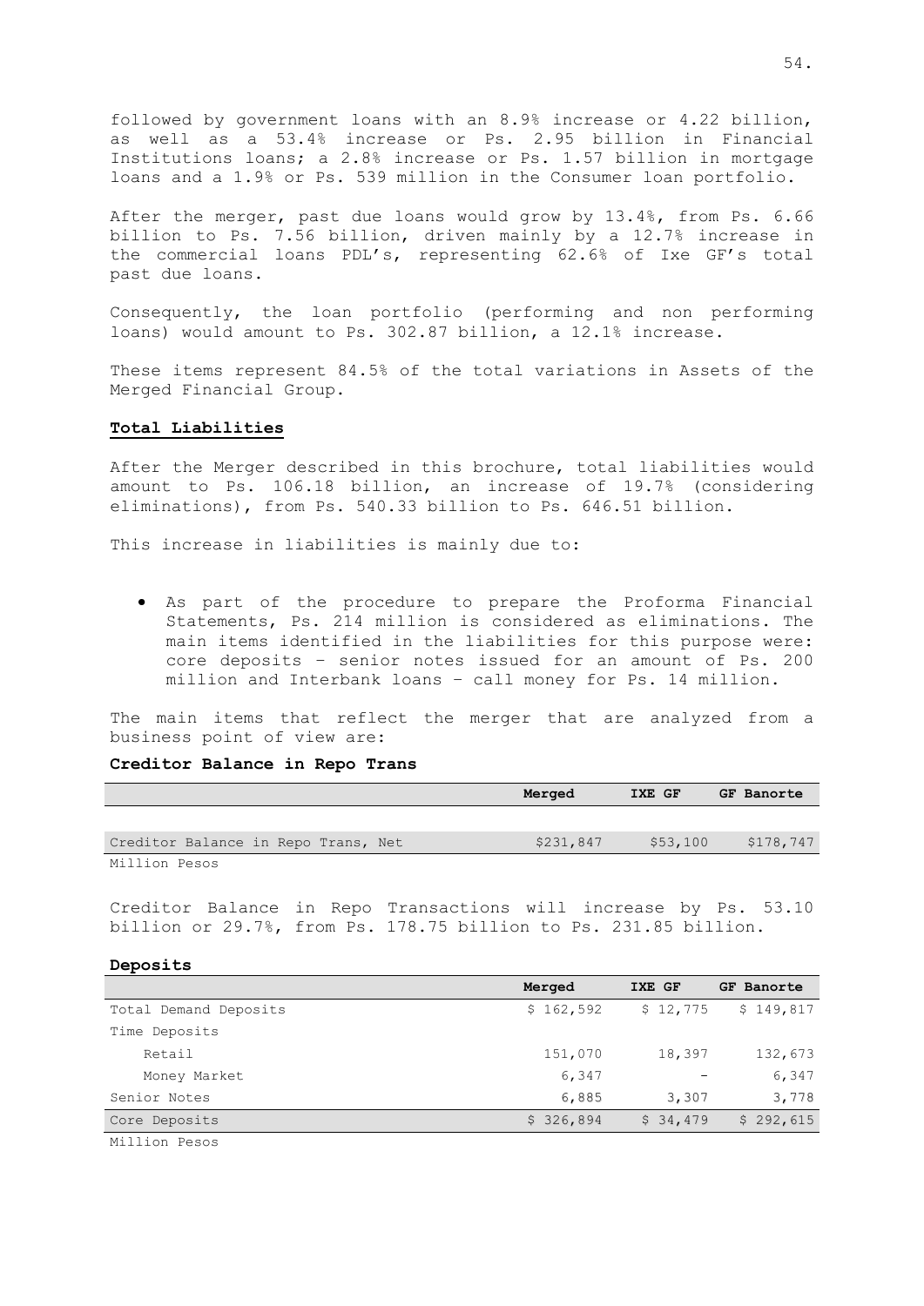followed by government loans with an 8.9% increase or 4.22 billion, as well as a 53.4% increase or Ps. 2.95 billion in Financial Institutions loans; a 2.8% increase or Ps. 1.57 billion in mortgage loans and a 1.9% or Ps. 539 million in the Consumer loan portfolio.

After the merger, past due loans would grow by 13.4%, from Ps. 6.66 billion to Ps. 7.56 billion, driven mainly by a 12.7% increase in the commercial loans PDL's, representing 62.6% of Ixe GF's total past due loans.

Consequently, the loan portfolio (performing and non performing loans) would amount to Ps. 302.87 billion, a 12.1% increase.

These items represent 84.5% of the total variations in Assets of the Merged Financial Group.

**Total Liabilities**

After the Merger described in this brochure, total liabilities would amount to Ps. 106.18 billion, an increase of 19.7% (considering eliminations), from Ps. 540.33 billion to Ps. 646.51 billion.

This increase in liabilities is mainly due to:

- As part of the procedure to prepare the Proforma Financial Statements, Ps. 214 million is considered as eliminations. The main items identified in the liabilities for this purpose were: core deposits – senior notes issued for an amount of Ps. 200 million and Interbank loans – call money for Ps. 14 million.

The main items that reflect the merger that are analyzed from a business point of view are:

**Creditor Balance in Repo Trans**

| | Merged | IXE GF | GF Banorte |
|---|---|---|---|
| Creditor Balance in Repo Trans, Net | $231,847 | $53,100 | $178,747 |

Million Pesos

Creditor Balance in Repo Transactions will increase by Ps. 53.10 billion or 29.7%, from Ps. 178.75 billion to Ps. 231.85 billion.

**Deposits**

| | Merged | IXE GF | GF Banorte |
|---|---|---|---|
| Total Demand Deposits | $ 162,592 | $ 12,775 | $ 149,817 |
| Time Deposits | | | |
| Retail | 151,070 | 18,397 | 132,673 |
| Money Market | 6,347 | - | 6,347 |
| Senior Notes | 6,885 | 3,307 | 3,778 |
| Core Deposits | $ 326,894 | $ 34,479 | $ 292,615 |

Million Pesos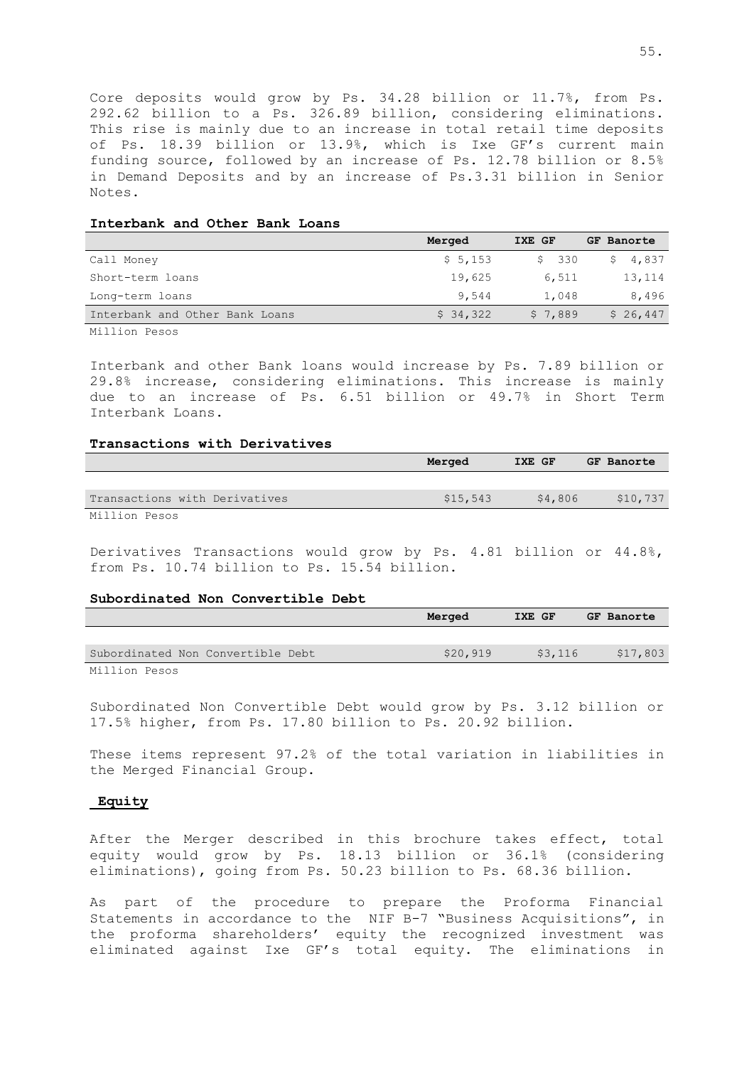Core deposits would grow by Ps. 34.28 billion or 11.7%, from Ps. 292.62 billion to a Ps. 326.89 billion, considering eliminations. This rise is mainly due to an increase in total retail time deposits of Ps. 18.39 billion or 13.9%, which is Ixe GF's current main funding source, followed by an increase of Ps. 12.78 billion or 8.5% in Demand Deposits and by an increase of Ps.3.31 billion in Senior Notes.

**Interbank and Other Bank Loans**

| | Merged | IXE GF | GF Banorte |
|---|---|---|---|
| Call Money | $ 5,153 | $ 330 | $ 4,837 |
| Short-term loans | 19,625 | 6,511 | 13,114 |
| Long-term loans | 9,544 | 1,048 | 8,496 |
| Interbank and Other Bank Loans | $ 34,322 | $ 7,889 | $ 26,447 |

Million Pesos

Interbank and other Bank loans would increase by Ps. 7.89 billion or 29.8% increase, considering eliminations. This increase is mainly due to an increase of Ps. 6.51 billion or 49.7% in Short Term Interbank Loans.

**Transactions with Derivatives**

| | Merged | IXE GF | GF Banorte |
|---|---|---|---|
| Transactions with Derivatives | $15,543 | $4,806 | $10,737 |

Million Pesos

Derivatives Transactions would grow by Ps. 4.81 billion or 44.8%, from Ps. 10.74 billion to Ps. 15.54 billion.

**Subordinated Non Convertible Debt**

| | Merged | IXE GF | GF Banorte |
|---|---|---|---|
| Subordinated Non Convertible Debt | $20,919 | $3,116 | $17,803 |

Million Pesos

Subordinated Non Convertible Debt would grow by Ps. 3.12 billion or 17.5% higher, from Ps. 17.80 billion to Ps. 20.92 billion.

These items represent 97.2% of the total variation in liabilities in the Merged Financial Group.

**Equity**

After the Merger described in this brochure takes effect, total equity would grow by Ps. 18.13 billion or 36.1% (considering eliminations), going from Ps. 50.23 billion to Ps. 68.36 billion.

As part of the procedure to prepare the Proforma Financial Statements in accordance to the NIF B-7 "Business Acquisitions", in the proforma shareholders' equity the recognized investment was eliminated against Ixe GF's total equity. The eliminations in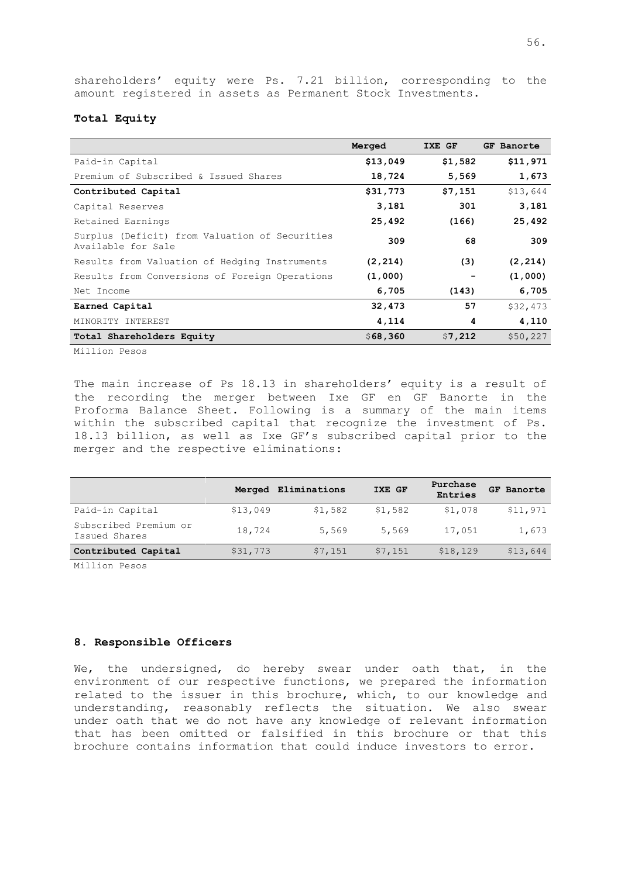shareholders' equity were Ps. 7.21 billion, corresponding to the amount registered in assets as Permanent Stock Investments.

**Total Equity**

| | Merged | IXE GF | GF Banorte |
|---|---|---|---|
| Paid-in Capital | **$13,049** | **$1,582** | **$11,971** |
| Premium of Subscribed & Issued Shares | **18,724** | **5,569** | **1,673** |
| **Contributed Capital** | **$31,773** | **$7,151** | $13,644 |
| Capital Reserves | **3,181** | **301** | **3,181** |
| Retained Earnings | **25,492** | **(166)** | **25,492** |
| Surplus (Deficit) from Valuation of Securities Available for Sale | **309** | **68** | **309** |
| Results from Valuation of Hedging Instruments | **(2,214)** | **(3)** | **(2,214)** |
| Results from Conversions of Foreign Operations | **(1,000)** | **-** | **(1,000)** |
| Net Income | **6,705** | **(143)** | **6,705** |
| **Earned Capital** | **32,473** | **57** | $32,473 |
| MINORITY INTEREST | **4,114** | **4** | **4,110** |
| **Total Shareholders Equity** | $**68,360** | $**7,212** | $50,227 |

Million Pesos

The main increase of Ps 18.13 in shareholders' equity is a result of the recording the merger between Ixe GF en GF Banorte in the Proforma Balance Sheet. Following is a summary of the main items within the subscribed capital that recognize the investment of Ps. 18.13 billion, as well as Ixe GF's subscribed capital prior to the merger and the respective eliminations:

| | Merged | Eliminations | IXE GF | Purchase Entries | GF Banorte |
|---|---|---|---|---|---|
| Paid-in Capital | $13,049 | $1,582 | $1,582 | $1,078 | $11,971 |
| Subscribed Premium or Issued Shares | 18,724 | 5,569 | 5,569 | 17,051 | 1,673 |
| **Contributed Capital** | $31,773 | $7,151 | $7,151 | $18,129 | $13,644 |

Million Pesos

## 8. Responsible Officers

We, the undersigned, do hereby swear under oath that, in the environment of our respective functions, we prepared the information related to the issuer in this brochure, which, to our knowledge and understanding, reasonably reflects the situation. We also swear under oath that we do not have any knowledge of relevant information that has been omitted or falsified in this brochure or that this brochure contains information that could induce investors to error.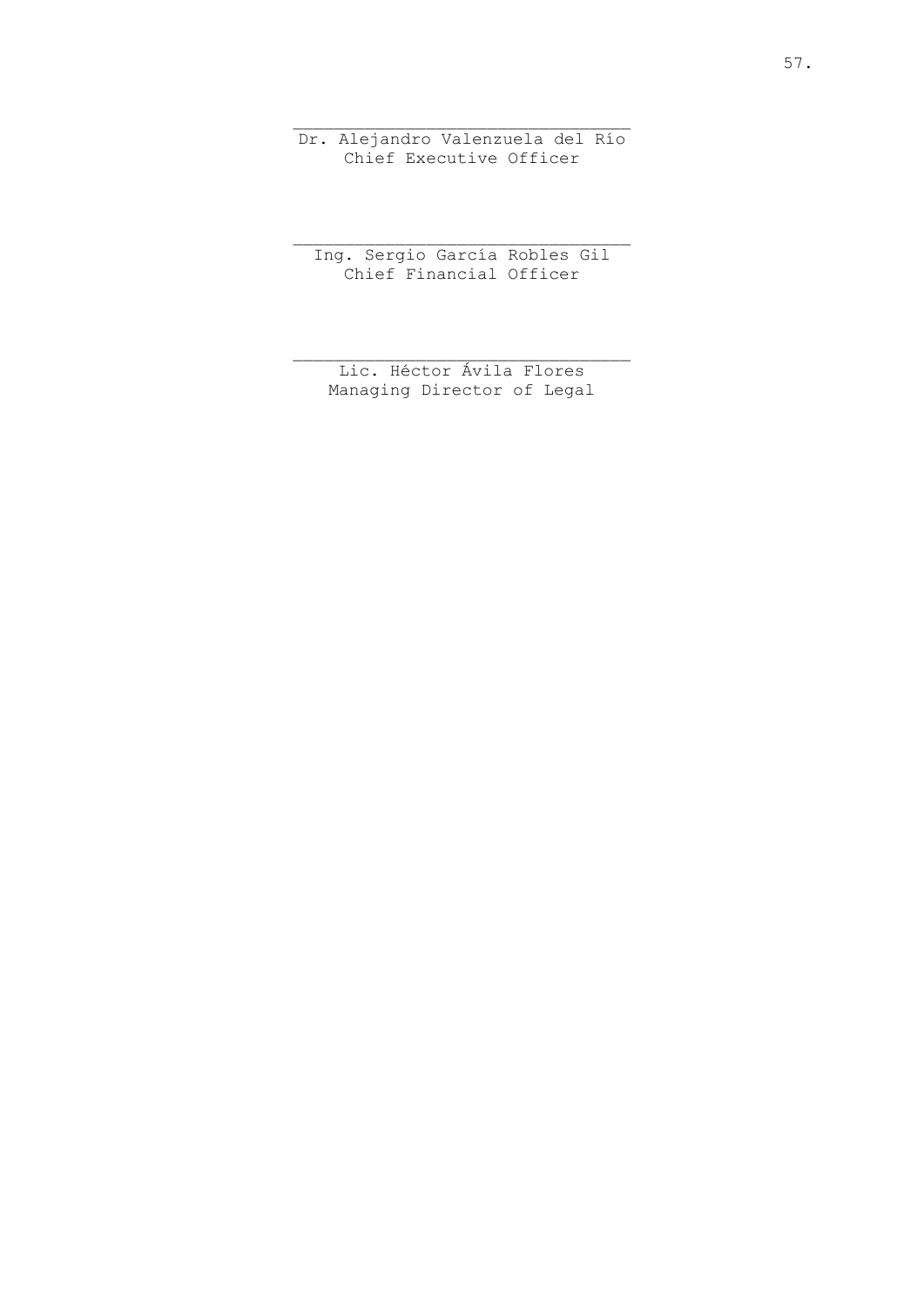\_\_\_\_\_\_\_\_\_\_\_\_\_\_\_\_\_\_\_\_\_\_\_\_\_\_\_\_\_\_\_\_\_
Dr. Alejandro Valenzuela del Río
Chief Executive Officer

\_\_\_\_\_\_\_\_\_\_\_\_\_\_\_\_\_\_\_\_\_\_\_\_\_\_\_\_\_\_\_\_\_
Ing. Sergio García Robles Gil
Chief Financial Officer

\_\_\_\_\_\_\_\_\_\_\_\_\_\_\_\_\_\_\_\_\_\_\_\_\_\_\_\_\_\_\_\_\_
Lic. Héctor Ávila Flores
Managing Director of Legal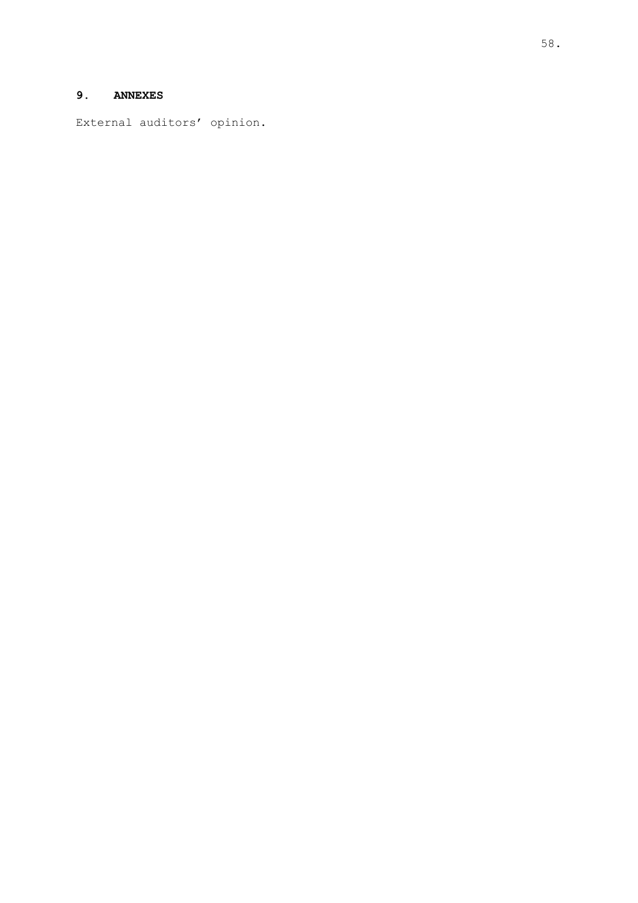## 9. ANNEXES

External auditors' opinion.